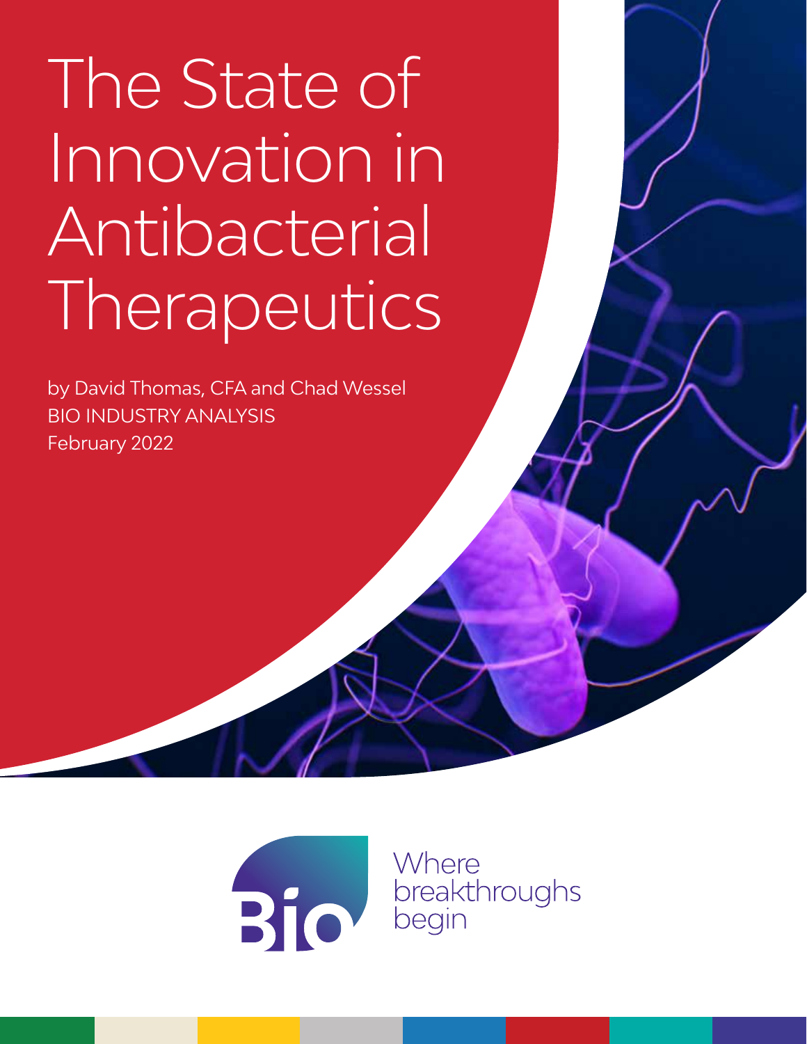# The State of Innovation in Antibacterial Therapeutics

by David Thomas, CFA and Chad Wessel
BIO INDUSTRY ANALYSIS
February 2022

Where breakthroughs begin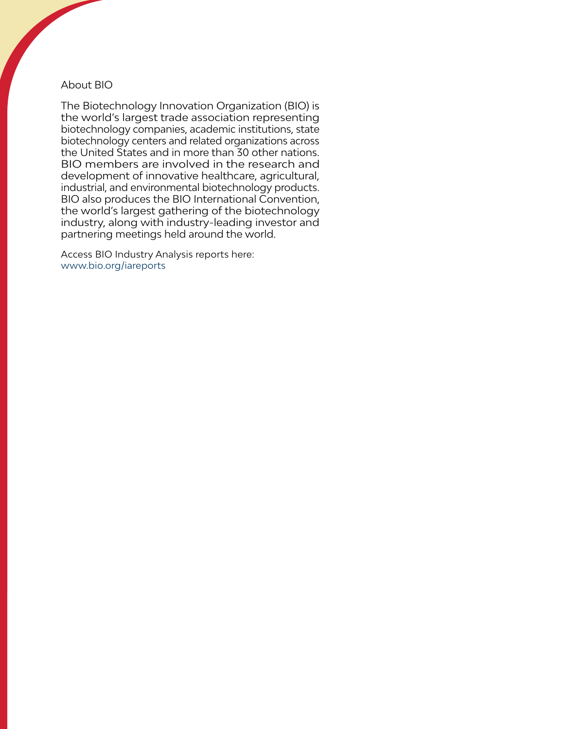## About BIO

The Biotechnology Innovation Organization (BIO) is the world's largest trade association representing biotechnology companies, academic institutions, state biotechnology centers and related organizations across the United States and in more than 30 other nations. BIO members are involved in the research and development of innovative healthcare, agricultural, industrial, and environmental biotechnology products. BIO also produces the BIO International Convention, the world's largest gathering of the biotechnology industry, along with industry-leading investor and partnering meetings held around the world.

Access BIO Industry Analysis reports here:
www.bio.org/iareports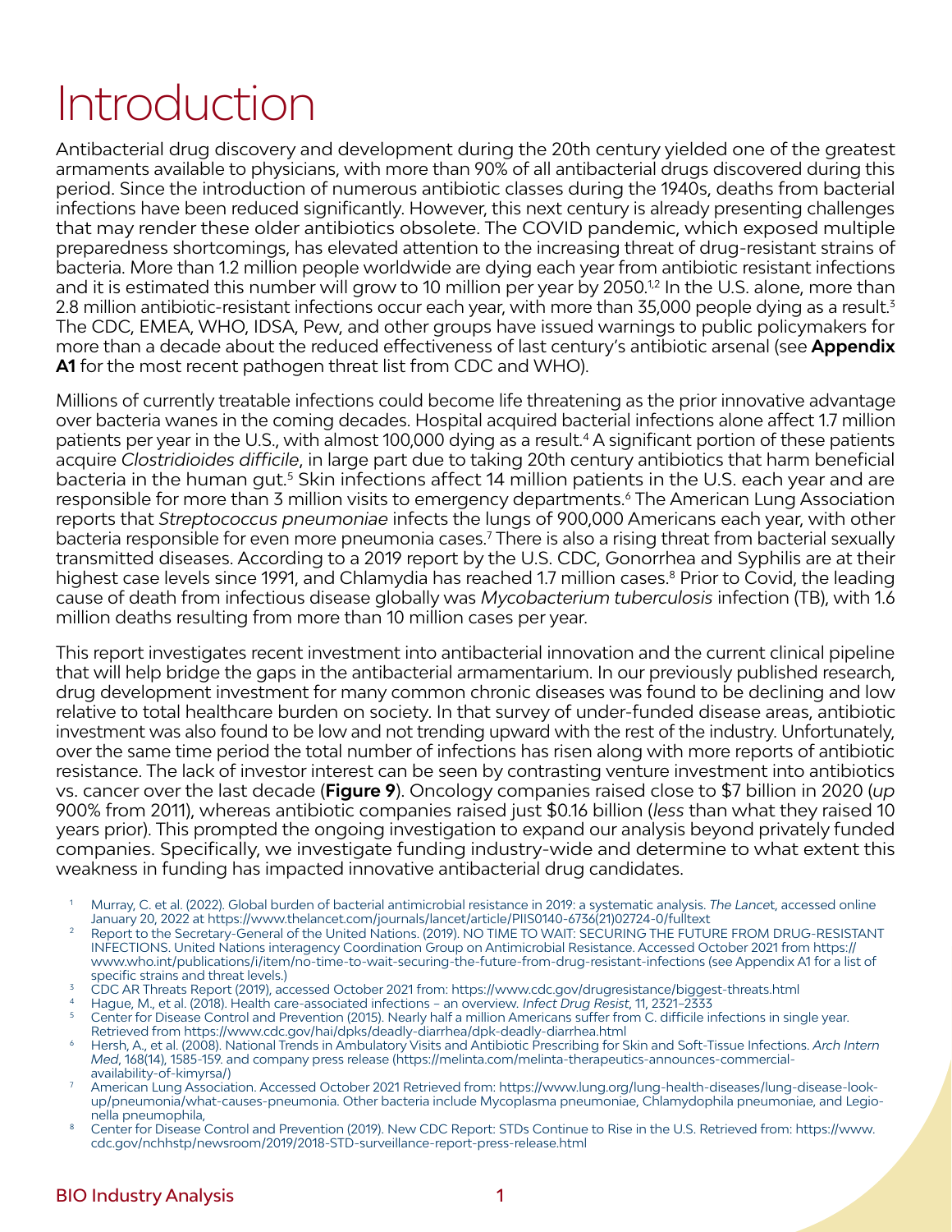# Introduction

Antibacterial drug discovery and development during the 20th century yielded one of the greatest armaments available to physicians, with more than 90% of all antibacterial drugs discovered during this period. Since the introduction of numerous antibiotic classes during the 1940s, deaths from bacterial infections have been reduced significantly. However, this next century is already presenting challenges that may render these older antibiotics obsolete. The COVID pandemic, which exposed multiple preparedness shortcomings, has elevated attention to the increasing threat of drug-resistant strains of bacteria. More than 1.2 million people worldwide are dying each year from antibiotic resistant infections and it is estimated this number will grow to 10 million per year by 2050.[1,2] In the U.S. alone, more than 2.8 million antibiotic-resistant infections occur each year, with more than 35,000 people dying as a result.[3] The CDC, EMEA, WHO, IDSA, Pew, and other groups have issued warnings to public policymakers for more than a decade about the reduced effectiveness of last century's antibiotic arsenal (see **Appendix A1** for the most recent pathogen threat list from CDC and WHO).

Millions of currently treatable infections could become life threatening as the prior innovative advantage over bacteria wanes in the coming decades. Hospital acquired bacterial infections alone affect 1.7 million patients per year in the U.S., with almost 100,000 dying as a result.[4] A significant portion of these patients acquire *Clostridioides difficile*, in large part due to taking 20th century antibiotics that harm beneficial bacteria in the human gut.[5] Skin infections affect 14 million patients in the U.S. each year and are responsible for more than 3 million visits to emergency departments.[6] The American Lung Association reports that *Streptococcus pneumoniae* infects the lungs of 900,000 Americans each year, with other bacteria responsible for even more pneumonia cases.[7] There is also a rising threat from bacterial sexually transmitted diseases. According to a 2019 report by the U.S. CDC, Gonorrhea and Syphilis are at their highest case levels since 1991, and Chlamydia has reached 1.7 million cases.[8] Prior to Covid, the leading cause of death from infectious disease globally was *Mycobacterium tuberculosis* infection (TB), with 1.6 million deaths resulting from more than 10 million cases per year.

This report investigates recent investment into antibacterial innovation and the current clinical pipeline that will help bridge the gaps in the antibacterial armamentarium. In our previously published research, drug development investment for many common chronic diseases was found to be declining and low relative to total healthcare burden on society. In that survey of under-funded disease areas, antibiotic investment was also found to be low and not trending upward with the rest of the industry. Unfortunately, over the same time period the total number of infections has risen along with more reports of antibiotic resistance. The lack of investor interest can be seen by contrasting venture investment into antibiotics vs. cancer over the last decade (**Figure 9**). Oncology companies raised close to $7 billion in 2020 (*up* 900% from 2011), whereas antibiotic companies raised just $0.16 billion (*less* than what they raised 10 years prior). This prompted the ongoing investigation to expand our analysis beyond privately funded companies. Specifically, we investigate funding industry-wide and determine to what extent this weakness in funding has impacted innovative antibacterial drug candidates.

1. Murray, C. et al. (2022). Global burden of bacterial antimicrobial resistance in 2019: a systematic analysis. *The Lancet*, accessed online January 20, 2022 at https://www.thelancet.com/journals/lancet/article/PIIS0140-6736(21)02724-0/fulltext
2. Report to the Secretary-General of the United Nations. (2019). NO TIME TO WAIT: SECURING THE FUTURE FROM DRUG-RESISTANT INFECTIONS. United Nations interagency Coordination Group on Antimicrobial Resistance. Accessed October 2021 from https://www.who.int/publications/i/item/no-time-to-wait-securing-the-future-from-drug-resistant-infections (see Appendix A1 for a list of specific strains and threat levels.)
3. CDC AR Threats Report (2019), accessed October 2021 from: https://www.cdc.gov/drugresistance/biggest-threats.html
4. Hague, M., et al. (2018). Health care-associated infections – an overview. *Infect Drug Resist*, 11, 2321–2333
5. Center for Disease Control and Prevention (2015). Nearly half a million Americans suffer from C. difficile infections in single year. Retrieved from https://www.cdc.gov/hai/dpks/deadly-diarrhea/dpk-deadly-diarrhea.html
6. Hersh, A., et al. (2008). National Trends in Ambulatory Visits and Antibiotic Prescribing for Skin and Soft-Tissue Infections. *Arch Intern Med*, 168(14), 1585-159. and company press release (https://melinta.com/melinta-therapeutics-announces-commercial-availability-of-kimyrsa/)
7. American Lung Association. Accessed October 2021 Retrieved from: https://www.lung.org/lung-health-diseases/lung-disease-lookup/pneumonia/what-causes-pneumonia. Other bacteria include Mycoplasma pneumoniae, Chlamydophila pneumoniae, and Legionella pneumophila,
8. Center for Disease Control and Prevention (2019). New CDC Report: STDs Continue to Rise in the U.S. Retrieved from: https://www.cdc.gov/nchhstp/newsroom/2019/2018-STD-surveillance-report-press-release.html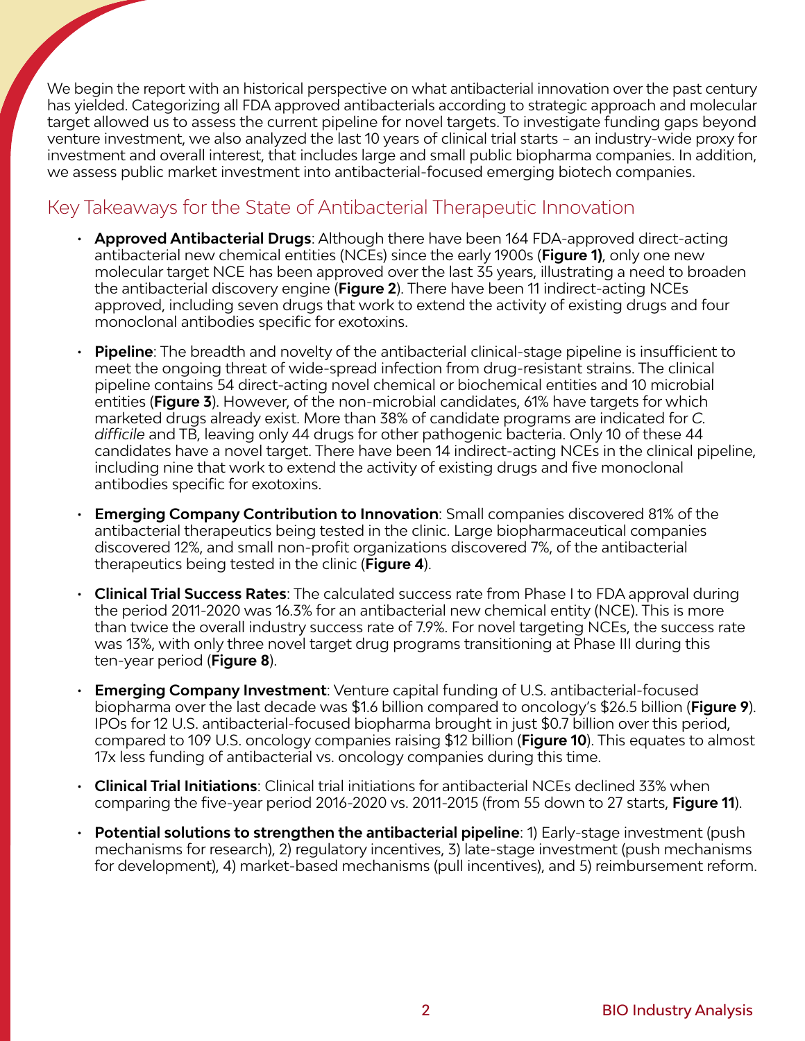We begin the report with an historical perspective on what antibacterial innovation over the past century has yielded. Categorizing all FDA approved antibacterials according to strategic approach and molecular target allowed us to assess the current pipeline for novel targets. To investigate funding gaps beyond venture investment, we also analyzed the last 10 years of clinical trial starts – an industry-wide proxy for investment and overall interest, that includes large and small public biopharma companies. In addition, we assess public market investment into antibacterial-focused emerging biotech companies.

## Key Takeaways for the State of Antibacterial Therapeutic Innovation

- **Approved Antibacterial Drugs**: Although there have been 164 FDA-approved direct-acting antibacterial new chemical entities (NCEs) since the early 1900s (**Figure 1)**, only one new molecular target NCE has been approved over the last 35 years, illustrating a need to broaden the antibacterial discovery engine (**Figure 2**). There have been 11 indirect-acting NCEs approved, including seven drugs that work to extend the activity of existing drugs and four monoclonal antibodies specific for exotoxins.
- **Pipeline**: The breadth and novelty of the antibacterial clinical-stage pipeline is insufficient to meet the ongoing threat of wide-spread infection from drug-resistant strains. The clinical pipeline contains 54 direct-acting novel chemical or biochemical entities and 10 microbial entities (**Figure 3**). However, of the non-microbial candidates, 61% have targets for which marketed drugs already exist. More than 38% of candidate programs are indicated for *C. difficile* and TB, leaving only 44 drugs for other pathogenic bacteria. Only 10 of these 44 candidates have a novel target. There have been 14 indirect-acting NCEs in the clinical pipeline, including nine that work to extend the activity of existing drugs and five monoclonal antibodies specific for exotoxins.
- **Emerging Company Contribution to Innovation**: Small companies discovered 81% of the antibacterial therapeutics being tested in the clinic. Large biopharmaceutical companies discovered 12%, and small non-profit organizations discovered 7%, of the antibacterial therapeutics being tested in the clinic (**Figure 4**).
- **Clinical Trial Success Rates**: The calculated success rate from Phase I to FDA approval during the period 2011-2020 was 16.3% for an antibacterial new chemical entity (NCE). This is more than twice the overall industry success rate of 7.9%. For novel targeting NCEs, the success rate was 13%, with only three novel target drug programs transitioning at Phase III during this ten-year period (**Figure 8**).
- **Emerging Company Investment**: Venture capital funding of U.S. antibacterial-focused biopharma over the last decade was $1.6 billion compared to oncology's $26.5 billion (**Figure 9**). IPOs for 12 U.S. antibacterial-focused biopharma brought in just $0.7 billion over this period, compared to 109 U.S. oncology companies raising $12 billion (**Figure 10**). This equates to almost 17x less funding of antibacterial vs. oncology companies during this time.
- **Clinical Trial Initiations**: Clinical trial initiations for antibacterial NCEs declined 33% when comparing the five-year period 2016-2020 vs. 2011-2015 (from 55 down to 27 starts, **Figure 11**).
- **Potential solutions to strengthen the antibacterial pipeline**: 1) Early-stage investment (push mechanisms for research), 2) regulatory incentives, 3) late-stage investment (push mechanisms for development), 4) market-based mechanisms (pull incentives), and 5) reimbursement reform.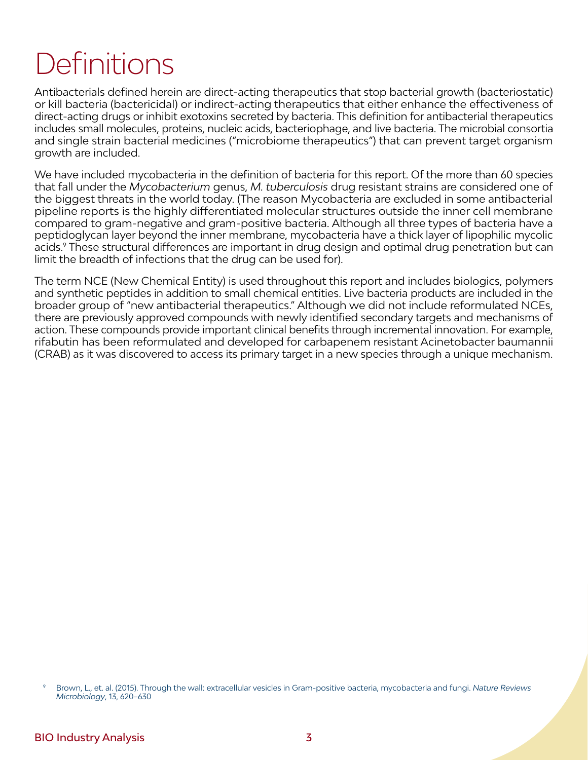# Definitions

Antibacterials defined herein are direct-acting therapeutics that stop bacterial growth (bacteriostatic) or kill bacteria (bactericidal) or indirect-acting therapeutics that either enhance the effectiveness of direct-acting drugs or inhibit exotoxins secreted by bacteria. This definition for antibacterial therapeutics includes small molecules, proteins, nucleic acids, bacteriophage, and live bacteria. The microbial consortia and single strain bacterial medicines ("microbiome therapeutics") that can prevent target organism growth are included.

We have included mycobacteria in the definition of bacteria for this report. Of the more than 60 species that fall under the *Mycobacterium* genus, *M. tuberculosis* drug resistant strains are considered one of the biggest threats in the world today. (The reason Mycobacteria are excluded in some antibacterial pipeline reports is the highly differentiated molecular structures outside the inner cell membrane compared to gram-negative and gram-positive bacteria. Although all three types of bacteria have a peptidoglycan layer beyond the inner membrane, mycobacteria have a thick layer of lipophilic mycolic acids.[9] These structural differences are important in drug design and optimal drug penetration but can limit the breadth of infections that the drug can be used for).

The term NCE (New Chemical Entity) is used throughout this report and includes biologics, polymers and synthetic peptides in addition to small chemical entities. Live bacteria products are included in the broader group of "new antibacterial therapeutics." Although we did not include reformulated NCEs, there are previously approved compounds with newly identified secondary targets and mechanisms of action. These compounds provide important clinical benefits through incremental innovation. For example, rifabutin has been reformulated and developed for carbapenem resistant Acinetobacter baumannii (CRAB) as it was discovered to access its primary target in a new species through a unique mechanism.

[9] Brown, L., et. al. (2015). Through the wall: extracellular vesicles in Gram-positive bacteria, mycobacteria and fungi. *Nature Reviews Microbiology*, 13, 620–630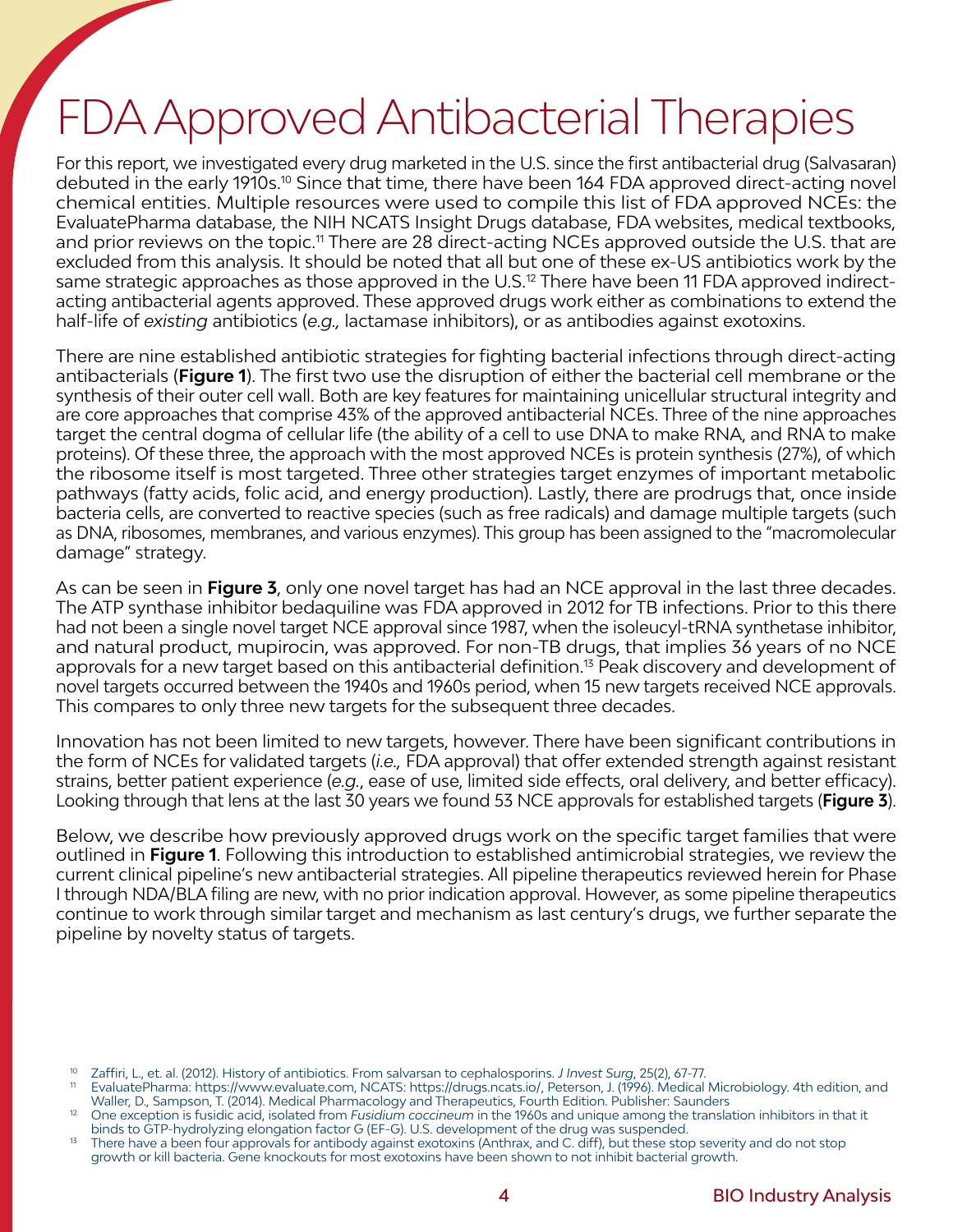# FDA Approved Antibacterial Therapies

For this report, we investigated every drug marketed in the U.S. since the first antibacterial drug (Salvasaran) debuted in the early 1910s.[10] Since that time, there have been 164 FDA approved direct-acting novel chemical entities. Multiple resources were used to compile this list of FDA approved NCEs: the EvaluatePharma database, the NIH NCATS Insight Drugs database, FDA websites, medical textbooks, and prior reviews on the topic.[11] There are 28 direct-acting NCEs approved outside the U.S. that are excluded from this analysis. It should be noted that all but one of these ex-US antibiotics work by the same strategic approaches as those approved in the U.S.[12] There have been 11 FDA approved indirect-acting antibacterial agents approved. These approved drugs work either as combinations to extend the half-life of *existing* antibiotics (*e.g.,* lactamase inhibitors), or as antibodies against exotoxins.

There are nine established antibiotic strategies for fighting bacterial infections through direct-acting antibacterials (**Figure 1**). The first two use the disruption of either the bacterial cell membrane or the synthesis of their outer cell wall. Both are key features for maintaining unicellular structural integrity and are core approaches that comprise 43% of the approved antibacterial NCEs. Three of the nine approaches target the central dogma of cellular life (the ability of a cell to use DNA to make RNA, and RNA to make proteins). Of these three, the approach with the most approved NCEs is protein synthesis (27%), of which the ribosome itself is most targeted. Three other strategies target enzymes of important metabolic pathways (fatty acids, folic acid, and energy production). Lastly, there are prodrugs that, once inside bacteria cells, are converted to reactive species (such as free radicals) and damage multiple targets (such as DNA, ribosomes, membranes, and various enzymes). This group has been assigned to the "macromolecular damage" strategy.

As can be seen in **Figure 3**, only one novel target has had an NCE approval in the last three decades. The ATP synthase inhibitor bedaquiline was FDA approved in 2012 for TB infections. Prior to this there had not been a single novel target NCE approval since 1987, when the isoleucyl-tRNA synthetase inhibitor, and natural product, mupirocin, was approved. For non-TB drugs, that implies 36 years of no NCE approvals for a new target based on this antibacterial definition.[13] Peak discovery and development of novel targets occurred between the 1940s and 1960s period, when 15 new targets received NCE approvals. This compares to only three new targets for the subsequent three decades.

Innovation has not been limited to new targets, however. There have been significant contributions in the form of NCEs for validated targets (*i.e.,* FDA approval) that offer extended strength against resistant strains, better patient experience (*e.g.*, ease of use, limited side effects, oral delivery, and better efficacy). Looking through that lens at the last 30 years we found 53 NCE approvals for established targets (**Figure 3**).

Below, we describe how previously approved drugs work on the specific target families that were outlined in **Figure 1**. Following this introduction to established antimicrobial strategies, we review the current clinical pipeline's new antibacterial strategies. All pipeline therapeutics reviewed herein for Phase I through NDA/BLA filing are new, with no prior indication approval. However, as some pipeline therapeutics continue to work through similar target and mechanism as last century's drugs, we further separate the pipeline by novelty status of targets.

---

[10] Zaffiri, L., et. al. (2012). History of antibiotics. From salvarsan to cephalosporins. *J Invest Surg*, 25(2), 67-77.

[11] EvaluatePharma: https://www.evaluate.com, NCATS: https://drugs.ncats.io/, Peterson, J. (1996). Medical Microbiology. 4th edition, and Waller, D., Sampson, T. (2014). Medical Pharmacology and Therapeutics, Fourth Edition. Publisher: Saunders

[12] One exception is fusidic acid, isolated from *Fusidium coccineum* in the 1960s and unique among the translation inhibitors in that it binds to GTP-hydrolyzing elongation factor G (EF-G). U.S. development of the drug was suspended.

[13] There have a been four approvals for antibody against exotoxins (Anthrax, and C. diff), but these stop severity and do not stop growth or kill bacteria. Gene knockouts for most exotoxins have been shown to not inhibit bacterial growth.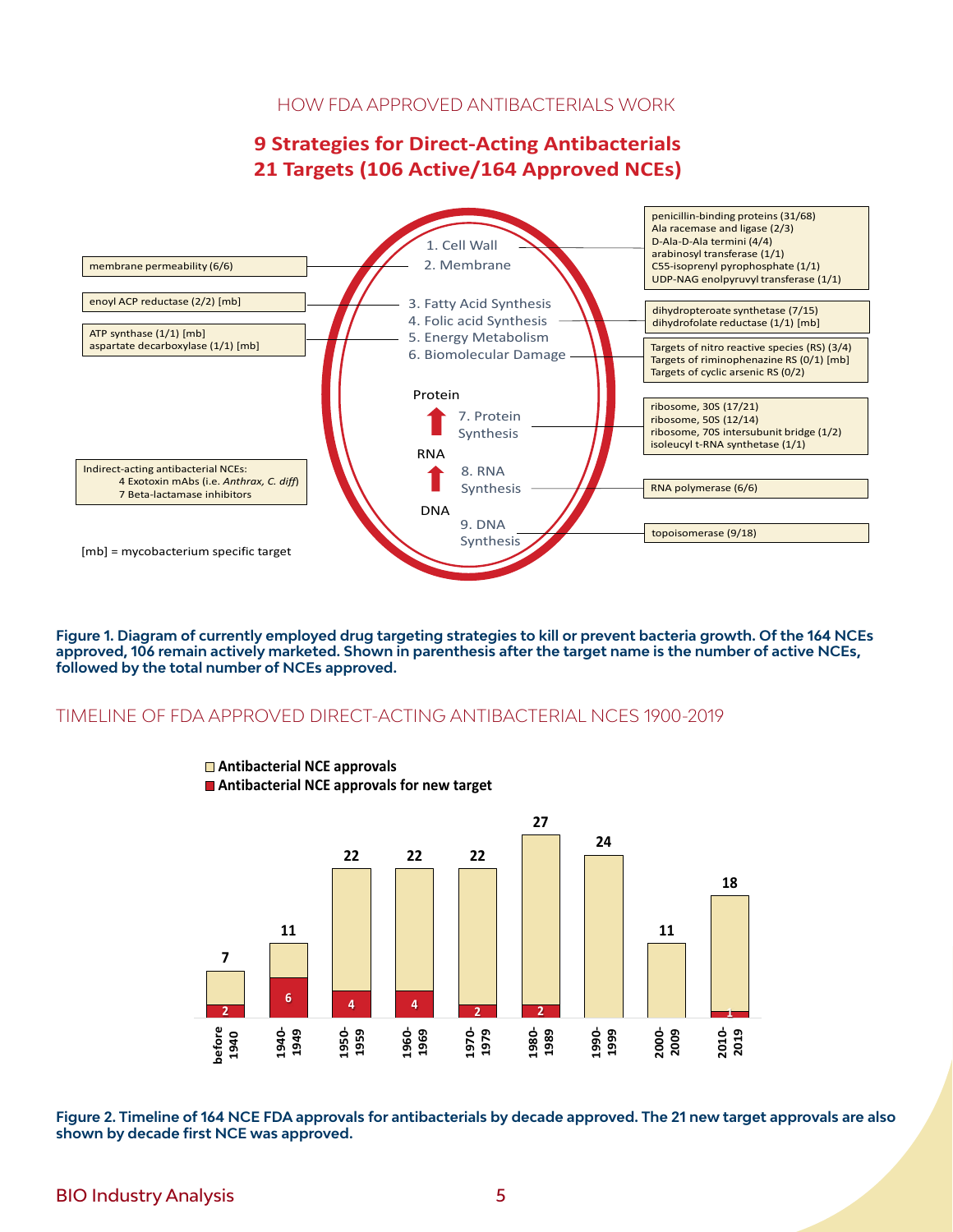## HOW FDA APPROVED ANTIBACTERIALS WORK

### 9 Strategies for Direct-Acting Antibacterials
### 21 Targets (106 Active/164 Approved NCEs)

1. Cell Wall
   - penicillin-binding proteins (31/68)
   - Ala racemase and ligase (2/3)
   - D-Ala-D-Ala termini (4/4)
   - arabinosyl transferase (1/1)
   - C55-isoprenyl pyrophosphate (1/1)
   - UDP-NAG enolpyruvyl transferase (1/1)
2. Membrane
   - membrane permeability (6/6)
3. Fatty Acid Synthesis
   - enoyl ACP reductase (2/2) [mb]
4. Folic acid Synthesis
   - dihydropteroate synthetase (7/15)
   - dihydrofolate reductase (1/1) [mb]
5. Energy Metabolism
   - ATP synthase (1/1) [mb]
   - aspartate decarboxylase (1/1) [mb]
6. Biomolecular Damage
   - Targets of nitro reactive species (RS) (3/4)
   - Targets of riminophenazine RS (0/1) [mb]
   - Targets of cyclic arsenic RS (0/2)
7. Protein Synthesis
   - ribosome, 30S (17/21)
   - ribosome, 50S (12/14)
   - ribosome, 70S intersubunit bridge (1/2)
   - isoleucyl t-RNA synthetase (1/1)
8. RNA Synthesis
   - RNA polymerase (6/6)
9. DNA Synthesis
   - topoisomerase (9/18)

DNA → RNA → Protein

Indirect-acting antibacterial NCEs:
- 4 Exotoxin mAbs (i.e. *Anthrax, C. diff*)
- 7 Beta-lactamase inhibitors

[mb] = mycobacterium specific target

**Figure 1. Diagram of currently employed drug targeting strategies to kill or prevent bacteria growth. Of the 164 NCEs approved, 106 remain actively marketed. Shown in parenthesis after the target name is the number of active NCEs, followed by the total number of NCEs approved.**

## TIMELINE OF FDA APPROVED DIRECT-ACTING ANTIBACTERIAL NCES 1900-2019

| Decade | Antibacterial NCE approvals | Antibacterial NCE approvals for new target |
|---|---|---|
| before 1940 | 7 | 2 |
| 1940-1949 | 11 | 6 |
| 1950-1959 | 22 | 4 |
| 1960-1969 | 22 | 4 |
| 1970-1979 | 22 | 2 |
| 1980-1989 | 27 | 2 |
| 1990-1999 | 24 | |
| 2000-2009 | 11 | |
| 2010-2019 | 18 | 1 |

**Figure 2. Timeline of 164 NCE FDA approvals for antibacterials by decade approved. The 21 new target approvals are also shown by decade first NCE was approved.**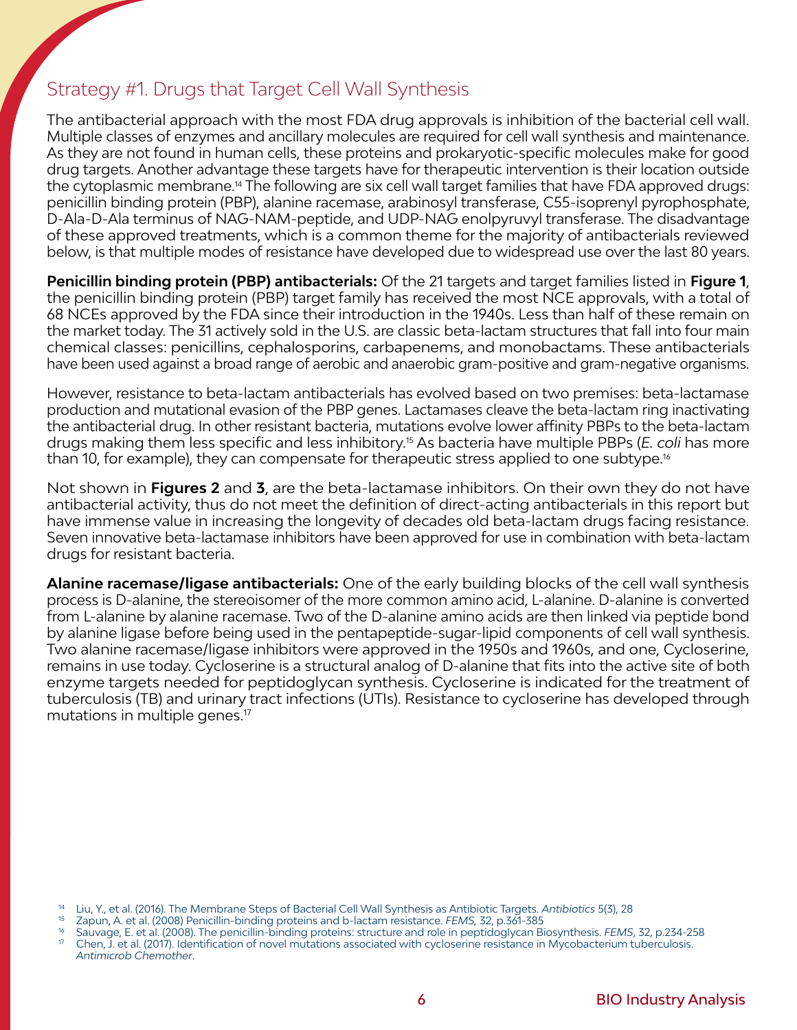## Strategy #1. Drugs that Target Cell Wall Synthesis

The antibacterial approach with the most FDA drug approvals is inhibition of the bacterial cell wall. Multiple classes of enzymes and ancillary molecules are required for cell wall synthesis and maintenance. As they are not found in human cells, these proteins and prokaryotic-specific molecules make for good drug targets. Another advantage these targets have for therapeutic intervention is their location outside the cytoplasmic membrane.[14] The following are six cell wall target families that have FDA approved drugs: penicillin binding protein (PBP), alanine racemase, arabinosyl transferase, C55-isoprenyl pyrophosphate, D-Ala-D-Ala terminus of NAG-NAM-peptide, and UDP-NAG enolpyruvyl transferase. The disadvantage of these approved treatments, which is a common theme for the majority of antibacterials reviewed below, is that multiple modes of resistance have developed due to widespread use over the last 80 years.

**Penicillin binding protein (PBP) antibacterials:** Of the 21 targets and target families listed in **Figure 1**, the penicillin binding protein (PBP) target family has received the most NCE approvals, with a total of 68 NCEs approved by the FDA since their introduction in the 1940s. Less than half of these remain on the market today. The 31 actively sold in the U.S. are classic beta-lactam structures that fall into four main chemical classes: penicillins, cephalosporins, carbapenems, and monobactams. These antibacterials have been used against a broad range of aerobic and anaerobic gram-positive and gram-negative organisms.

However, resistance to beta-lactam antibacterials has evolved based on two premises: beta-lactamase production and mutational evasion of the PBP genes. Lactamases cleave the beta-lactam ring inactivating the antibacterial drug. In other resistant bacteria, mutations evolve lower affinity PBPs to the beta-lactam drugs making them less specific and less inhibitory.[15] As bacteria have multiple PBPs (*E. coli* has more than 10, for example), they can compensate for therapeutic stress applied to one subtype.[16]

Not shown in **Figures 2** and **3**, are the beta-lactamase inhibitors. On their own they do not have antibacterial activity, thus do not meet the definition of direct-acting antibacterials in this report but have immense value in increasing the longevity of decades old beta-lactam drugs facing resistance. Seven innovative beta-lactamase inhibitors have been approved for use in combination with beta-lactam drugs for resistant bacteria.

**Alanine racemase/ligase antibacterials:** One of the early building blocks of the cell wall synthesis process is D-alanine, the stereoisomer of the more common amino acid, L-alanine. D-alanine is converted from L-alanine by alanine racemase. Two of the D-alanine amino acids are then linked via peptide bond by alanine ligase before being used in the pentapeptide-sugar-lipid components of cell wall synthesis. Two alanine racemase/ligase inhibitors were approved in the 1950s and 1960s, and one, Cycloserine, remains in use today. Cycloserine is a structural analog of D-alanine that fits into the active site of both enzyme targets needed for peptidoglycan synthesis. Cycloserine is indicated for the treatment of tuberculosis (TB) and urinary tract infections (UTIs). Resistance to cycloserine has developed through mutations in multiple genes.[17]

[14] Liu, Y., et al. (2016). The Membrane Steps of Bacterial Cell Wall Synthesis as Antibiotic Targets. *Antibiotics* 5(3), 28

[15] Zapun, A. et al. (2008) Penicillin-binding proteins and b-lactam resistance. *FEMS,* 32, p.361-385

[16] Sauvage, E. et al. (2008). The penicillin-binding proteins: structure and role in peptidoglycan Biosynthesis. *FEMS*, 32, p.234-258

[17] Chen, J. et al. (2017). Identification of novel mutations associated with cycloserine resistance in Mycobacterium tuberculosis. *Antimicrob Chemother*.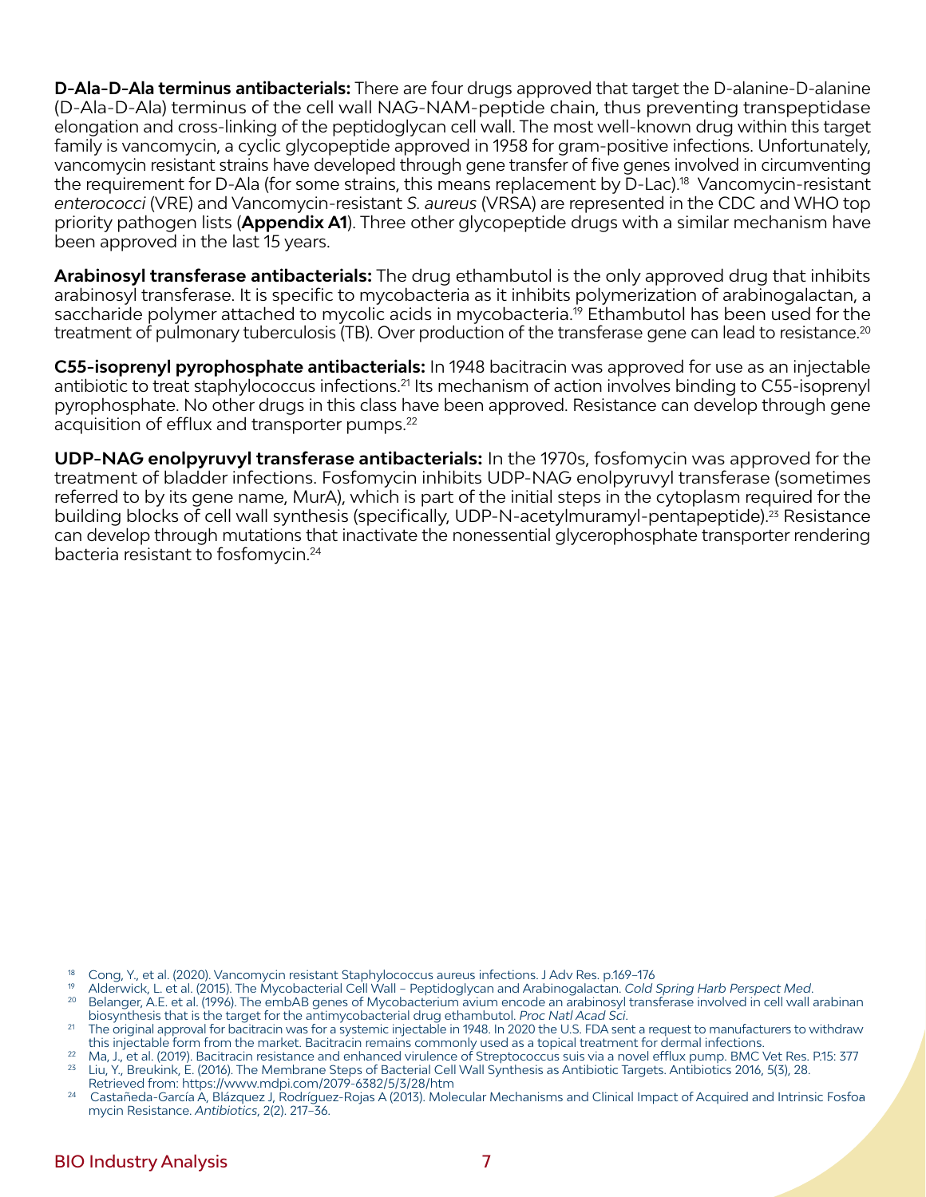**D-Ala-D-Ala terminus antibacterials:** There are four drugs approved that target the D-alanine-D-alanine (D-Ala-D-Ala) terminus of the cell wall NAG-NAM-peptide chain, thus preventing transpeptidase elongation and cross-linking of the peptidoglycan cell wall. The most well-known drug within this target family is vancomycin, a cyclic glycopeptide approved in 1958 for gram-positive infections. Unfortunately, vancomycin resistant strains have developed through gene transfer of five genes involved in circumventing the requirement for D-Ala (for some strains, this means replacement by D-Lac).[18] Vancomycin-resistant *enterococci* (VRE) and Vancomycin-resistant *S. aureus* (VRSA) are represented in the CDC and WHO top priority pathogen lists (**Appendix A1**). Three other glycopeptide drugs with a similar mechanism have been approved in the last 15 years.

**Arabinosyl transferase antibacterials:** The drug ethambutol is the only approved drug that inhibits arabinosyl transferase. It is specific to mycobacteria as it inhibits polymerization of arabinogalactan, a saccharide polymer attached to mycolic acids in mycobacteria.[19] Ethambutol has been used for the treatment of pulmonary tuberculosis (TB). Over production of the transferase gene can lead to resistance.[20]

**C55-isoprenyl pyrophosphate antibacterials:** In 1948 bacitracin was approved for use as an injectable antibiotic to treat staphylococcus infections.[21] Its mechanism of action involves binding to C55-isoprenyl pyrophosphate. No other drugs in this class have been approved. Resistance can develop through gene acquisition of efflux and transporter pumps.[22]

**UDP-NAG enolpyruvyl transferase antibacterials:** In the 1970s, fosfomycin was approved for the treatment of bladder infections. Fosfomycin inhibits UDP-NAG enolpyruvyl transferase (sometimes referred to by its gene name, MurA), which is part of the initial steps in the cytoplasm required for the building blocks of cell wall synthesis (specifically, UDP-N-acetylmuramyl-pentapeptide).[23] Resistance can develop through mutations that inactivate the nonessential glycerophosphate transporter rendering bacteria resistant to fosfomycin.[24]

[18] Cong, Y., et al. (2020). Vancomycin resistant Staphylococcus aureus infections. J Adv Res. p.169–176

[19] Alderwick, L. et al. (2015). The Mycobacterial Cell Wall – Peptidoglycan and Arabinogalactan. *Cold Spring Harb Perspect Med*.

[20] Belanger, A.E. et al. (1996). The embAB genes of Mycobacterium avium encode an arabinosyl transferase involved in cell wall arabinan biosynthesis that is the target for the antimycobacterial drug ethambutol. *Proc Natl Acad Sci*.

[21] The original approval for bacitracin was for a systemic injectable in 1948. In 2020 the U.S. FDA sent a request to manufacturers to withdraw this injectable form from the market. Bacitracin remains commonly used as a topical treatment for dermal infections.

[22] Ma, J., et al. (2019). Bacitracin resistance and enhanced virulence of Streptococcus suis via a novel efflux pump. BMC Vet Res. P.15: 377

[23] Liu, Y., Breukink, E. (2016). The Membrane Steps of Bacterial Cell Wall Synthesis as Antibiotic Targets. Antibiotics 2016, 5(3), 28. Retrieved from: https://www.mdpi.com/2079-6382/5/3/28/htm

[24] Castañeda-García A, Blázquez J, Rodríguez-Rojas A (2013). Molecular Mechanisms and Clinical Impact of Acquired and Intrinsic Fosfomycin Resistance. *Antibiotics*, 2(2). 217–36.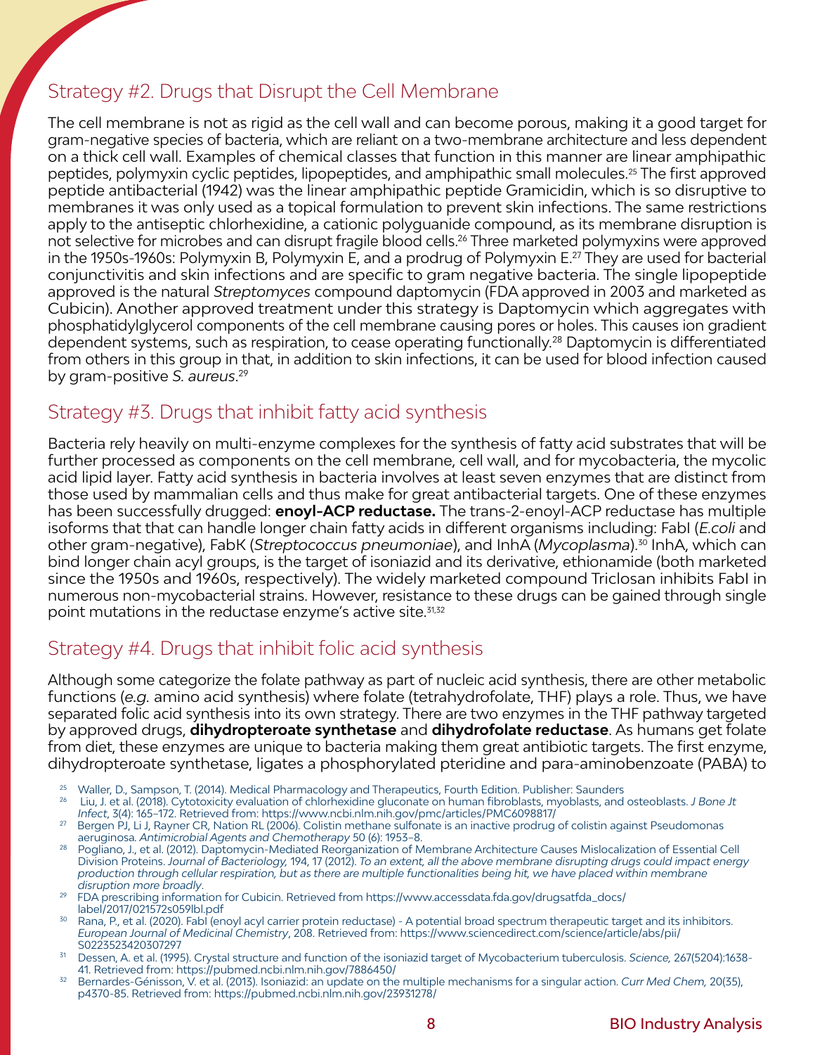## Strategy #2. Drugs that Disrupt the Cell Membrane

The cell membrane is not as rigid as the cell wall and can become porous, making it a good target for gram-negative species of bacteria, which are reliant on a two-membrane architecture and less dependent on a thick cell wall. Examples of chemical classes that function in this manner are linear amphipathic peptides, polymyxin cyclic peptides, lipopeptides, and amphipathic small molecules.[25] The first approved peptide antibacterial (1942) was the linear amphipathic peptide Gramicidin, which is so disruptive to membranes it was only used as a topical formulation to prevent skin infections. The same restrictions apply to the antiseptic chlorhexidine, a cationic polyguanide compound, as its membrane disruption is not selective for microbes and can disrupt fragile blood cells.[26] Three marketed polymyxins were approved in the 1950s-1960s: Polymyxin B, Polymyxin E, and a prodrug of Polymyxin E.[27] They are used for bacterial conjunctivitis and skin infections and are specific to gram negative bacteria. The single lipopeptide approved is the natural *Streptomyces* compound daptomycin (FDA approved in 2003 and marketed as Cubicin). Another approved treatment under this strategy is Daptomycin which aggregates with phosphatidylglycerol components of the cell membrane causing pores or holes. This causes ion gradient dependent systems, such as respiration, to cease operating functionally.[28] Daptomycin is differentiated from others in this group in that, in addition to skin infections, it can be used for blood infection caused by gram-positive *S. aureus*.[29]

## Strategy #3. Drugs that inhibit fatty acid synthesis

Bacteria rely heavily on multi-enzyme complexes for the synthesis of fatty acid substrates that will be further processed as components on the cell membrane, cell wall, and for mycobacteria, the mycolic acid lipid layer. Fatty acid synthesis in bacteria involves at least seven enzymes that are distinct from those used by mammalian cells and thus make for great antibacterial targets. One of these enzymes has been successfully drugged: **enoyl-ACP reductase.** The trans-2-enoyl-ACP reductase has multiple isoforms that that can handle longer chain fatty acids in different organisms including: FabI (*E.coli* and other gram-negative), FabK (*Streptococcus pneumoniae*), and InhA (*Mycoplasma*).[30] InhA, which can bind longer chain acyl groups, is the target of isoniazid and its derivative, ethionamide (both marketed since the 1950s and 1960s, respectively). The widely marketed compound Triclosan inhibits FabI in numerous non-mycobacterial strains. However, resistance to these drugs can be gained through single point mutations in the reductase enzyme's active site.[31,32]

## Strategy #4. Drugs that inhibit folic acid synthesis

Although some categorize the folate pathway as part of nucleic acid synthesis, there are other metabolic functions (*e.g.* amino acid synthesis) where folate (tetrahydrofolate, THF) plays a role. Thus, we have separated folic acid synthesis into its own strategy. There are two enzymes in the THF pathway targeted by approved drugs, **dihydropteroate synthetase** and **dihydrofolate reductase**. As humans get folate from diet, these enzymes are unique to bacteria making them great antibiotic targets. The first enzyme, dihydropteroate synthetase, ligates a phosphorylated pteridine and para-aminobenzoate (PABA) to

---

[25] Waller, D., Sampson, T. (2014). Medical Pharmacology and Therapeutics, Fourth Edition. Publisher: Saunders

[26] Liu, J. et al. (2018). Cytotoxicity evaluation of chlorhexidine gluconate on human fibroblasts, myoblasts, and osteoblasts. *J Bone Jt Infect*, 3(4): 165–172. Retrieved from: https://www.ncbi.nlm.nih.gov/pmc/articles/PMC6098817/

[27] Bergen PJ, Li J, Rayner CR, Nation RL (2006). Colistin methane sulfonate is an inactive prodrug of colistin against Pseudomonas aeruginosa. *Antimicrobial Agents and Chemotherapy* 50 (6): 1953–8.

[28] Pogliano, J., et al. (2012). Daptomycin-Mediated Reorganization of Membrane Architecture Causes Mislocalization of Essential Cell Division Proteins. *Journal of Bacteriology*, 194, 17 (2012). *To an extent, all the above membrane disrupting drugs could impact energy production through cellular respiration, but as there are multiple functionalities being hit, we have placed within membrane disruption more broadly*.

[29] FDA prescribing information for Cubicin. Retrieved from https://www.accessdata.fda.gov/drugsatfda_docs/label/2017/021572s059lbl.pdf

[30] Rana, P., et al. (2020). FabI (enoyl acyl carrier protein reductase) - A potential broad spectrum therapeutic target and its inhibitors. *European Journal of Medicinal Chemistry*, 208. Retrieved from: https://www.sciencedirect.com/science/article/abs/pii/S0223523420307297

[31] Dessen, A. et al. (1995). Crystal structure and function of the isoniazid target of Mycobacterium tuberculosis. *Science,* 267(5204):1638-41. Retrieved from: https://pubmed.ncbi.nlm.nih.gov/7886450/

[32] Bernardes-Génisson, V. et al. (2013). Isoniazid: an update on the multiple mechanisms for a singular action. *Curr Med Chem,* 20(35), p4370-85. Retrieved from: https://pubmed.ncbi.nlm.nih.gov/23931278/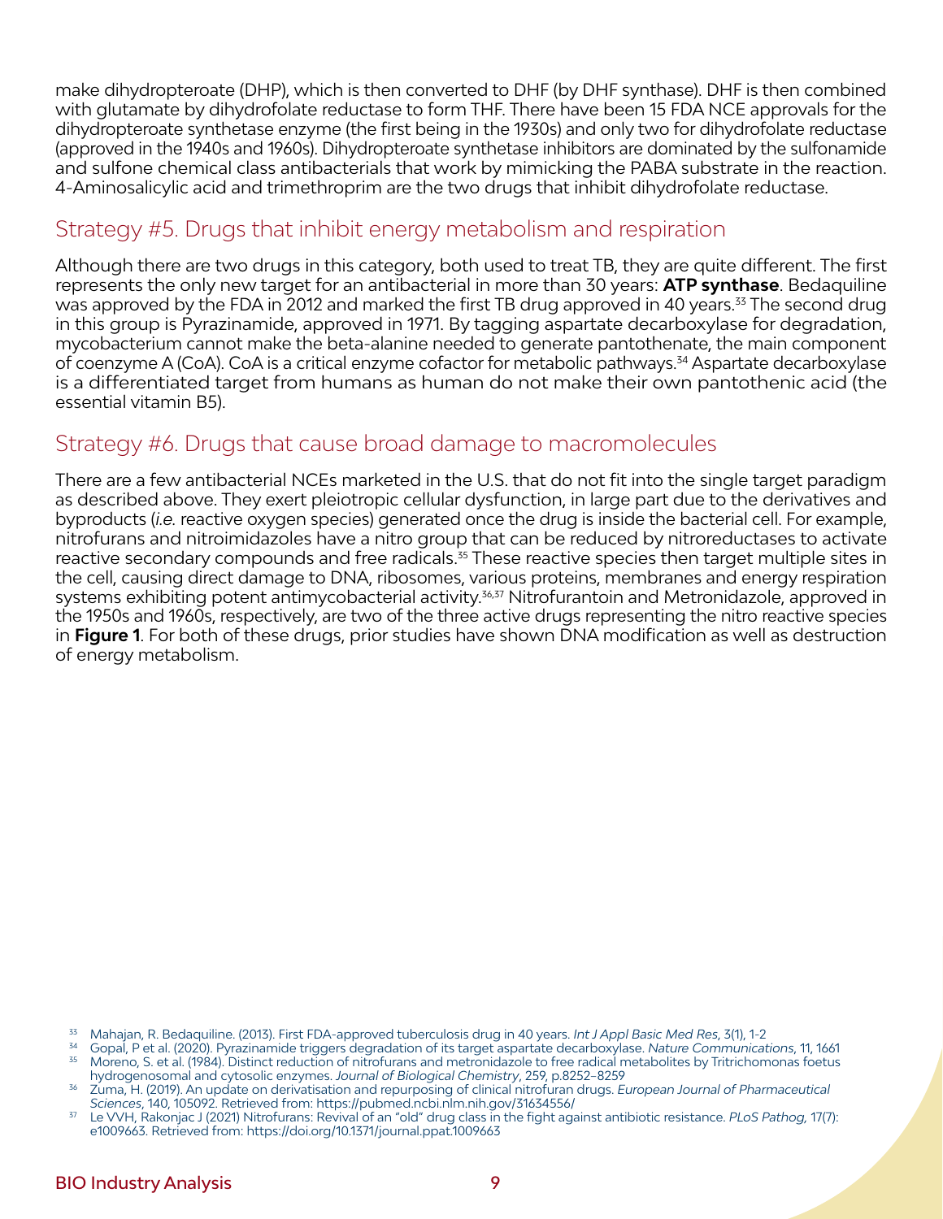make dihydropteroate (DHP), which is then converted to DHF (by DHF synthase). DHF is then combined with glutamate by dihydrofolate reductase to form THF. There have been 15 FDA NCE approvals for the dihydropteroate synthetase enzyme (the first being in the 1930s) and only two for dihydrofolate reductase (approved in the 1940s and 1960s). Dihydropteroate synthetase inhibitors are dominated by the sulfonamide and sulfone chemical class antibacterials that work by mimicking the PABA substrate in the reaction. 4-Aminosalicylic acid and trimethroprim are the two drugs that inhibit dihydrofolate reductase.

## Strategy #5. Drugs that inhibit energy metabolism and respiration

Although there are two drugs in this category, both used to treat TB, they are quite different. The first represents the only new target for an antibacterial in more than 30 years: **ATP synthase**. Bedaquiline was approved by the FDA in 2012 and marked the first TB drug approved in 40 years.[33] The second drug in this group is Pyrazinamide, approved in 1971. By tagging aspartate decarboxylase for degradation, mycobacterium cannot make the beta-alanine needed to generate pantothenate, the main component of coenzyme A (CoA). CoA is a critical enzyme cofactor for metabolic pathways.[34] Aspartate decarboxylase is a differentiated target from humans as human do not make their own pantothenic acid (the essential vitamin B5).

## Strategy #6. Drugs that cause broad damage to macromolecules

There are a few antibacterial NCEs marketed in the U.S. that do not fit into the single target paradigm as described above. They exert pleiotropic cellular dysfunction, in large part due to the derivatives and byproducts (*i.e.* reactive oxygen species) generated once the drug is inside the bacterial cell. For example, nitrofurans and nitroimidazoles have a nitro group that can be reduced by nitroreductases to activate reactive secondary compounds and free radicals.[35] These reactive species then target multiple sites in the cell, causing direct damage to DNA, ribosomes, various proteins, membranes and energy respiration systems exhibiting potent antimycobacterial activity.[36,37] Nitrofurantoin and Metronidazole, approved in the 1950s and 1960s, respectively, are two of the three active drugs representing the nitro reactive species in **Figure 1**. For both of these drugs, prior studies have shown DNA modification as well as destruction of energy metabolism.

---

[33] Mahajan, R. Bedaquiline. (2013). First FDA-approved tuberculosis drug in 40 years. *Int J Appl Basic Med Res*, 3(1), 1-2

[34] Gopal, P et al. (2020). Pyrazinamide triggers degradation of its target aspartate decarboxylase. *Nature Communications*, 11, 1661

[35] Moreno, S. et al. (1984). Distinct reduction of nitrofurans and metronidazole to free radical metabolites by Tritrichomonas foetus hydrogenosomal and cytosolic enzymes. *Journal of Biological Chemistry*, 259, p.8252–8259

[36] Zuma, H. (2019). An update on derivatisation and repurposing of clinical nitrofuran drugs. *European Journal of Pharmaceutical Sciences*, 140, 105092. Retrieved from: https://pubmed.ncbi.nlm.nih.gov/31634556/

[37] Le VVH, Rakonjac J (2021) Nitrofurans: Revival of an "old" drug class in the fight against antibiotic resistance. *PLoS Pathog*, 17(7): e1009663. Retrieved from: https://doi.org/10.1371/journal.ppat.1009663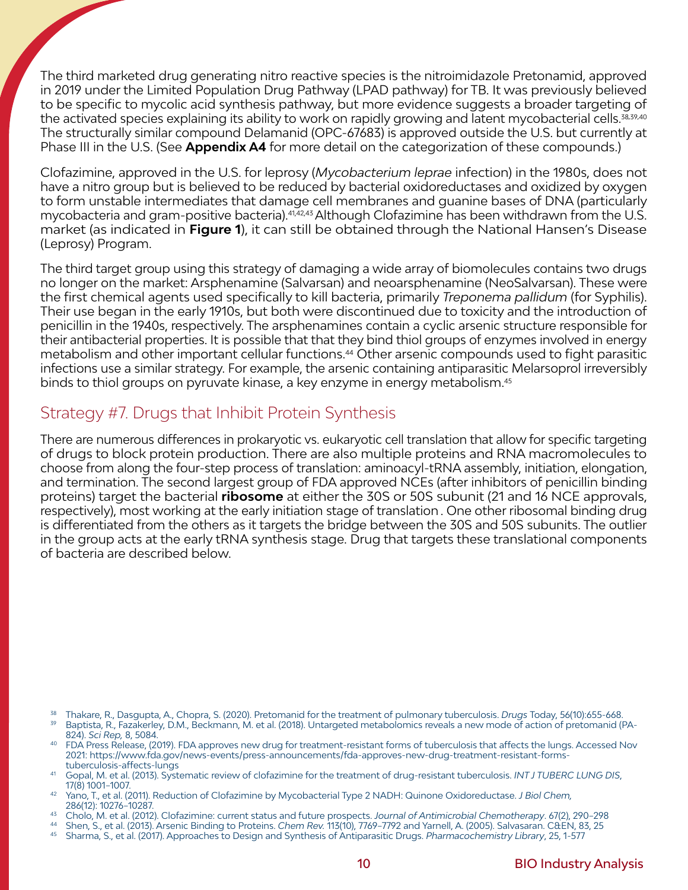The third marketed drug generating nitro reactive species is the nitroimidazole Pretonamid, approved in 2019 under the Limited Population Drug Pathway (LPAD pathway) for TB. It was previously believed to be specific to mycolic acid synthesis pathway, but more evidence suggests a broader targeting of the activated species explaining its ability to work on rapidly growing and latent mycobacterial cells.[38,39,40] The structurally similar compound Delamanid (OPC-67683) is approved outside the U.S. but currently at Phase III in the U.S. (See **Appendix A4** for more detail on the categorization of these compounds.)

Clofazimine, approved in the U.S. for leprosy (*Mycobacterium leprae* infection) in the 1980s, does not have a nitro group but is believed to be reduced by bacterial oxidoreductases and oxidized by oxygen to form unstable intermediates that damage cell membranes and guanine bases of DNA (particularly mycobacteria and gram-positive bacteria).[41,42,43] Although Clofazimine has been withdrawn from the U.S. market (as indicated in **Figure 1**), it can still be obtained through the National Hansen's Disease (Leprosy) Program.

The third target group using this strategy of damaging a wide array of biomolecules contains two drugs no longer on the market: Arsphenamine (Salvarsan) and neoarsphenamine (NeoSalvarsan). These were the first chemical agents used specifically to kill bacteria, primarily *Treponema pallidum* (for Syphilis). Their use began in the early 1910s, but both were discontinued due to toxicity and the introduction of penicillin in the 1940s, respectively. The arsphenamines contain a cyclic arsenic structure responsible for their antibacterial properties. It is possible that that they bind thiol groups of enzymes involved in energy metabolism and other important cellular functions.[44] Other arsenic compounds used to fight parasitic infections use a similar strategy. For example, the arsenic containing antiparasitic Melarsoprol irreversibly binds to thiol groups on pyruvate kinase, a key enzyme in energy metabolism.[45]

## Strategy #7. Drugs that Inhibit Protein Synthesis

There are numerous differences in prokaryotic vs. eukaryotic cell translation that allow for specific targeting of drugs to block protein production. There are also multiple proteins and RNA macromolecules to choose from along the four-step process of translation: aminoacyl-tRNA assembly, initiation, elongation, and termination. The second largest group of FDA approved NCEs (after inhibitors of penicillin binding proteins) target the bacterial **ribosome** at either the 30S or 50S subunit (21 and 16 NCE approvals, respectively), most working at the early initiation stage of translation . One other ribosomal binding drug is differentiated from the others as it targets the bridge between the 30S and 50S subunits. The outlier in the group acts at the early tRNA synthesis stage. Drug that targets these translational components of bacteria are described below.

---

[38] Thakare, R., Dasgupta, A., Chopra, S. (2020). Pretomanid for the treatment of pulmonary tuberculosis. *Drugs* Today, 56(10):655-668.

[39] Baptista, R., Fazakerley, D.M., Beckmann, M. et al. (2018). Untargeted metabolomics reveals a new mode of action of pretomanid (PA-824). *Sci Rep,* 8, 5084.

[40] FDA Press Release, (2019). FDA approves new drug for treatment-resistant forms of tuberculosis that affects the lungs. Accessed Nov 2021: https://www.fda.gov/news-events/press-announcements/fda-approves-new-drug-treatment-resistant-forms-tuberculosis-affects-lungs

[41] Gopal, M. et al. (2013). Systematic review of clofazimine for the treatment of drug-resistant tuberculosis. *INT J TUBERC LUNG DIS*, 17(8) 1001–1007.

[42] Yano, T., et al. (2011). Reduction of Clofazimine by Mycobacterial Type 2 NADH: Quinone Oxidoreductase. *J Biol Chem,* 286(12): 10276–10287.

[43] Cholo, M. et al. (2012). Clofazimine: current status and future prospects. *Journal of Antimicrobial Chemotherapy*. 67(2), 290–298

[44] Shen, S., et al. (2013). Arsenic Binding to Proteins. *Chem Rev.* 113(10), 7769–7792 and Yarnell, A. (2005). Salvasaran. C&EN, 83, 25

[45] Sharma, S., et al. (2017). Approaches to Design and Synthesis of Antiparasitic Drugs. *Pharmacochemistry Library*, 25, 1-577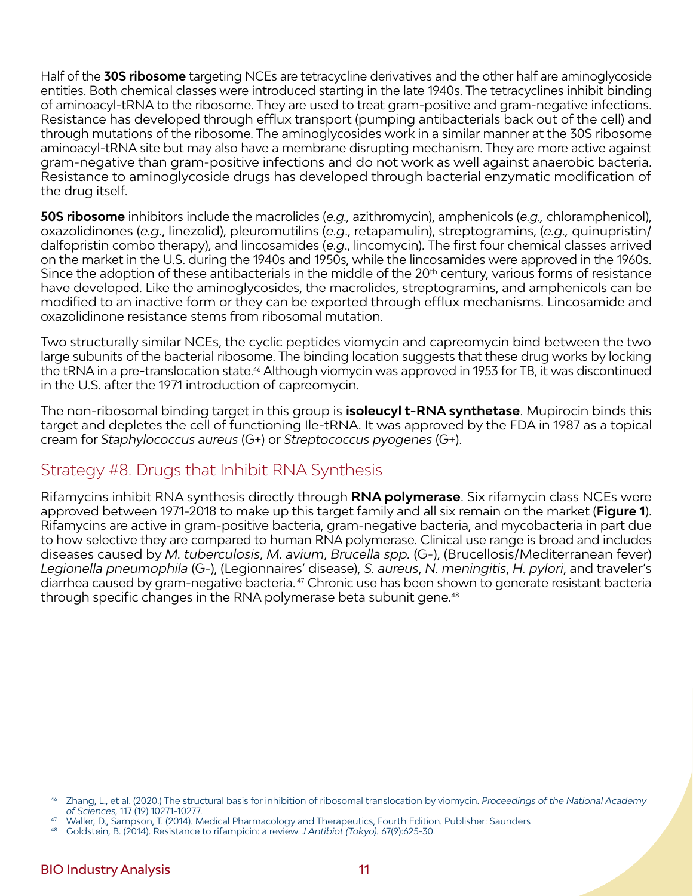Half of the **30S ribosome** targeting NCEs are tetracycline derivatives and the other half are aminoglycoside entities. Both chemical classes were introduced starting in the late 1940s. The tetracyclines inhibit binding of aminoacyl-tRNA to the ribosome. They are used to treat gram-positive and gram-negative infections. Resistance has developed through efflux transport (pumping antibacterials back out of the cell) and through mutations of the ribosome. The aminoglycosides work in a similar manner at the 30S ribosome aminoacyl-tRNA site but may also have a membrane disrupting mechanism. They are more active against gram-negative than gram-positive infections and do not work as well against anaerobic bacteria. Resistance to aminoglycoside drugs has developed through bacterial enzymatic modification of the drug itself.

**50S ribosome** inhibitors include the macrolides (*e.g.,* azithromycin), amphenicols (*e.g.,* chloramphenicol), oxazolidinones (*e.g*., linezolid), pleuromutilins (*e.g*., retapamulin), streptogramins, (*e.g.,* quinupristin/dalfopristin combo therapy), and lincosamides (*e.g*., lincomycin). The first four chemical classes arrived on the market in the U.S. during the 1940s and 1950s, while the lincosamides were approved in the 1960s. Since the adoption of these antibacterials in the middle of the 20th century, various forms of resistance have developed. Like the aminoglycosides, the macrolides, streptogramins, and amphenicols can be modified to an inactive form or they can be exported through efflux mechanisms. Lincosamide and oxazolidinone resistance stems from ribosomal mutation.

Two structurally similar NCEs, the cyclic peptides viomycin and capreomycin bind between the two large subunits of the bacterial ribosome. The binding location suggests that these drug works by locking the tRNA in a pre-translocation state.[46] Although viomycin was approved in 1953 for TB, it was discontinued in the U.S. after the 1971 introduction of capreomycin.

The non-ribosomal binding target in this group is **isoleucyl t-RNA synthetase**. Mupirocin binds this target and depletes the cell of functioning Ile-tRNA. It was approved by the FDA in 1987 as a topical cream for *Staphylococcus aureus* (G+) or *Streptococcus pyogenes* (G+).

## Strategy #8. Drugs that Inhibit RNA Synthesis

Rifamycins inhibit RNA synthesis directly through **RNA polymerase**. Six rifamycin class NCEs were approved between 1971-2018 to make up this target family and all six remain on the market (**Figure 1**). Rifamycins are active in gram-positive bacteria, gram-negative bacteria, and mycobacteria in part due to how selective they are compared to human RNA polymerase. Clinical use range is broad and includes diseases caused by *M. tuberculosis*, *M. avium*, *Brucella spp.* (G-), (Brucellosis/Mediterranean fever) *Legionella pneumophila* (G-), (Legionnaires' disease), *S. aureus*, *N. meningitis*, *H. pylori*, and traveler's diarrhea caused by gram-negative bacteria.[47] Chronic use has been shown to generate resistant bacteria through specific changes in the RNA polymerase beta subunit gene.[48]

[46] Zhang, L., et al. (2020.) The structural basis for inhibition of ribosomal translocation by viomycin. *Proceedings of the National Academy of Sciences*, 117 (19) 10271-10277.

[47] Waller, D., Sampson, T. (2014). Medical Pharmacology and Therapeutics, Fourth Edition. Publisher: Saunders

[48] Goldstein, B. (2014). Resistance to rifampicin: a review. *J Antibiot (Tokyo).* 67(9):625-30.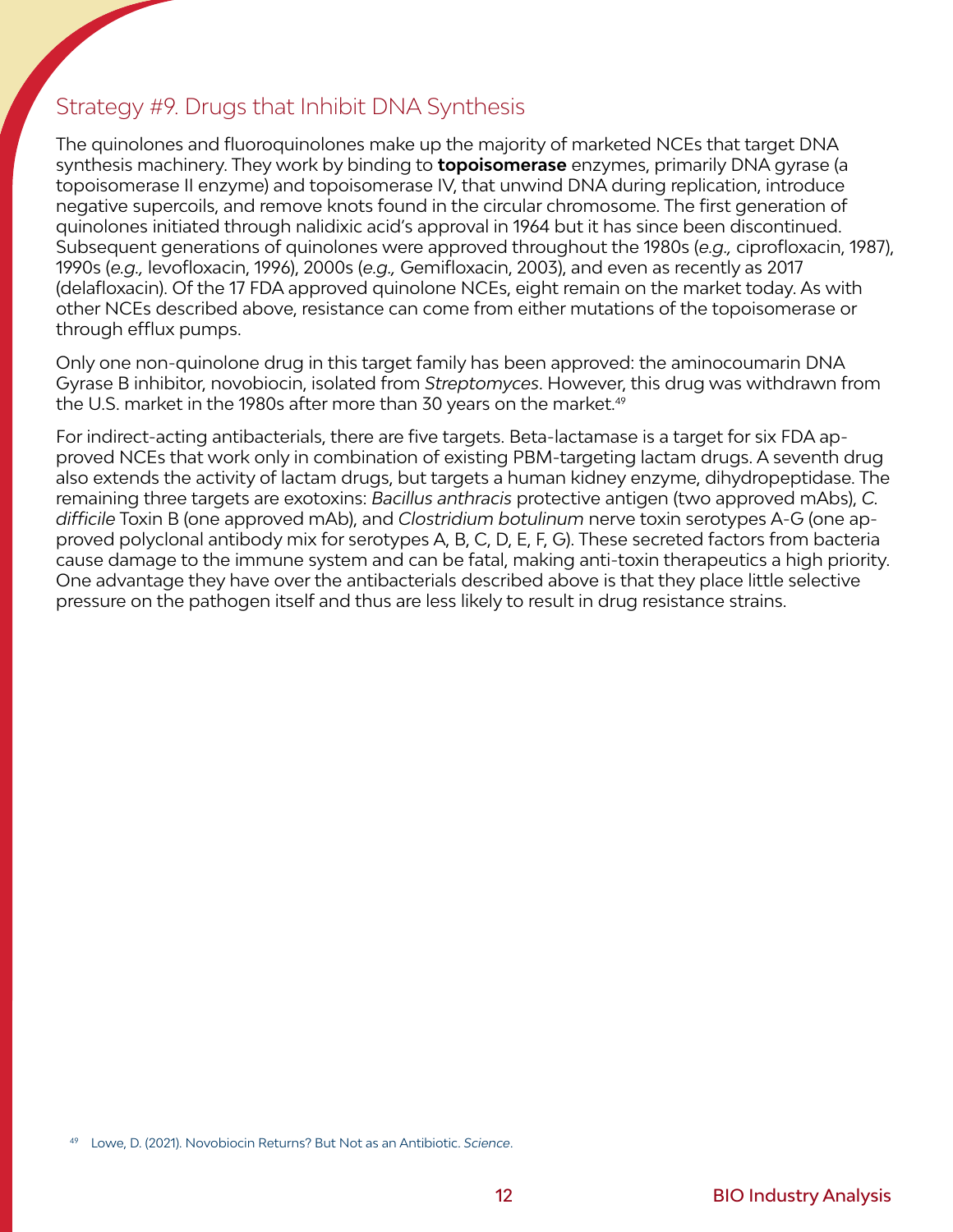## Strategy #9. Drugs that Inhibit DNA Synthesis

The quinolones and fluoroquinolones make up the majority of marketed NCEs that target DNA synthesis machinery. They work by binding to **topoisomerase** enzymes, primarily DNA gyrase (a topoisomerase II enzyme) and topoisomerase IV, that unwind DNA during replication, introduce negative supercoils, and remove knots found in the circular chromosome. The first generation of quinolones initiated through nalidixic acid's approval in 1964 but it has since been discontinued. Subsequent generations of quinolones were approved throughout the 1980s (*e.g.,* ciprofloxacin, 1987), 1990s (*e.g.,* levofloxacin, 1996), 2000s (*e.g.,* Gemifloxacin, 2003), and even as recently as 2017 (delafloxacin). Of the 17 FDA approved quinolone NCEs, eight remain on the market today. As with other NCEs described above, resistance can come from either mutations of the topoisomerase or through efflux pumps.

Only one non-quinolone drug in this target family has been approved: the aminocoumarin DNA Gyrase B inhibitor, novobiocin, isolated from *Streptomyces*. However, this drug was withdrawn from the U.S. market in the 1980s after more than 30 years on the market.[49]

For indirect-acting antibacterials, there are five targets. Beta-lactamase is a target for six FDA approved NCEs that work only in combination of existing PBM-targeting lactam drugs. A seventh drug also extends the activity of lactam drugs, but targets a human kidney enzyme, dihydropeptidase. The remaining three targets are exotoxins: *Bacillus anthracis* protective antigen (two approved mAbs), *C. difficile* Toxin B (one approved mAb), and *Clostridium botulinum* nerve toxin serotypes A-G (one approved polyclonal antibody mix for serotypes A, B, C, D, E, F, G). These secreted factors from bacteria cause damage to the immune system and can be fatal, making anti-toxin therapeutics a high priority. One advantage they have over the antibacterials described above is that they place little selective pressure on the pathogen itself and thus are less likely to result in drug resistance strains.

[49] Lowe, D. (2021). Novobiocin Returns? But Not as an Antibiotic. *Science*.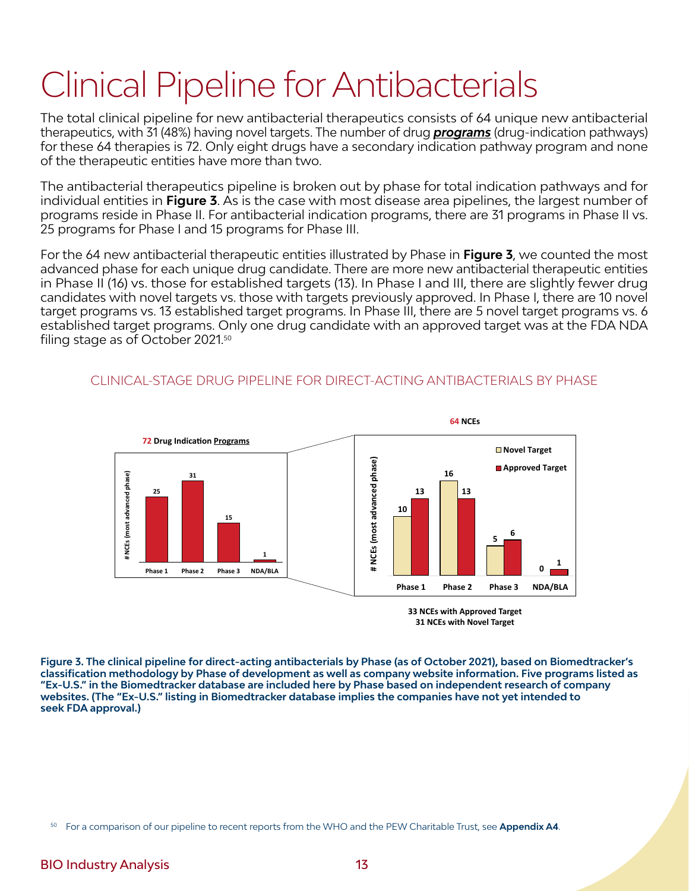# Clinical Pipeline for Antibacterials

The total clinical pipeline for new antibacterial therapeutics consists of 64 unique new antibacterial therapeutics, with 31 (48%) having novel targets. The number of drug ***programs*** (drug-indication pathways) for these 64 therapies is 72. Only eight drugs have a secondary indication pathway program and none of the therapeutic entities have more than two.

The antibacterial therapeutics pipeline is broken out by phase for total indication pathways and for individual entities in **Figure 3**. As is the case with most disease area pipelines, the largest number of programs reside in Phase II. For antibacterial indication programs, there are 31 programs in Phase II vs. 25 programs for Phase I and 15 programs for Phase III.

For the 64 new antibacterial therapeutic entities illustrated by Phase in **Figure 3**, we counted the most advanced phase for each unique drug candidate. There are more new antibacterial therapeutic entities in Phase II (16) vs. those for established targets (13). In Phase I and III, there are slightly fewer drug candidates with novel targets vs. those with targets previously approved. In Phase I, there are 10 novel target programs vs. 13 established target programs. In Phase III, there are 5 novel target programs vs. 6 established target programs. Only one drug candidate with an approved target was at the FDA NDA filing stage as of October 2021.[50]

CLINICAL-STAGE DRUG PIPELINE FOR DIRECT-ACTING ANTIBACTERIALS BY PHASE

**72 Drug Indication Programs**

| | Phase 1 | Phase 2 | Phase 3 | NDA/BLA |
|---|---|---|---|---|
| # NCEs (most advanced phase) | 25 | 31 | 15 | 1 |

**64 NCEs**

| # NCEs (most advanced phase) | Phase 1 | Phase 2 | Phase 3 | NDA/BLA |
|---|---|---|---|---|
| Novel Target | 10 | 16 | 5 | 0 |
| Approved Target | 13 | 13 | 6 | 1 |

33 NCEs with Approved Target
31 NCEs with Novel Target

**Figure 3. The clinical pipeline for direct-acting antibacterials by Phase (as of October 2021), based on Biomedtracker's classification methodology by Phase of development as well as company website information. Five programs listed as "Ex-U.S." in the Biomedtracker database are included here by Phase based on independent research of company websites. (The "Ex-U.S." listing in Biomedtracker database implies the companies have not yet intended to seek FDA approval.)**

[50] For a comparison of our pipeline to recent reports from the WHO and the PEW Charitable Trust, see **Appendix A4**.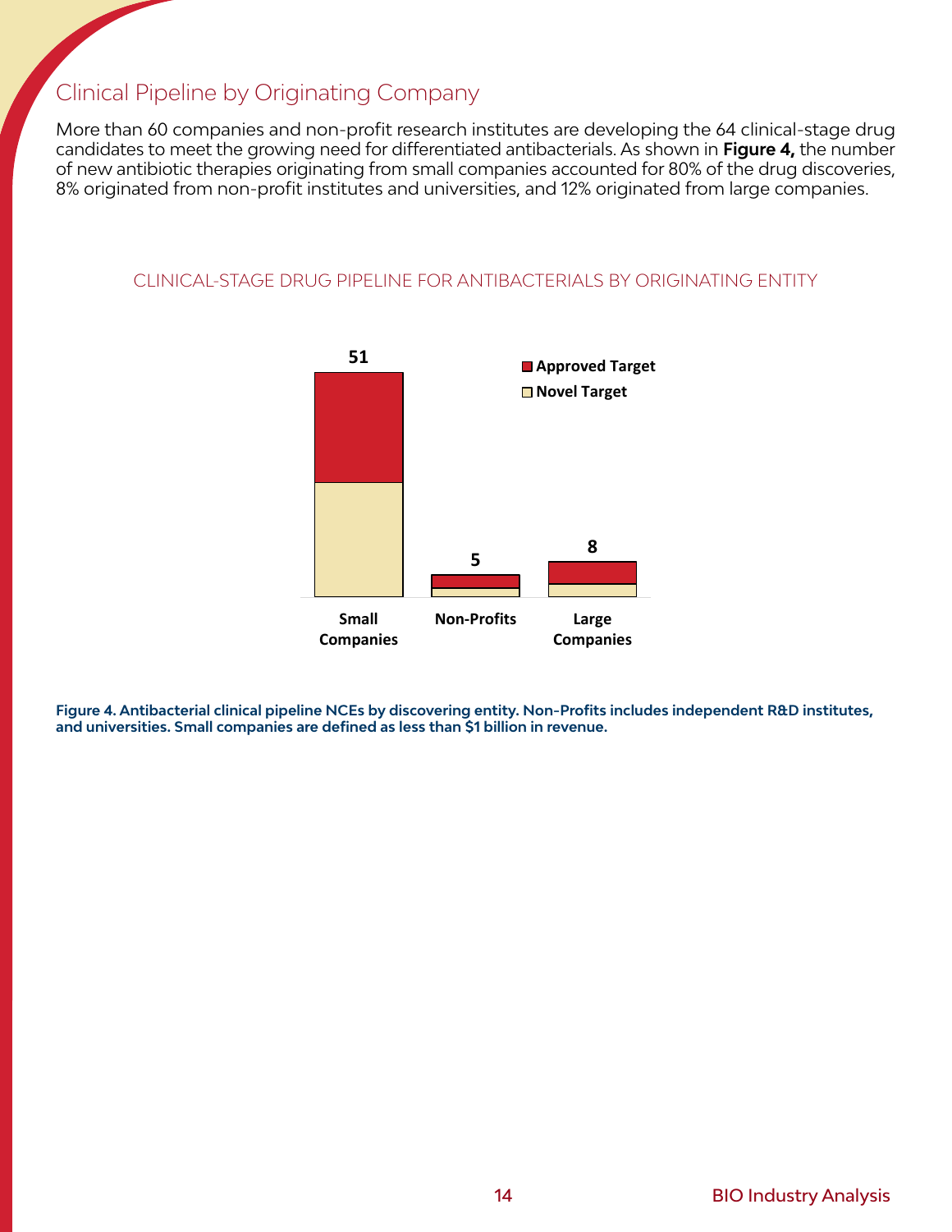## Clinical Pipeline by Originating Company

More than 60 companies and non-profit research institutes are developing the 64 clinical-stage drug candidates to meet the growing need for differentiated antibacterials. As shown in **Figure 4,** the number of new antibiotic therapies originating from small companies accounted for 80% of the drug discoveries, 8% originated from non-profit institutes and universities, and 12% originated from large companies.

CLINICAL-STAGE DRUG PIPELINE FOR ANTIBACTERIALS BY ORIGINATING ENTITY

| | Small Companies | Non-Profits | Large Companies |
|---|---|---|---|
| Total | 51 | 5 | 8 |

Legend: Approved Target; Novel Target

**Figure 4. Antibacterial clinical pipeline NCEs by discovering entity. Non-Profits includes independent R&D institutes, and universities. Small companies are defined as less than $1 billion in revenue.**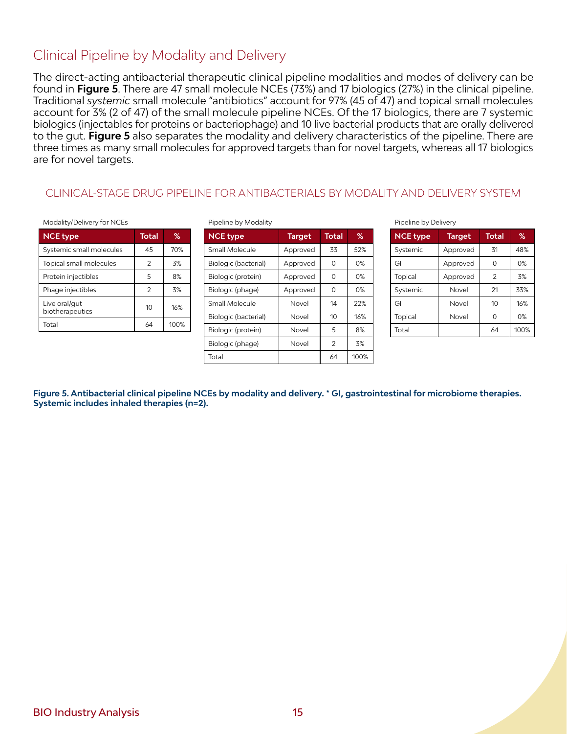## Clinical Pipeline by Modality and Delivery

The direct-acting antibacterial therapeutic clinical pipeline modalities and modes of delivery can be found in **Figure 5**. There are 47 small molecule NCEs (73%) and 17 biologics (27%) in the clinical pipeline. Traditional *systemic* small molecule "antibiotics" account for 97% (45 of 47) and topical small molecules account for 3% (2 of 47) of the small molecule pipeline NCEs. Of the 17 biologics, there are 7 systemic biologics (injectables for proteins or bacteriophage) and 10 live bacterial products that are orally delivered to the gut. **Figure 5** also separates the modality and delivery characteristics of the pipeline. There are three times as many small molecules for approved targets than for novel targets, whereas all 17 biologics are for novel targets.

### CLINICAL-STAGE DRUG PIPELINE FOR ANTIBACTERIALS BY MODALITY AND DELIVERY SYSTEM

Modality/Delivery for NCEs

| NCE type | Total | % |
|---|---|---|
| Systemic small molecules | 45 | 70% |
| Topical small molecules | 2 | 3% |
| Protein injectibles | 5 | 8% |
| Phage injectibles | 2 | 3% |
| Live oral/gut biotherapeutics | 10 | 16% |
| Total | 64 | 100% |

Pipeline by Modality

| NCE type | Target | Total | % |
|---|---|---|---|
| Small Molecule | Approved | 33 | 52% |
| Biologic (bacterial) | Approved | 0 | 0% |
| Biologic (protein) | Approved | 0 | 0% |
| Biologic (phage) | Approved | 0 | 0% |
| Small Molecule | Novel | 14 | 22% |
| Biologic (bacterial) | Novel | 10 | 16% |
| Biologic (protein) | Novel | 5 | 8% |
| Biologic (phage) | Novel | 2 | 3% |
| Total | | 64 | 100% |

Pipeline by Delivery

| NCE type | Target | Total | % |
|---|---|---|---|
| Systemic | Approved | 31 | 48% |
| GI | Approved | 0 | 0% |
| Topical | Approved | 2 | 3% |
| Systemic | Novel | 21 | 33% |
| GI | Novel | 10 | 16% |
| Topical | Novel | 0 | 0% |
| Total | | 64 | 100% |

**Figure 5. Antibacterial clinical pipeline NCEs by modality and delivery. * GI, gastrointestinal for microbiome therapies. Systemic includes inhaled therapies (n=2).**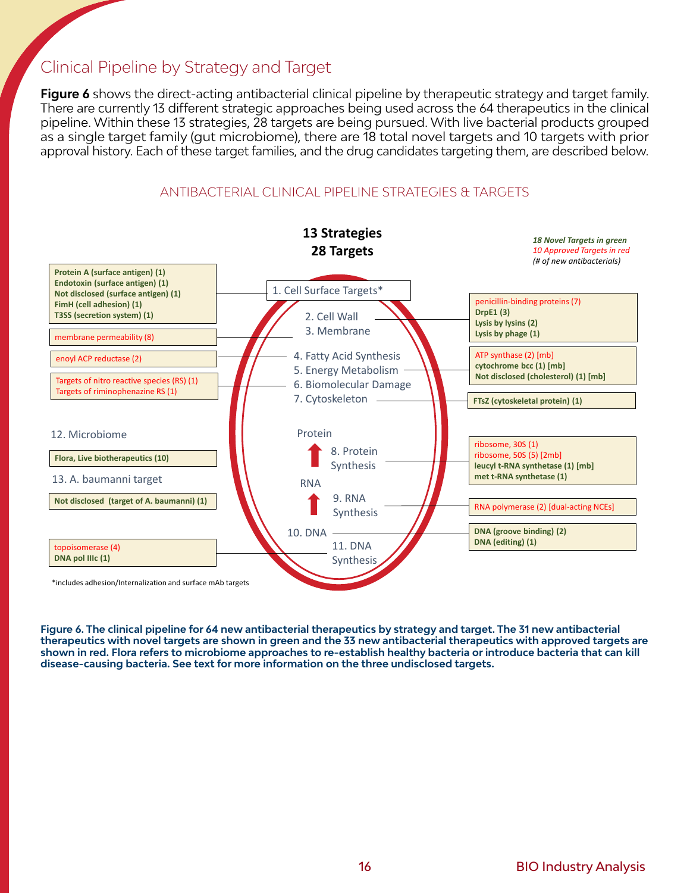## Clinical Pipeline by Strategy and Target

**Figure 6** shows the direct-acting antibacterial clinical pipeline by therapeutic strategy and target family. There are currently 13 different strategic approaches being used across the 64 therapeutics in the clinical pipeline. Within these 13 strategies, 28 targets are being pursued. With live bacterial products grouped as a single target family (gut microbiome), there are 18 total novel targets and 10 targets with prior approval history. Each of these target families, and the drug candidates targeting them, are described below.

ANTIBACTERIAL CLINICAL PIPELINE STRATEGIES & TARGETS

**13 Strategies**
**28 Targets**

*18 Novel Targets in green*
*10 Approved Targets in red*
*(# of new antibacterials)*

- 1. Cell Surface Targets*
  - Protein A (surface antigen) (1)
  - Endotoxin (surface antigen) (1)
  - Not disclosed (surface antigen) (1)
  - FimH (cell adhesion) (1)
  - T3SS (secretion system) (1)
- 2. Cell Wall
  - penicillin-binding proteins (7)
  - DrpE1 (3)
  - Lysis by lysins (2)
  - Lysis by phage (1)
- 3. Membrane
  - membrane permeability (8)
- 4. Fatty Acid Synthesis
  - enoyl ACP reductase (2)
- 5. Energy Metabolism
  - ATP synthase (2) [mb]
  - cytochrome bcc (1) [mb]
  - Not disclosed (cholesterol) (1) [mb]
- 6. Biomolecular Damage
  - Targets of nitro reactive species (RS) (1)
  - Targets of riminophenazine RS (1)
- 7. Cytoskeleton
  - FTsZ (cytoskeletal protein) (1)
- 8. Protein Synthesis
  - ribosome, 30S (1)
  - ribosome, 50S (5) [2mb]
  - leucyl t-RNA synthetase (1) [mb]
  - met t-RNA synthetase (1)
- 9. RNA Synthesis
  - RNA polymerase (2) [dual-acting NCEs]
- 10. DNA
  - DNA (groove binding) (2)
  - DNA (editing) (1)
- 11. DNA Synthesis
  - topoisomerase (4)
  - DNA pol IIIc (1)
- 12. Microbiome
  - Flora, Live biotherapeutics (10)
- 13. A. baumanni target
  - Not disclosed (target of A. baumanni) (1)

*includes adhesion/Internalization and surface mAb targets

**Figure 6. The clinical pipeline for 64 new antibacterial therapeutics by strategy and target. The 31 new antibacterial therapeutics with novel targets are shown in green and the 33 new antibacterial therapeutics with approved targets are shown in red. Flora refers to microbiome approaches to re-establish healthy bacteria or introduce bacteria that can kill disease-causing bacteria. See text for more information on the three undisclosed targets.**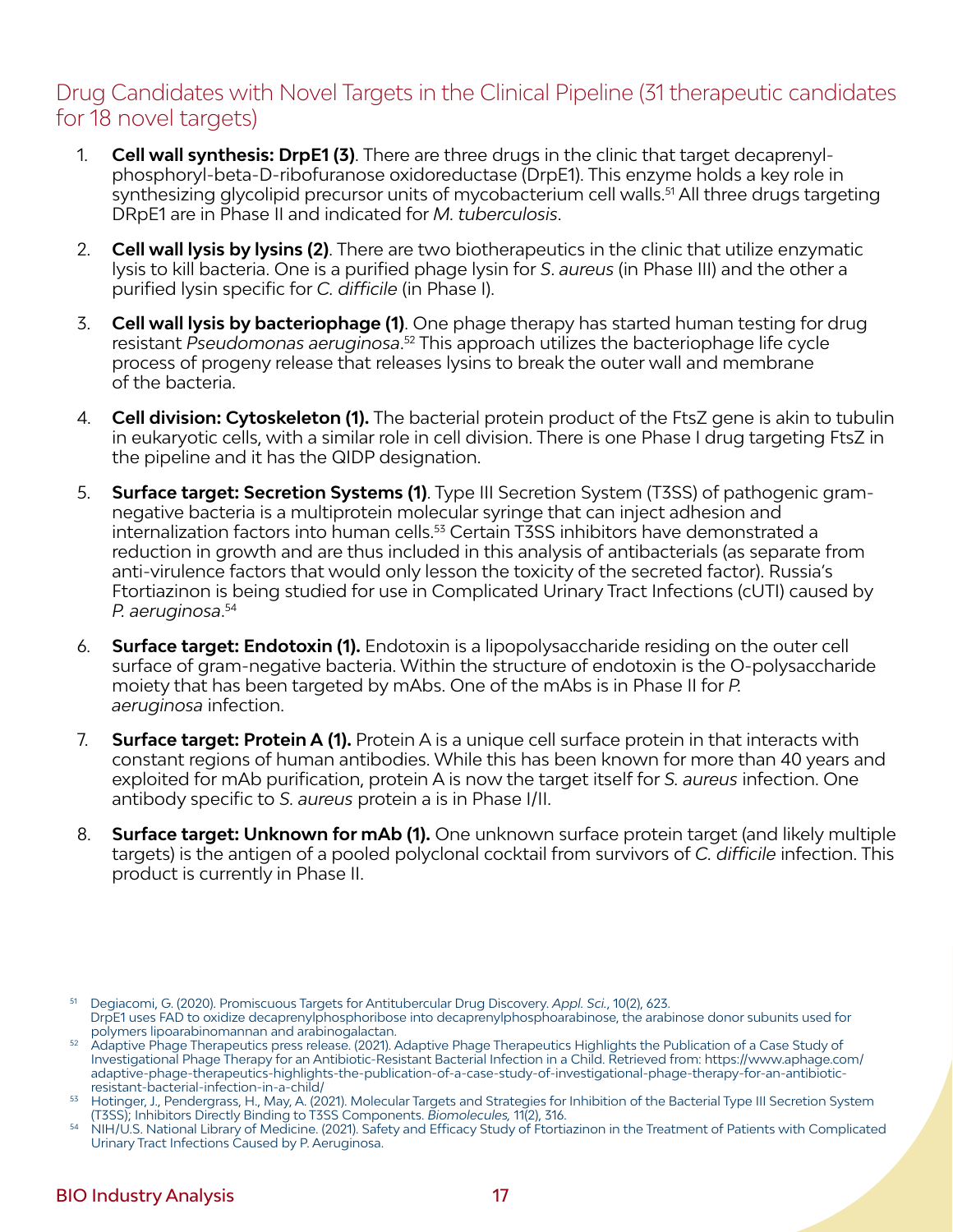## Drug Candidates with Novel Targets in the Clinical Pipeline (31 therapeutic candidates for 18 novel targets)

1. **Cell wall synthesis: DrpE1 (3)**. There are three drugs in the clinic that target decaprenylphosphoryl-beta-D-ribofuranose oxidoreductase (DrpE1). This enzyme holds a key role in synthesizing glycolipid precursor units of mycobacterium cell walls.[51] All three drugs targeting DRpE1 are in Phase II and indicated for *M. tuberculosis*.

2. **Cell wall lysis by lysins (2)**. There are two biotherapeutics in the clinic that utilize enzymatic lysis to kill bacteria. One is a purified phage lysin for *S. aureus* (in Phase III) and the other a purified lysin specific for *C. difficile* (in Phase I).

3. **Cell wall lysis by bacteriophage (1)**. One phage therapy has started human testing for drug resistant *Pseudomonas aeruginosa*.[52] This approach utilizes the bacteriophage life cycle process of progeny release that releases lysins to break the outer wall and membrane of the bacteria.

4. **Cell division: Cytoskeleton (1).** The bacterial protein product of the FtsZ gene is akin to tubulin in eukaryotic cells, with a similar role in cell division. There is one Phase I drug targeting FtsZ in the pipeline and it has the QIDP designation.

5. **Surface target: Secretion Systems (1)**. Type III Secretion System (T3SS) of pathogenic gram-negative bacteria is a multiprotein molecular syringe that can inject adhesion and internalization factors into human cells.[53] Certain T3SS inhibitors have demonstrated a reduction in growth and are thus included in this analysis of antibacterials (as separate from anti-virulence factors that would only lesson the toxicity of the secreted factor). Russia's Ftortiazinon is being studied for use in Complicated Urinary Tract Infections (cUTI) caused by *P. aeruginosa*.[54]

6. **Surface target: Endotoxin (1).** Endotoxin is a lipopolysaccharide residing on the outer cell surface of gram-negative bacteria. Within the structure of endotoxin is the O-polysaccharide moiety that has been targeted by mAbs. One of the mAbs is in Phase II for *P. aeruginosa* infection.

7. **Surface target: Protein A (1).** Protein A is a unique cell surface protein in that interacts with constant regions of human antibodies. While this has been known for more than 40 years and exploited for mAb purification, protein A is now the target itself for *S. aureus* infection. One antibody specific to *S. aureus* protein a is in Phase I/II.

8. **Surface target: Unknown for mAb (1).** One unknown surface protein target (and likely multiple targets) is the antigen of a pooled polyclonal cocktail from survivors of *C. difficile* infection. This product is currently in Phase II.

---

[51] Degiacomi, G. (2020). Promiscuous Targets for Antitubercular Drug Discovery. *Appl. Sci.*, 10(2), 623. DrpE1 uses FAD to oxidize decaprenylphosphoribose into decaprenylphosphoarabinose, the arabinose donor subunits used for polymers lipoarabinomannan and arabinogalactan.

[52] Adaptive Phage Therapeutics press release. (2021). Adaptive Phage Therapeutics Highlights the Publication of a Case Study of Investigational Phage Therapy for an Antibiotic-Resistant Bacterial Infection in a Child. Retrieved from: https://www.aphage.com/adaptive-phage-therapeutics-highlights-the-publication-of-a-case-study-of-investigational-phage-therapy-for-an-antibiotic-resistant-bacterial-infection-in-a-child/

[53] Hotinger, J., Pendergrass, H., May, A. (2021). Molecular Targets and Strategies for Inhibition of the Bacterial Type III Secretion System (T3SS); Inhibitors Directly Binding to T3SS Components. *Biomolecules,* 11(2), 316.

[54] NIH/U.S. National Library of Medicine. (2021). Safety and Efficacy Study of Ftortiazinon in the Treatment of Patients with Complicated Urinary Tract Infections Caused by P. Aeruginosa.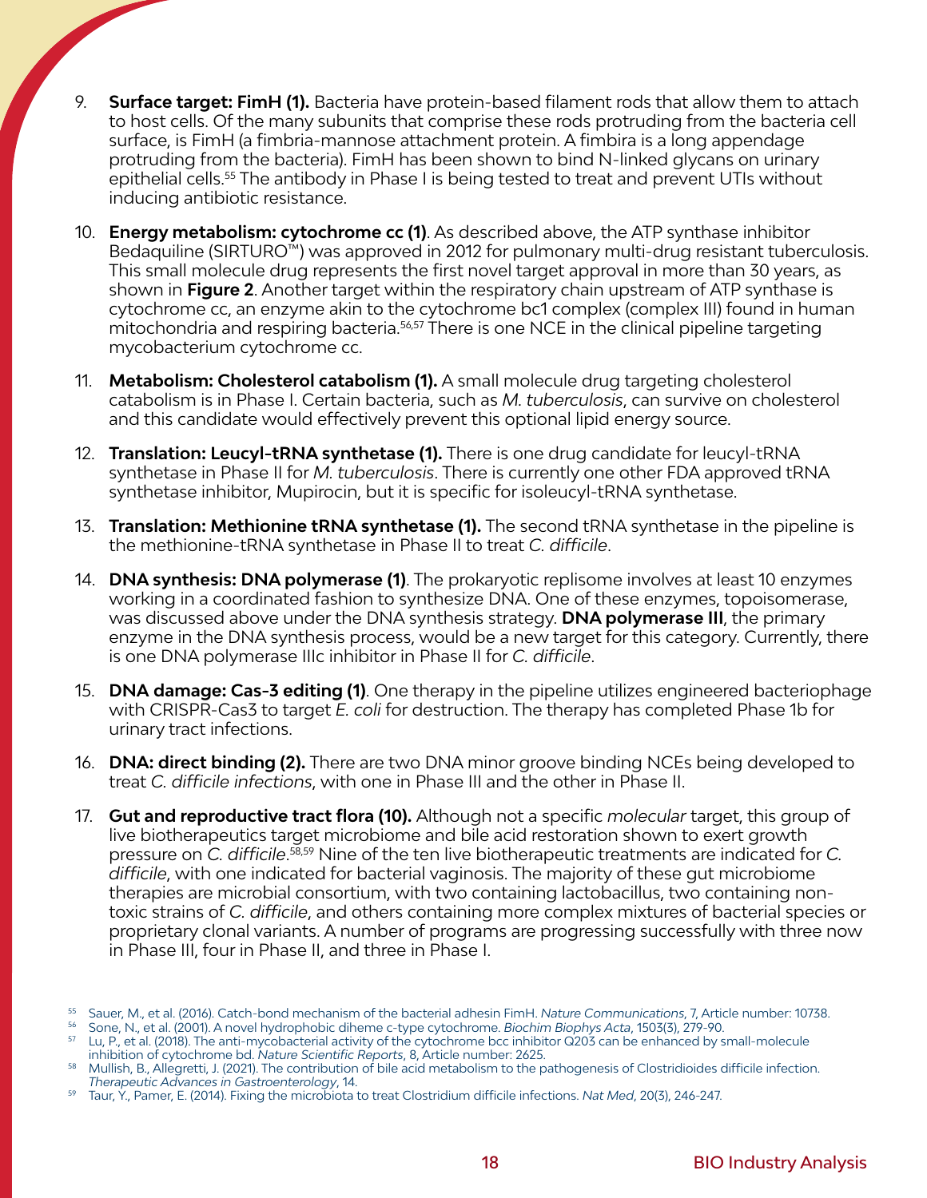9. **Surface target: FimH (1).** Bacteria have protein-based filament rods that allow them to attach to host cells. Of the many subunits that comprise these rods protruding from the bacteria cell surface, is FimH (a fimbria-mannose attachment protein. A fimbira is a long appendage protruding from the bacteria). FimH has been shown to bind N-linked glycans on urinary epithelial cells.[55] The antibody in Phase I is being tested to treat and prevent UTIs without inducing antibiotic resistance.

10. **Energy metabolism: cytochrome cc (1)**. As described above, the ATP synthase inhibitor Bedaquiline (SIRTURO™) was approved in 2012 for pulmonary multi-drug resistant tuberculosis. This small molecule drug represents the first novel target approval in more than 30 years, as shown in **Figure 2**. Another target within the respiratory chain upstream of ATP synthase is cytochrome cc, an enzyme akin to the cytochrome bc1 complex (complex III) found in human mitochondria and respiring bacteria.[56,57] There is one NCE in the clinical pipeline targeting mycobacterium cytochrome cc.

11. **Metabolism: Cholesterol catabolism (1).** A small molecule drug targeting cholesterol catabolism is in Phase I. Certain bacteria, such as *M. tuberculosis*, can survive on cholesterol and this candidate would effectively prevent this optional lipid energy source.

12. **Translation: Leucyl-tRNA synthetase (1).** There is one drug candidate for leucyl-tRNA synthetase in Phase II for *M. tuberculosis*. There is currently one other FDA approved tRNA synthetase inhibitor, Mupirocin, but it is specific for isoleucyl-tRNA synthetase.

13. **Translation: Methionine tRNA synthetase (1).** The second tRNA synthetase in the pipeline is the methionine-tRNA synthetase in Phase II to treat *C. difficile*.

14. **DNA synthesis: DNA polymerase (1)**. The prokaryotic replisome involves at least 10 enzymes working in a coordinated fashion to synthesize DNA. One of these enzymes, topoisomerase, was discussed above under the DNA synthesis strategy. **DNA polymerase III**, the primary enzyme in the DNA synthesis process, would be a new target for this category. Currently, there is one DNA polymerase IIIc inhibitor in Phase II for *C. difficile*.

15. **DNA damage: Cas-3 editing (1)**. One therapy in the pipeline utilizes engineered bacteriophage with CRISPR-Cas3 to target *E. coli* for destruction. The therapy has completed Phase 1b for urinary tract infections.

16. **DNA: direct binding (2).** There are two DNA minor groove binding NCEs being developed to treat *C. difficile infections*, with one in Phase III and the other in Phase II.

17. **Gut and reproductive tract flora (10).** Although not a specific *molecular* target, this group of live biotherapeutics target microbiome and bile acid restoration shown to exert growth pressure on *C. difficile*.[58,59] Nine of the ten live biotherapeutic treatments are indicated for *C. difficile*, with one indicated for bacterial vaginosis. The majority of these gut microbiome therapies are microbial consortium, with two containing lactobacillus, two containing non-toxic strains of *C. difficile*, and others containing more complex mixtures of bacterial species or proprietary clonal variants. A number of programs are progressing successfully with three now in Phase III, four in Phase II, and three in Phase I.

---

[55] Sauer, M., et al. (2016). Catch-bond mechanism of the bacterial adhesin FimH. *Nature Communications*, 7, Article number: 10738.

[56] Sone, N., et al. (2001). A novel hydrophobic diheme c-type cytochrome. *Biochim Biophys Acta*, 1503(3), 279-90.

[57] Lu, P., et al. (2018). The anti-mycobacterial activity of the cytochrome bcc inhibitor Q203 can be enhanced by small-molecule inhibition of cytochrome bd. *Nature Scientific Reports*, 8, Article number: 2625.

[58] Mullish, B., Allegretti, J. (2021). The contribution of bile acid metabolism to the pathogenesis of Clostridioides difficile infection. *Therapeutic Advances in Gastroenterology*, 14.

[59] Taur, Y., Pamer, E. (2014). Fixing the microbiota to treat Clostridium difficile infections. *Nat Med*, 20(3), 246-247.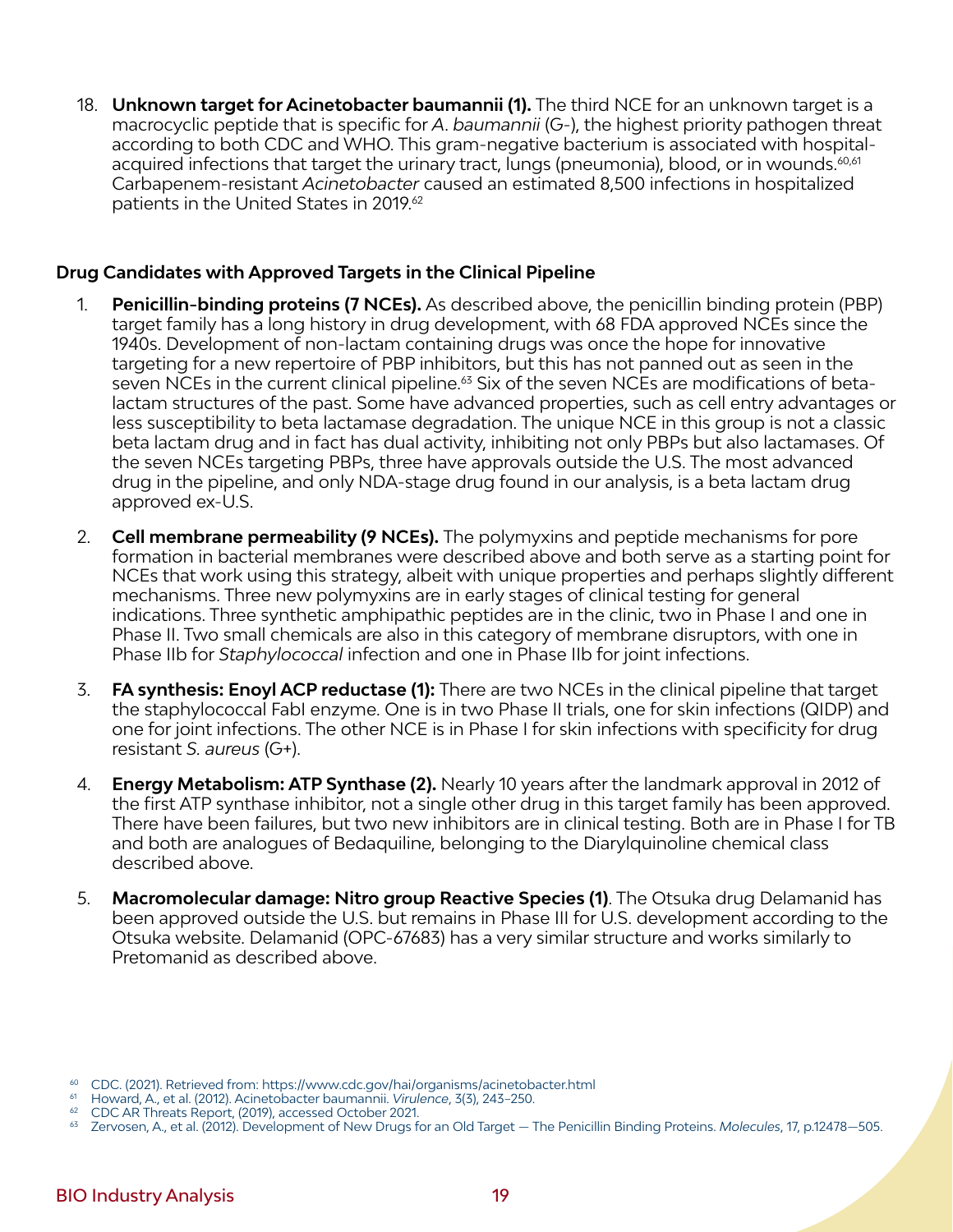18. **Unknown target for Acinetobacter baumannii (1).** The third NCE for an unknown target is a macrocyclic peptide that is specific for *A. baumannii* (G-), the highest priority pathogen threat according to both CDC and WHO. This gram-negative bacterium is associated with hospital-acquired infections that target the urinary tract, lungs (pneumonia), blood, or in wounds.[60,61] Carbapenem-resistant *Acinetobacter* caused an estimated 8,500 infections in hospitalized patients in the United States in 2019.[62]

### Drug Candidates with Approved Targets in the Clinical Pipeline

1. **Penicillin-binding proteins (7 NCEs).** As described above, the penicillin binding protein (PBP) target family has a long history in drug development, with 68 FDA approved NCEs since the 1940s. Development of non-lactam containing drugs was once the hope for innovative targeting for a new repertoire of PBP inhibitors, but this has not panned out as seen in the seven NCEs in the current clinical pipeline.[63] Six of the seven NCEs are modifications of beta-lactam structures of the past. Some have advanced properties, such as cell entry advantages or less susceptibility to beta lactamase degradation. The unique NCE in this group is not a classic beta lactam drug and in fact has dual activity, inhibiting not only PBPs but also lactamases. Of the seven NCEs targeting PBPs, three have approvals outside the U.S. The most advanced drug in the pipeline, and only NDA-stage drug found in our analysis, is a beta lactam drug approved ex-U.S.

2. **Cell membrane permeability (9 NCEs).** The polymyxins and peptide mechanisms for pore formation in bacterial membranes were described above and both serve as a starting point for NCEs that work using this strategy, albeit with unique properties and perhaps slightly different mechanisms. Three new polymyxins are in early stages of clinical testing for general indications. Three synthetic amphipathic peptides are in the clinic, two in Phase I and one in Phase II. Two small chemicals are also in this category of membrane disruptors, with one in Phase IIb for *Staphylococcal* infection and one in Phase IIb for joint infections.

3. **FA synthesis: Enoyl ACP reductase (1):** There are two NCEs in the clinical pipeline that target the staphylococcal FabI enzyme. One is in two Phase II trials, one for skin infections (QIDP) and one for joint infections. The other NCE is in Phase I for skin infections with specificity for drug resistant *S. aureus* (G+).

4. **Energy Metabolism: ATP Synthase (2).** Nearly 10 years after the landmark approval in 2012 of the first ATP synthase inhibitor, not a single other drug in this target family has been approved. There have been failures, but two new inhibitors are in clinical testing. Both are in Phase I for TB and both are analogues of Bedaquiline, belonging to the Diarylquinoline chemical class described above.

5. **Macromolecular damage: Nitro group Reactive Species (1)**. The Otsuka drug Delamanid has been approved outside the U.S. but remains in Phase III for U.S. development according to the Otsuka website. Delamanid (OPC-67683) has a very similar structure and works similarly to Pretomanid as described above.

---

[60] CDC. (2021). Retrieved from: https://www.cdc.gov/hai/organisms/acinetobacter.html

[61] Howard, A., et al. (2012). Acinetobacter baumannii. *Virulence*, 3(3), 243–250.

[62] CDC AR Threats Report, (2019), accessed October 2021.

[63] Zervosen, A., et al. (2012). Development of New Drugs for an Old Target — The Penicillin Binding Proteins. *Molecules*, 17, p.12478—505.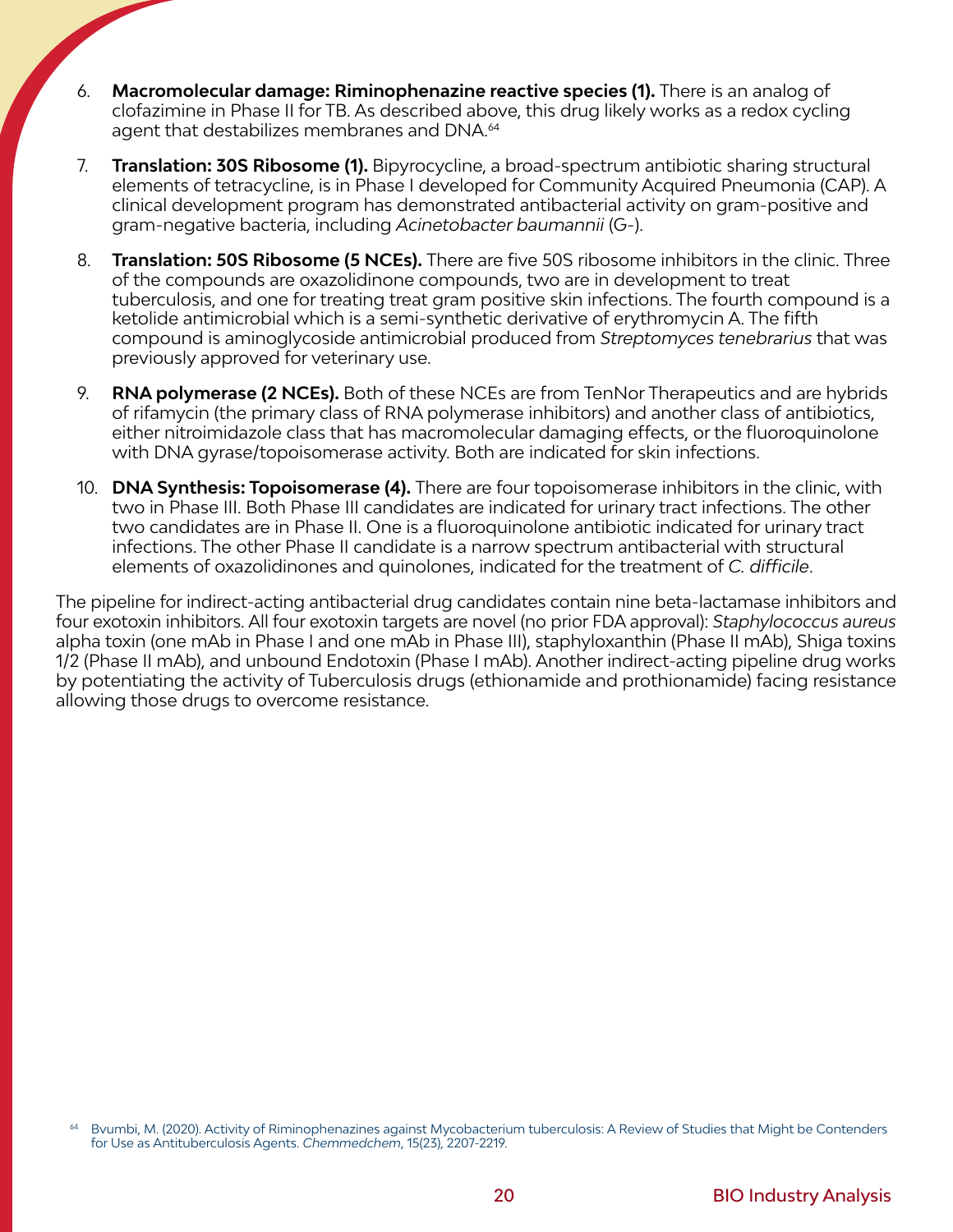6. **Macromolecular damage: Riminophenazine reactive species (1).** There is an analog of clofazimine in Phase II for TB. As described above, this drug likely works as a redox cycling agent that destabilizes membranes and DNA.[64]

7. **Translation: 30S Ribosome (1).** Bipyrocycline, a broad-spectrum antibiotic sharing structural elements of tetracycline, is in Phase I developed for Community Acquired Pneumonia (CAP). A clinical development program has demonstrated antibacterial activity on gram-positive and gram-negative bacteria, including *Acinetobacter baumannii* (G-).

8. **Translation: 50S Ribosome (5 NCEs).** There are five 50S ribosome inhibitors in the clinic. Three of the compounds are oxazolidinone compounds, two are in development to treat tuberculosis, and one for treating treat gram positive skin infections. The fourth compound is a ketolide antimicrobial which is a semi-synthetic derivative of erythromycin A. The fifth compound is aminoglycoside antimicrobial produced from *Streptomyces tenebrarius* that was previously approved for veterinary use.

9. **RNA polymerase (2 NCEs).** Both of these NCEs are from TenNor Therapeutics and are hybrids of rifamycin (the primary class of RNA polymerase inhibitors) and another class of antibiotics, either nitroimidazole class that has macromolecular damaging effects, or the fluoroquinolone with DNA gyrase/topoisomerase activity. Both are indicated for skin infections.

10. **DNA Synthesis: Topoisomerase (4).** There are four topoisomerase inhibitors in the clinic, with two in Phase III. Both Phase III candidates are indicated for urinary tract infections. The other two candidates are in Phase II. One is a fluoroquinolone antibiotic indicated for urinary tract infections. The other Phase II candidate is a narrow spectrum antibacterial with structural elements of oxazolidinones and quinolones, indicated for the treatment of *C. difficile*.

The pipeline for indirect-acting antibacterial drug candidates contain nine beta-lactamase inhibitors and four exotoxin inhibitors. All four exotoxin targets are novel (no prior FDA approval): *Staphylococcus aureus* alpha toxin (one mAb in Phase I and one mAb in Phase III), staphyloxanthin (Phase II mAb), Shiga toxins 1/2 (Phase II mAb), and unbound Endotoxin (Phase I mAb). Another indirect-acting pipeline drug works by potentiating the activity of Tuberculosis drugs (ethionamide and prothionamide) facing resistance allowing those drugs to overcome resistance.

[64] Bvumbi, M. (2020). Activity of Riminophenazines against Mycobacterium tuberculosis: A Review of Studies that Might be Contenders for Use as Antituberculosis Agents. *Chemmedchem*, 15(23), 2207-2219.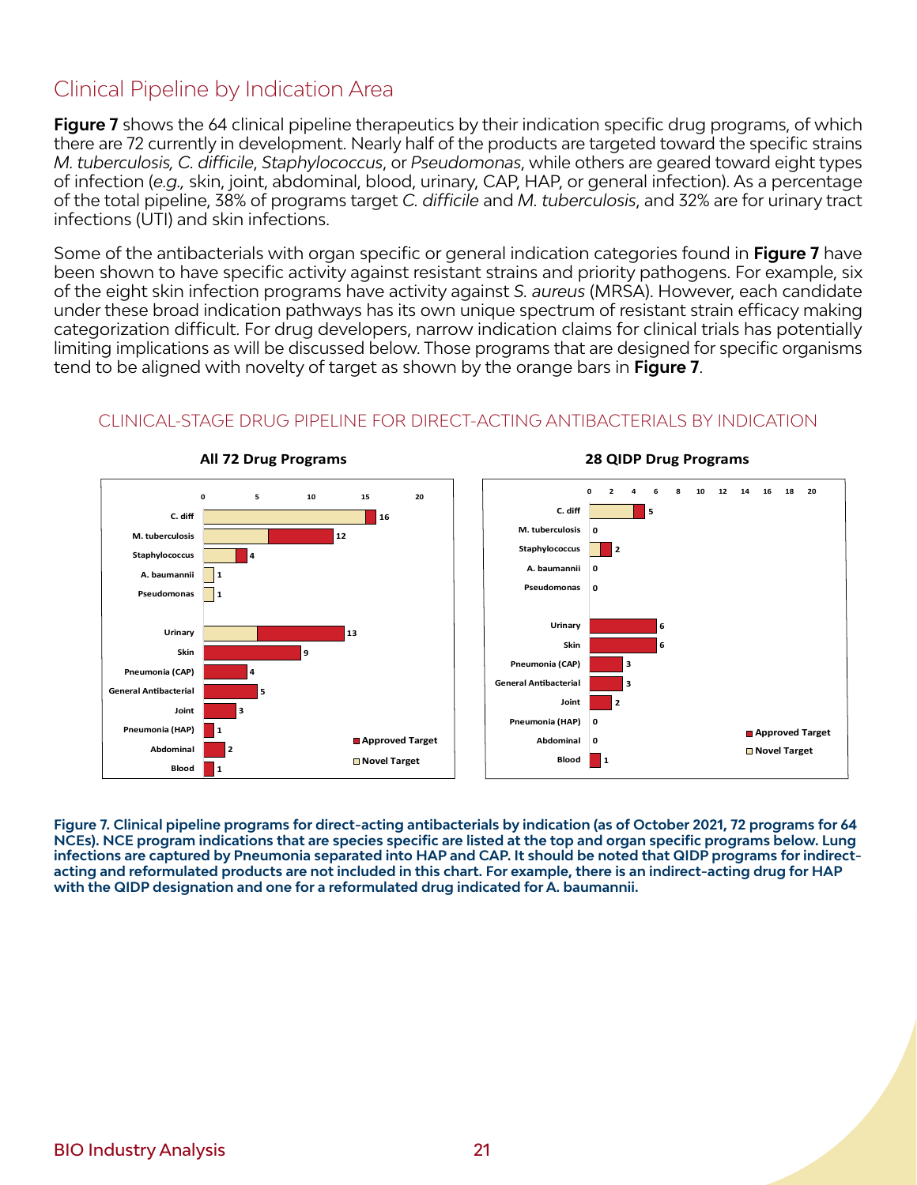## Clinical Pipeline by Indication Area

**Figure 7** shows the 64 clinical pipeline therapeutics by their indication specific drug programs, of which there are 72 currently in development. Nearly half of the products are targeted toward the specific strains *M. tuberculosis, C. difficile*, *Staphylococcus*, or *Pseudomonas*, while others are geared toward eight types of infection (*e.g.,* skin, joint, abdominal, blood, urinary, CAP, HAP, or general infection). As a percentage of the total pipeline, 38% of programs target *C. difficile* and *M. tuberculosis*, and 32% are for urinary tract infections (UTI) and skin infections.

Some of the antibacterials with organ specific or general indication categories found in **Figure 7** have been shown to have specific activity against resistant strains and priority pathogens. For example, six of the eight skin infection programs have activity against *S. aureus* (MRSA). However, each candidate under these broad indication pathways has its own unique spectrum of resistant strain efficacy making categorization difficult. For drug developers, narrow indication claims for clinical trials has potentially limiting implications as will be discussed below. Those programs that are designed for specific organisms tend to be aligned with novelty of target as shown by the orange bars in **Figure 7**.

CLINICAL-STAGE DRUG PIPELINE FOR DIRECT-ACTING ANTIBACTERIALS BY INDICATION

| Indication | All 72 Drug Programs | 28 QIDP Drug Programs |
|---|---|---|
| C. diff | 16 | 5 |
| M. tuberculosis | 12 | 0 |
| Staphylococcus | 4 | 2 |
| A. baumannii | 1 | 0 |
| Pseudomonas | 1 | 0 |
| Urinary | 13 | 6 |
| Skin | 9 | 6 |
| Pneumonia (CAP) | 4 | 3 |
| General Antibacterial | 5 | 3 |
| Joint | 3 | 2 |
| Pneumonia (HAP) | 1 | 0 |
| Abdominal | 2 | 0 |
| Blood | 1 | 1 |

Legend: Approved Target; Novel Target

**Figure 7. Clinical pipeline programs for direct-acting antibacterials by indication (as of October 2021, 72 programs for 64 NCEs). NCE program indications that are species specific are listed at the top and organ specific programs below. Lung infections are captured by Pneumonia separated into HAP and CAP. It should be noted that QIDP programs for indirect-acting and reformulated products are not included in this chart. For example, there is an indirect-acting drug for HAP with the QIDP designation and one for a reformulated drug indicated for A. baumannii.**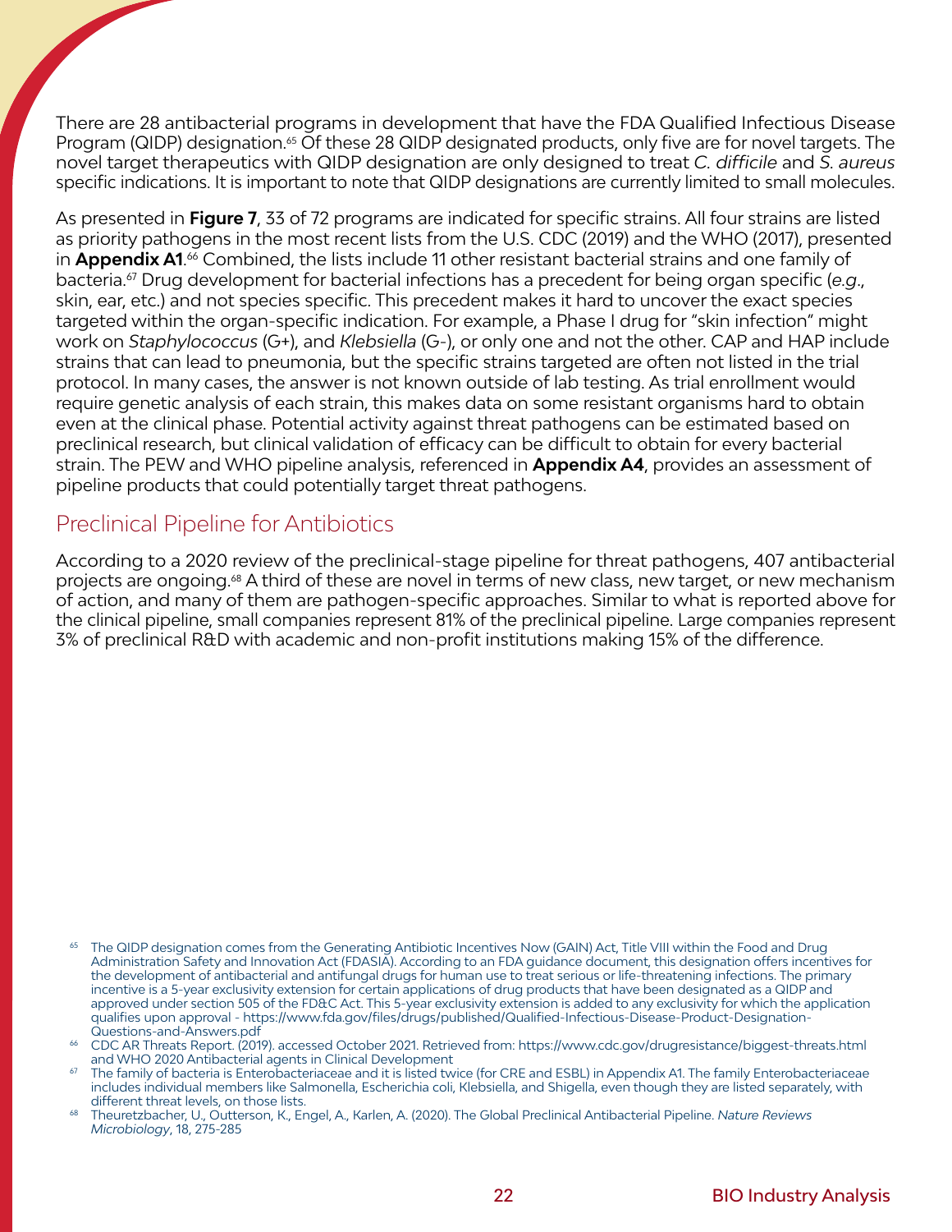There are 28 antibacterial programs in development that have the FDA Qualified Infectious Disease Program (QIDP) designation.[65] Of these 28 QIDP designated products, only five are for novel targets. The novel target therapeutics with QIDP designation are only designed to treat *C. difficile* and *S. aureus* specific indications. It is important to note that QIDP designations are currently limited to small molecules.

As presented in **Figure 7**, 33 of 72 programs are indicated for specific strains. All four strains are listed as priority pathogens in the most recent lists from the U.S. CDC (2019) and the WHO (2017), presented in **Appendix A1**.[66] Combined, the lists include 11 other resistant bacterial strains and one family of bacteria.[67] Drug development for bacterial infections has a precedent for being organ specific (*e.g*., skin, ear, etc.) and not species specific. This precedent makes it hard to uncover the exact species targeted within the organ-specific indication. For example, a Phase I drug for "skin infection" might work on *Staphylococcus* (G+), and *Klebsiella* (G-), or only one and not the other. CAP and HAP include strains that can lead to pneumonia, but the specific strains targeted are often not listed in the trial protocol. In many cases, the answer is not known outside of lab testing. As trial enrollment would require genetic analysis of each strain, this makes data on some resistant organisms hard to obtain even at the clinical phase. Potential activity against threat pathogens can be estimated based on preclinical research, but clinical validation of efficacy can be difficult to obtain for every bacterial strain. The PEW and WHO pipeline analysis, referenced in **Appendix A4**, provides an assessment of pipeline products that could potentially target threat pathogens.

## Preclinical Pipeline for Antibiotics

According to a 2020 review of the preclinical-stage pipeline for threat pathogens, 407 antibacterial projects are ongoing.[68] A third of these are novel in terms of new class, new target, or new mechanism of action, and many of them are pathogen-specific approaches. Similar to what is reported above for the clinical pipeline, small companies represent 81% of the preclinical pipeline. Large companies represent 3% of preclinical R&D with academic and non-profit institutions making 15% of the difference.

[65] The QIDP designation comes from the Generating Antibiotic Incentives Now (GAIN) Act, Title VIII within the Food and Drug Administration Safety and Innovation Act (FDASIA). According to an FDA guidance document, this designation offers incentives for the development of antibacterial and antifungal drugs for human use to treat serious or life-threatening infections. The primary incentive is a 5-year exclusivity extension for certain applications of drug products that have been designated as a QIDP and approved under section 505 of the FD&C Act. This 5-year exclusivity extension is added to any exclusivity for which the application qualifies upon approval - https://www.fda.gov/files/drugs/published/Qualified-Infectious-Disease-Product-Designation-Questions-and-Answers.pdf

[66] CDC AR Threats Report. (2019). accessed October 2021. Retrieved from: https://www.cdc.gov/drugresistance/biggest-threats.html and WHO 2020 Antibacterial agents in Clinical Development

[67] The family of bacteria is Enterobacteriaceae and it is listed twice (for CRE and ESBL) in Appendix A1. The family Enterobacteriaceae includes individual members like Salmonella, Escherichia coli, Klebsiella, and Shigella, even though they are listed separately, with different threat levels, on those lists.

[68] Theuretzbacher, U., Outterson, K., Engel, A., Karlen, A. (2020). The Global Preclinical Antibacterial Pipeline. *Nature Reviews Microbiology*, 18, 275-285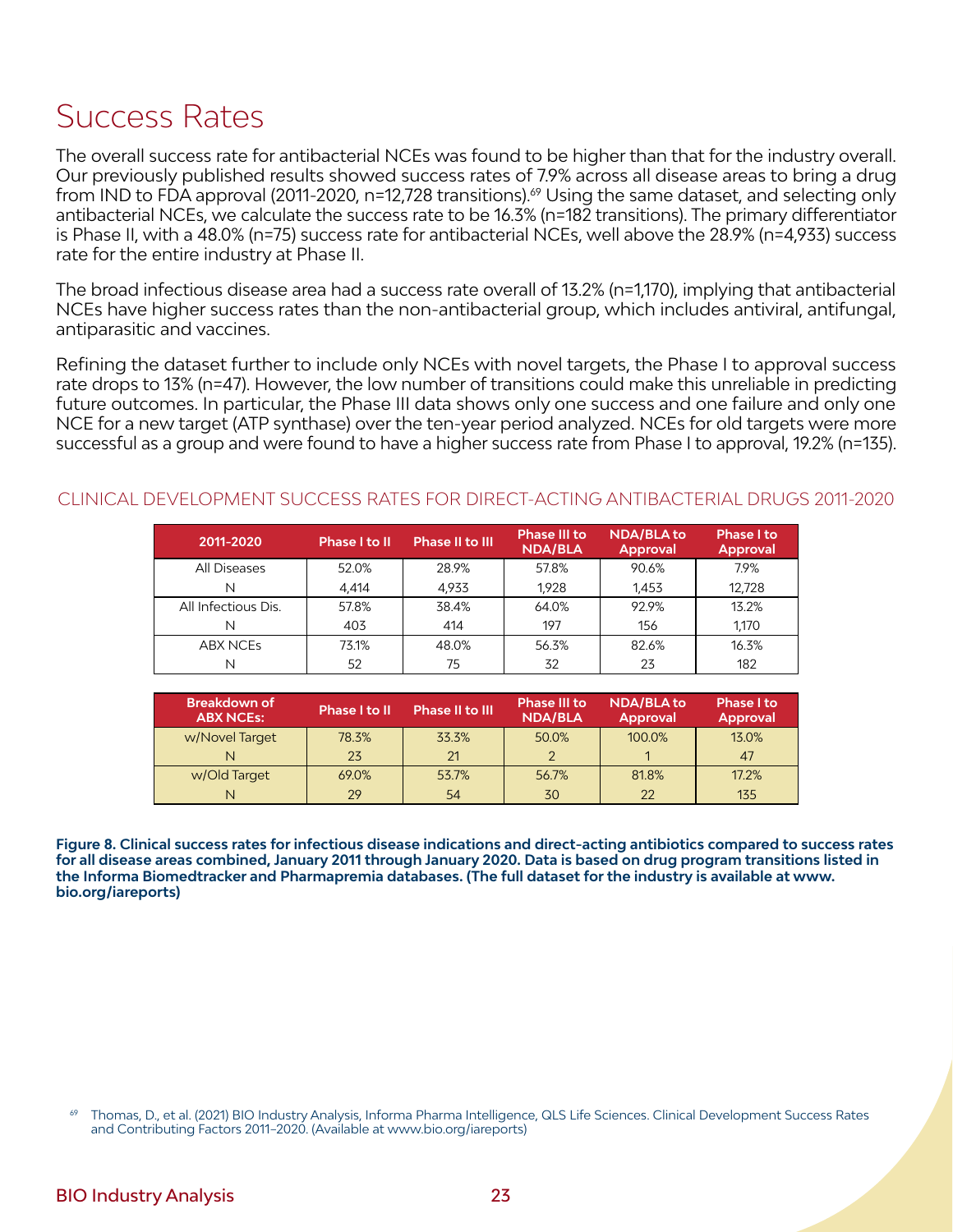# Success Rates

The overall success rate for antibacterial NCEs was found to be higher than that for the industry overall. Our previously published results showed success rates of 7.9% across all disease areas to bring a drug from IND to FDA approval (2011-2020, n=12,728 transitions).[69] Using the same dataset, and selecting only antibacterial NCEs, we calculate the success rate to be 16.3% (n=182 transitions). The primary differentiator is Phase II, with a 48.0% (n=75) success rate for antibacterial NCEs, well above the 28.9% (n=4,933) success rate for the entire industry at Phase II.

The broad infectious disease area had a success rate overall of 13.2% (n=1,170), implying that antibacterial NCEs have higher success rates than the non-antibacterial group, which includes antiviral, antifungal, antiparasitic and vaccines.

Refining the dataset further to include only NCEs with novel targets, the Phase I to approval success rate drops to 13% (n=47). However, the low number of transitions could make this unreliable in predicting future outcomes. In particular, the Phase III data shows only one success and one failure and only one NCE for a new target (ATP synthase) over the ten-year period analyzed. NCEs for old targets were more successful as a group and were found to have a higher success rate from Phase I to approval, 19.2% (n=135).

## CLINICAL DEVELOPMENT SUCCESS RATES FOR DIRECT-ACTING ANTIBACTERIAL DRUGS 2011-2020

| 2011-2020 | Phase I to II | Phase II to III | Phase III to NDA/BLA | NDA/BLA to Approval | Phase I to Approval |
|---|---|---|---|---|---|
| All Diseases | 52.0% | 28.9% | 57.8% | 90.6% | 7.9% |
| N | 4,414 | 4,933 | 1,928 | 1,453 | 12,728 |
| All Infectious Dis. | 57.8% | 38.4% | 64.0% | 92.9% | 13.2% |
| N | 403 | 414 | 197 | 156 | 1,170 |
| ABX NCEs | 73.1% | 48.0% | 56.3% | 82.6% | 16.3% |
| N | 52 | 75 | 32 | 23 | 182 |

| Breakdown of ABX NCEs: | Phase I to II | Phase II to III | Phase III to NDA/BLA | NDA/BLA to Approval | Phase I to Approval |
|---|---|---|---|---|---|
| w/Novel Target | 78.3% | 33.3% | 50.0% | 100.0% | 13.0% |
| N | 23 | 21 | 2 | 1 | 47 |
| w/Old Target | 69.0% | 53.7% | 56.7% | 81.8% | 17.2% |
| N | 29 | 54 | 30 | 22 | 135 |

**Figure 8. Clinical success rates for infectious disease indications and direct-acting antibiotics compared to success rates for all disease areas combined, January 2011 through January 2020. Data is based on drug program transitions listed in the Informa Biomedtracker and Pharmapremia databases. (The full dataset for the industry is available at www.bio.org/iareports)**

[69] Thomas, D., et al. (2021) BIO Industry Analysis, Informa Pharma Intelligence, QLS Life Sciences. Clinical Development Success Rates and Contributing Factors 2011–2020. (Available at www.bio.org/iareports)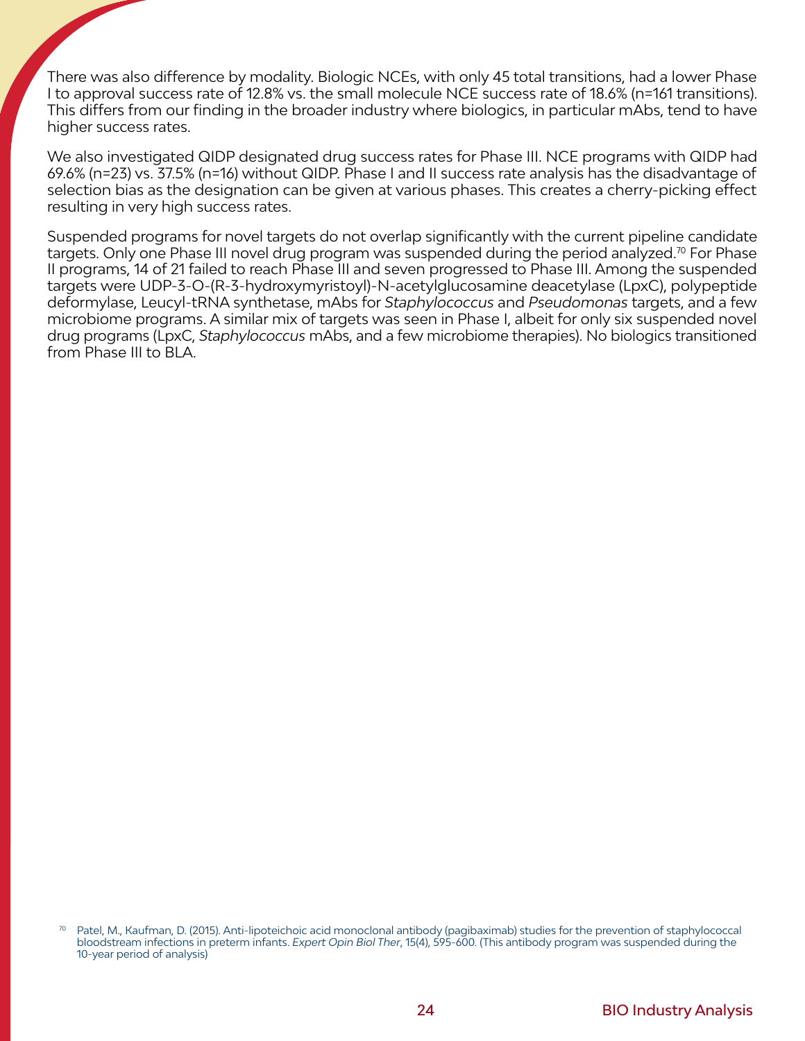There was also difference by modality. Biologic NCEs, with only 45 total transitions, had a lower Phase I to approval success rate of 12.8% vs. the small molecule NCE success rate of 18.6% (n=161 transitions). This differs from our finding in the broader industry where biologics, in particular mAbs, tend to have higher success rates.

We also investigated QIDP designated drug success rates for Phase III. NCE programs with QIDP had 69.6% (n=23) vs. 37.5% (n=16) without QIDP. Phase I and II success rate analysis has the disadvantage of selection bias as the designation can be given at various phases. This creates a cherry-picking effect resulting in very high success rates.

Suspended programs for novel targets do not overlap significantly with the current pipeline candidate targets. Only one Phase III novel drug program was suspended during the period analyzed.[70] For Phase II programs, 14 of 21 failed to reach Phase III and seven progressed to Phase III. Among the suspended targets were UDP-3-O-(R-3-hydroxymyristoyl)-N-acetylglucosamine deacetylase (LpxC), polypeptide deformylase, Leucyl-tRNA synthetase, mAbs for *Staphylococcus* and *Pseudomonas* targets, and a few microbiome programs. A similar mix of targets was seen in Phase I, albeit for only six suspended novel drug programs (LpxC, *Staphylococcus* mAbs, and a few microbiome therapies). No biologics transitioned from Phase III to BLA.

[70] Patel, M., Kaufman, D. (2015). Anti-lipoteichoic acid monoclonal antibody (pagibaximab) studies for the prevention of staphylococcal bloodstream infections in preterm infants. *Expert Opin Biol Ther*, 15(4), 595-600. (This antibody program was suspended during the 10-year period of analysis)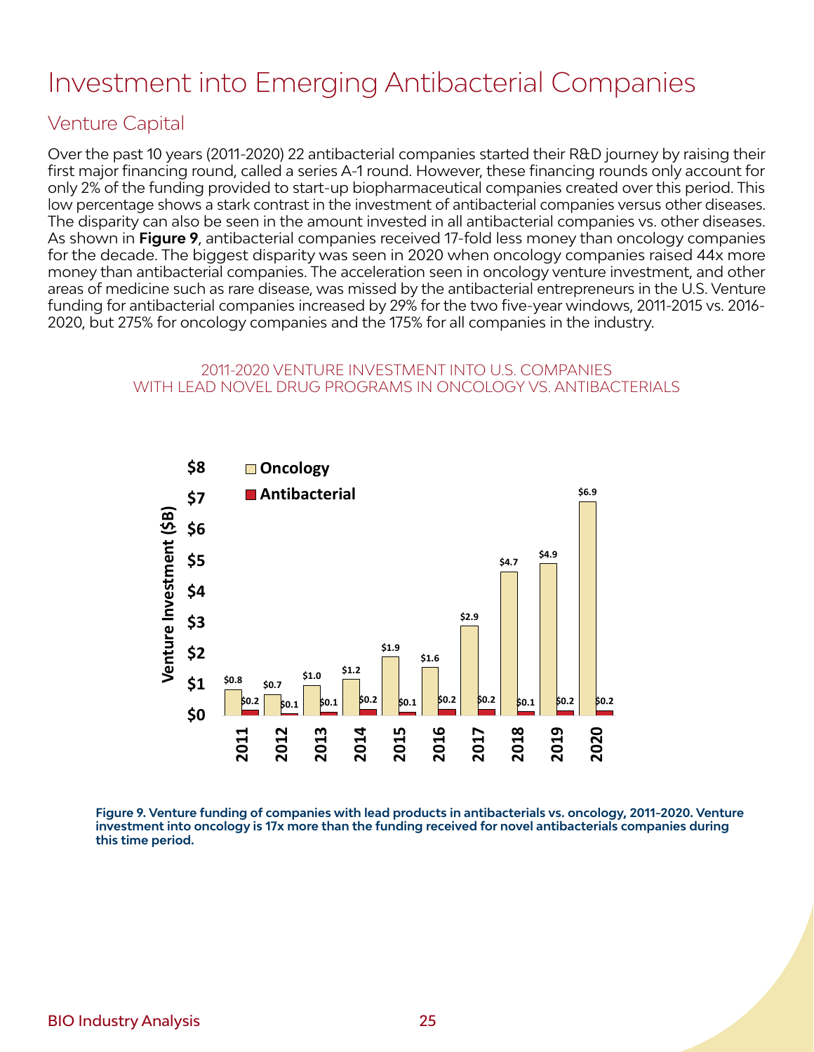# Investment into Emerging Antibacterial Companies

## Venture Capital

Over the past 10 years (2011-2020) 22 antibacterial companies started their R&D journey by raising their first major financing round, called a series A-1 round. However, these financing rounds only account for only 2% of the funding provided to start-up biopharmaceutical companies created over this period. This low percentage shows a stark contrast in the investment of antibacterial companies versus other diseases. The disparity can also be seen in the amount invested in all antibacterial companies vs. other diseases. As shown in **Figure 9**, antibacterial companies received 17-fold less money than oncology companies for the decade. The biggest disparity was seen in 2020 when oncology companies raised 44x more money than antibacterial companies. The acceleration seen in oncology venture investment, and other areas of medicine such as rare disease, was missed by the antibacterial entrepreneurs in the U.S. Venture funding for antibacterial companies increased by 29% for the two five-year windows, 2011-2015 vs. 2016-2020, but 275% for oncology companies and the 175% for all companies in the industry.

2011-2020 VENTURE INVESTMENT INTO U.S. COMPANIES WITH LEAD NOVEL DRUG PROGRAMS IN ONCOLOGY VS. ANTIBACTERIALS

| Year | Oncology ($B) | Antibacterial ($B) |
|---|---|---|
| 2011 | $0.8 | $0.2 |
| 2012 | $0.7 | $0.1 |
| 2013 | $1.0 | $0.1 |
| 2014 | $1.2 | $0.2 |
| 2015 | $1.9 | $0.1 |
| 2016 | $1.6 | $0.2 |
| 2017 | $2.9 | $0.2 |
| 2018 | $4.7 | $0.1 |
| 2019 | $4.9 | $0.2 |
| 2020 | $6.9 | $0.2 |

**Figure 9. Venture funding of companies with lead products in antibacterials vs. oncology, 2011-2020. Venture investment into oncology is 17x more than the funding received for novel antibacterials companies during this time period.**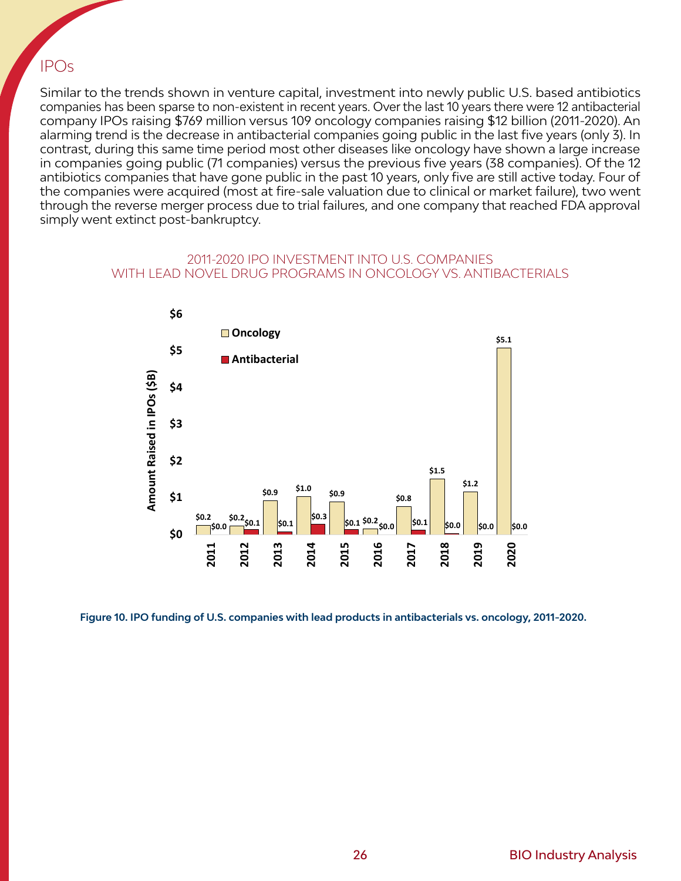## IPOs

Similar to the trends shown in venture capital, investment into newly public U.S. based antibiotics companies has been sparse to non-existent in recent years. Over the last 10 years there were 12 antibacterial company IPOs raising $769 million versus 109 oncology companies raising $12 billion (2011-2020). An alarming trend is the decrease in antibacterial companies going public in the last five years (only 3). In contrast, during this same time period most other diseases like oncology have shown a large increase in companies going public (71 companies) versus the previous five years (38 companies). Of the 12 antibiotics companies that have gone public in the past 10 years, only five are still active today. Four of the companies were acquired (most at fire-sale valuation due to clinical or market failure), two went through the reverse merger process due to trial failures, and one company that reached FDA approval simply went extinct post-bankruptcy.

2011-2020 IPO INVESTMENT INTO U.S. COMPANIES WITH LEAD NOVEL DRUG PROGRAMS IN ONCOLOGY VS. ANTIBACTERIALS

| Year | Oncology ($B) | Antibacterial ($B) |
|---|---|---|
| 2011 | $0.2 | $0.0 |
| 2012 | $0.2 | $0.1 |
| 2013 | $0.9 | $0.1 |
| 2014 | $1.0 | $0.3 |
| 2015 | $0.9 | $0.1 |
| 2016 | $0.2 | $0.0 |
| 2017 | $0.8 | $0.1 |
| 2018 | $1.5 | $0.0 |
| 2019 | $1.2 | $0.0 |
| 2020 | $5.1 | $0.0 |

**Figure 10. IPO funding of U.S. companies with lead products in antibacterials vs. oncology, 2011-2020.**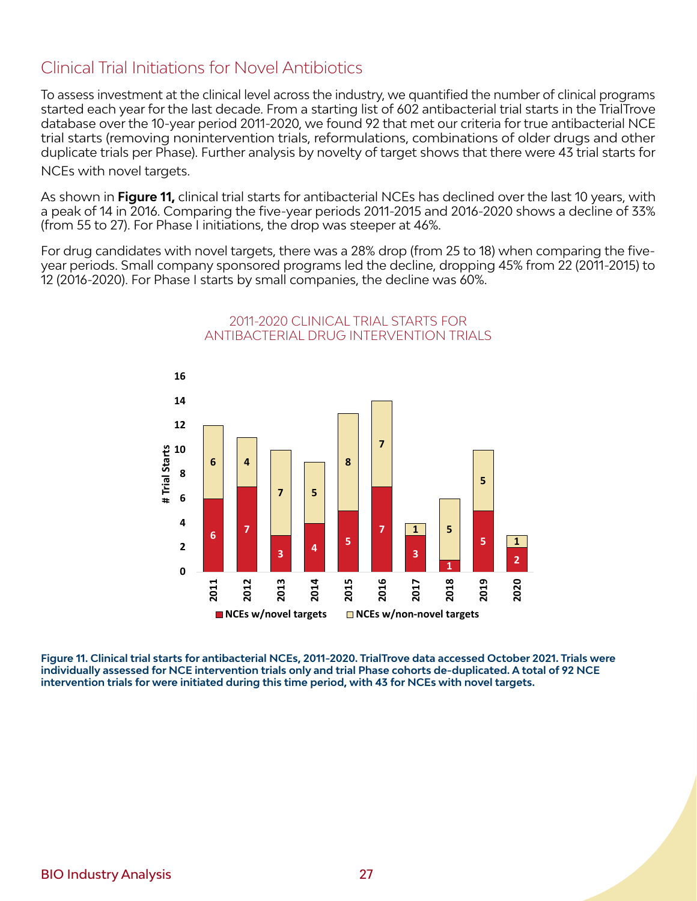## Clinical Trial Initiations for Novel Antibiotics

To assess investment at the clinical level across the industry, we quantified the number of clinical programs started each year for the last decade. From a starting list of 602 antibacterial trial starts in the TrialTrove database over the 10-year period 2011-2020, we found 92 that met our criteria for true antibacterial NCE trial starts (removing nonintervention trials, reformulations, combinations of older drugs and other duplicate trials per Phase). Further analysis by novelty of target shows that there were 43 trial starts for NCEs with novel targets.

As shown in **Figure 11,** clinical trial starts for antibacterial NCEs has declined over the last 10 years, with a peak of 14 in 2016. Comparing the five-year periods 2011-2015 and 2016-2020 shows a decline of 33% (from 55 to 27). For Phase I initiations, the drop was steeper at 46%.

For drug candidates with novel targets, there was a 28% drop (from 25 to 18) when comparing the five-year periods. Small company sponsored programs led the decline, dropping 45% from 22 (2011-2015) to 12 (2016-2020). For Phase I starts by small companies, the decline was 60%.

2011-2020 CLINICAL TRIAL STARTS FOR ANTIBACTERIAL DRUG INTERVENTION TRIALS

| Year | NCEs w/novel targets | NCEs w/non-novel targets |
|---|---|---|
| 2011 | 6 | 6 |
| 2012 | 7 | 4 |
| 2013 | 3 | 7 |
| 2014 | 4 | 5 |
| 2015 | 5 | 8 |
| 2016 | 7 | 7 |
| 2017 | 3 | 1 |
| 2018 | 1 | 5 |
| 2019 | 5 | 5 |
| 2020 | 2 | 1 |

**Figure 11. Clinical trial starts for antibacterial NCEs, 2011-2020. TrialTrove data accessed October 2021. Trials were individually assessed for NCE intervention trials only and trial Phase cohorts de-duplicated. A total of 92 NCE intervention trials for were initiated during this time period, with 43 for NCEs with novel targets.**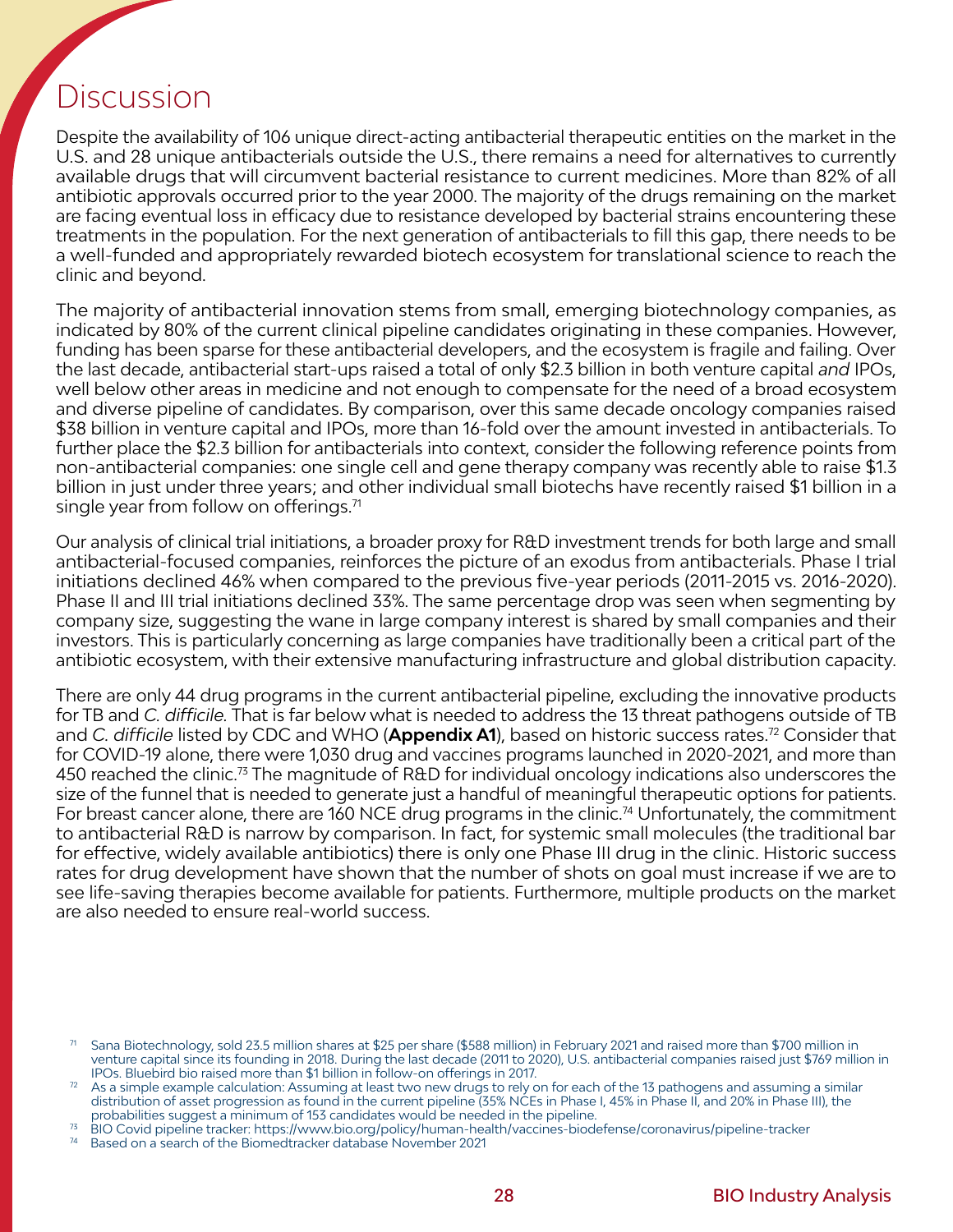# Discussion

Despite the availability of 106 unique direct-acting antibacterial therapeutic entities on the market in the U.S. and 28 unique antibacterials outside the U.S., there remains a need for alternatives to currently available drugs that will circumvent bacterial resistance to current medicines. More than 82% of all antibiotic approvals occurred prior to the year 2000. The majority of the drugs remaining on the market are facing eventual loss in efficacy due to resistance developed by bacterial strains encountering these treatments in the population. For the next generation of antibacterials to fill this gap, there needs to be a well-funded and appropriately rewarded biotech ecosystem for translational science to reach the clinic and beyond.

The majority of antibacterial innovation stems from small, emerging biotechnology companies, as indicated by 80% of the current clinical pipeline candidates originating in these companies. However, funding has been sparse for these antibacterial developers, and the ecosystem is fragile and failing. Over the last decade, antibacterial start-ups raised a total of only $2.3 billion in both venture capital *and* IPOs, well below other areas in medicine and not enough to compensate for the need of a broad ecosystem and diverse pipeline of candidates. By comparison, over this same decade oncology companies raised $38 billion in venture capital and IPOs, more than 16-fold over the amount invested in antibacterials. To further place the $2.3 billion for antibacterials into context, consider the following reference points from non-antibacterial companies: one single cell and gene therapy company was recently able to raise $1.3 billion in just under three years; and other individual small biotechs have recently raised $1 billion in a single year from follow on offerings.[71]

Our analysis of clinical trial initiations, a broader proxy for R&D investment trends for both large and small antibacterial-focused companies, reinforces the picture of an exodus from antibacterials. Phase I trial initiations declined 46% when compared to the previous five-year periods (2011-2015 vs. 2016-2020). Phase II and III trial initiations declined 33%. The same percentage drop was seen when segmenting by company size, suggesting the wane in large company interest is shared by small companies and their investors. This is particularly concerning as large companies have traditionally been a critical part of the antibiotic ecosystem, with their extensive manufacturing infrastructure and global distribution capacity.

There are only 44 drug programs in the current antibacterial pipeline, excluding the innovative products for TB and *C. difficile*. That is far below what is needed to address the 13 threat pathogens outside of TB and *C. difficile* listed by CDC and WHO (**Appendix A1**), based on historic success rates.[72] Consider that for COVID-19 alone, there were 1,030 drug and vaccines programs launched in 2020-2021, and more than 450 reached the clinic.[73] The magnitude of R&D for individual oncology indications also underscores the size of the funnel that is needed to generate just a handful of meaningful therapeutic options for patients. For breast cancer alone, there are 160 NCE drug programs in the clinic.[74] Unfortunately, the commitment to antibacterial R&D is narrow by comparison. In fact, for systemic small molecules (the traditional bar for effective, widely available antibiotics) there is only one Phase III drug in the clinic. Historic success rates for drug development have shown that the number of shots on goal must increase if we are to see life-saving therapies become available for patients. Furthermore, multiple products on the market are also needed to ensure real-world success.

[71] Sana Biotechnology, sold 23.5 million shares at $25 per share ($588 million) in February 2021 and raised more than $700 million in venture capital since its founding in 2018. During the last decade (2011 to 2020), U.S. antibacterial companies raised just $769 million in IPOs. Bluebird bio raised more than $1 billion in follow-on offerings in 2017.

[72] As a simple example calculation: Assuming at least two new drugs to rely on for each of the 13 pathogens and assuming a similar distribution of asset progression as found in the current pipeline (35% NCEs in Phase I, 45% in Phase II, and 20% in Phase III), the probabilities suggest a minimum of 153 candidates would be needed in the pipeline.

[73] BIO Covid pipeline tracker: https://www.bio.org/policy/human-health/vaccines-biodefense/coronavirus/pipeline-tracker

[74] Based on a search of the Biomedtracker database November 2021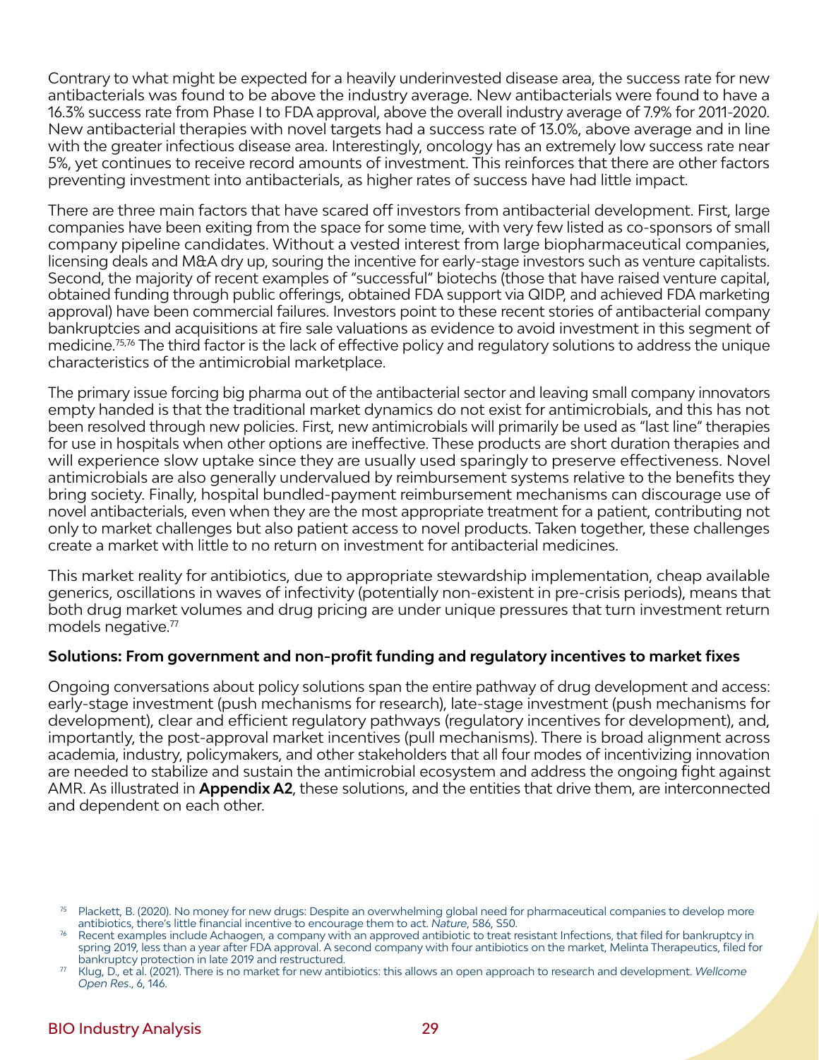Contrary to what might be expected for a heavily underinvested disease area, the success rate for new antibacterials was found to be above the industry average. New antibacterials were found to have a 16.3% success rate from Phase I to FDA approval, above the overall industry average of 7.9% for 2011-2020. New antibacterial therapies with novel targets had a success rate of 13.0%, above average and in line with the greater infectious disease area. Interestingly, oncology has an extremely low success rate near 5%, yet continues to receive record amounts of investment. This reinforces that there are other factors preventing investment into antibacterials, as higher rates of success have had little impact.

There are three main factors that have scared off investors from antibacterial development. First, large companies have been exiting from the space for some time, with very few listed as co-sponsors of small company pipeline candidates. Without a vested interest from large biopharmaceutical companies, licensing deals and M&A dry up, souring the incentive for early-stage investors such as venture capitalists. Second, the majority of recent examples of "successful" biotechs (those that have raised venture capital, obtained funding through public offerings, obtained FDA support via QIDP, and achieved FDA marketing approval) have been commercial failures. Investors point to these recent stories of antibacterial company bankruptcies and acquisitions at fire sale valuations as evidence to avoid investment in this segment of medicine.[75,76] The third factor is the lack of effective policy and regulatory solutions to address the unique characteristics of the antimicrobial marketplace.

The primary issue forcing big pharma out of the antibacterial sector and leaving small company innovators empty handed is that the traditional market dynamics do not exist for antimicrobials, and this has not been resolved through new policies. First, new antimicrobials will primarily be used as "last line" therapies for use in hospitals when other options are ineffective. These products are short duration therapies and will experience slow uptake since they are usually used sparingly to preserve effectiveness. Novel antimicrobials are also generally undervalued by reimbursement systems relative to the benefits they bring society. Finally, hospital bundled-payment reimbursement mechanisms can discourage use of novel antibacterials, even when they are the most appropriate treatment for a patient, contributing not only to market challenges but also patient access to novel products. Taken together, these challenges create a market with little to no return on investment for antibacterial medicines.

This market reality for antibiotics, due to appropriate stewardship implementation, cheap available generics, oscillations in waves of infectivity (potentially non-existent in pre-crisis periods), means that both drug market volumes and drug pricing are under unique pressures that turn investment return models negative.[77]

**Solutions: From government and non-profit funding and regulatory incentives to market fixes**

Ongoing conversations about policy solutions span the entire pathway of drug development and access: early-stage investment (push mechanisms for research), late-stage investment (push mechanisms for development), clear and efficient regulatory pathways (regulatory incentives for development), and, importantly, the post-approval market incentives (pull mechanisms). There is broad alignment across academia, industry, policymakers, and other stakeholders that all four modes of incentivizing innovation are needed to stabilize and sustain the antimicrobial ecosystem and address the ongoing fight against AMR. As illustrated in **Appendix A2**, these solutions, and the entities that drive them, are interconnected and dependent on each other.

---

[75] Plackett, B. (2020). No money for new drugs: Despite an overwhelming global need for pharmaceutical companies to develop more antibiotics, there's little financial incentive to encourage them to act. *Nature*, 586, S50.

[76] Recent examples include Achaogen, a company with an approved antibiotic to treat resistant Infections, that filed for bankruptcy in spring 2019, less than a year after FDA approval. A second company with four antibiotics on the market, Melinta Therapeutics, filed for bankruptcy protection in late 2019 and restructured.

[77] Klug, D., et al. (2021). There is no market for new antibiotics: this allows an open approach to research and development. *Wellcome Open Res.*, 6, 146.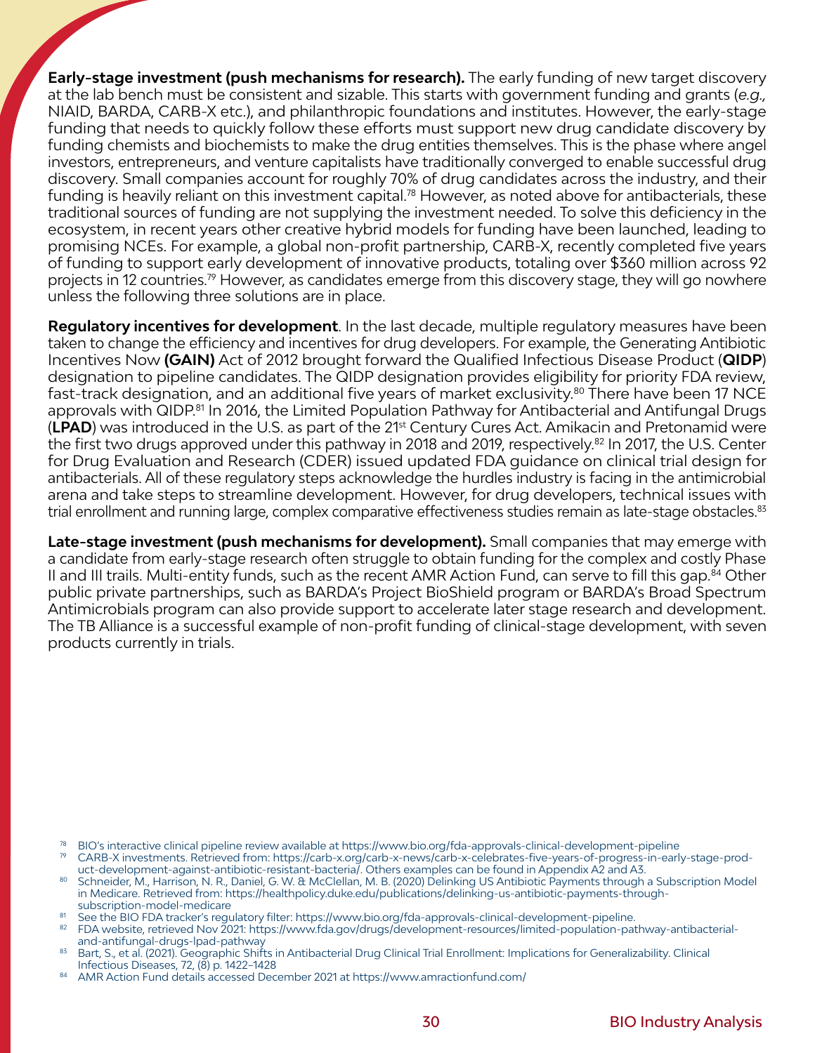**Early-stage investment (push mechanisms for research).** The early funding of new target discovery at the lab bench must be consistent and sizable. This starts with government funding and grants (*e.g.,* NIAID, BARDA, CARB-X etc.), and philanthropic foundations and institutes. However, the early-stage funding that needs to quickly follow these efforts must support new drug candidate discovery by funding chemists and biochemists to make the drug entities themselves. This is the phase where angel investors, entrepreneurs, and venture capitalists have traditionally converged to enable successful drug discovery. Small companies account for roughly 70% of drug candidates across the industry, and their funding is heavily reliant on this investment capital.[78] However, as noted above for antibacterials, these traditional sources of funding are not supplying the investment needed. To solve this deficiency in the ecosystem, in recent years other creative hybrid models for funding have been launched, leading to promising NCEs. For example, a global non-profit partnership, CARB-X, recently completed five years of funding to support early development of innovative products, totaling over $360 million across 92 projects in 12 countries.[79] However, as candidates emerge from this discovery stage, they will go nowhere unless the following three solutions are in place.

**Regulatory incentives for development**. In the last decade, multiple regulatory measures have been taken to change the efficiency and incentives for drug developers. For example, the Generating Antibiotic Incentives Now **(GAIN)** Act of 2012 brought forward the Qualified Infectious Disease Product (**QIDP**) designation to pipeline candidates. The QIDP designation provides eligibility for priority FDA review, fast-track designation, and an additional five years of market exclusivity.[80] There have been 17 NCE approvals with QIDP.[81] In 2016, the Limited Population Pathway for Antibacterial and Antifungal Drugs (**LPAD**) was introduced in the U.S. as part of the 21st Century Cures Act. Amikacin and Pretonamid were the first two drugs approved under this pathway in 2018 and 2019, respectively.[82] In 2017, the U.S. Center for Drug Evaluation and Research (CDER) issued updated FDA guidance on clinical trial design for antibacterials. All of these regulatory steps acknowledge the hurdles industry is facing in the antimicrobial arena and take steps to streamline development. However, for drug developers, technical issues with trial enrollment and running large, complex comparative effectiveness studies remain as late-stage obstacles.[83]

**Late-stage investment (push mechanisms for development).** Small companies that may emerge with a candidate from early-stage research often struggle to obtain funding for the complex and costly Phase II and III trails. Multi-entity funds, such as the recent AMR Action Fund, can serve to fill this gap.[84] Other public private partnerships, such as BARDA's Project BioShield program or BARDA's Broad Spectrum Antimicrobials program can also provide support to accelerate later stage research and development. The TB Alliance is a successful example of non-profit funding of clinical-stage development, with seven products currently in trials.

[78] BIO's interactive clinical pipeline review available at https://www.bio.org/fda-approvals-clinical-development-pipeline
[79] CARB-X investments. Retrieved from: https://carb-x.org/carb-x-news/carb-x-celebrates-five-years-of-progress-in-early-stage-product-development-against-antibiotic-resistant-bacteria/. Others examples can be found in Appendix A2 and A3.
[80] Schneider, M., Harrison, N. R., Daniel, G. W. & McClellan, M. B. (2020) Delinking US Antibiotic Payments through a Subscription Model in Medicare. Retrieved from: https://healthpolicy.duke.edu/publications/delinking-us-antibiotic-payments-through-subscription-model-medicare
[81] See the BIO FDA tracker's regulatory filter: https://www.bio.org/fda-approvals-clinical-development-pipeline.
[82] FDA website, retrieved Nov 2021: https://www.fda.gov/drugs/development-resources/limited-population-pathway-antibacterial-and-antifungal-drugs-lpad-pathway
[83] Bart, S., et al. (2021). Geographic Shifts in Antibacterial Drug Clinical Trial Enrollment: Implications for Generalizability. Clinical Infectious Diseases, 72, (8) p. 1422–1428
[84] AMR Action Fund details accessed December 2021 at https://www.amractionfund.com/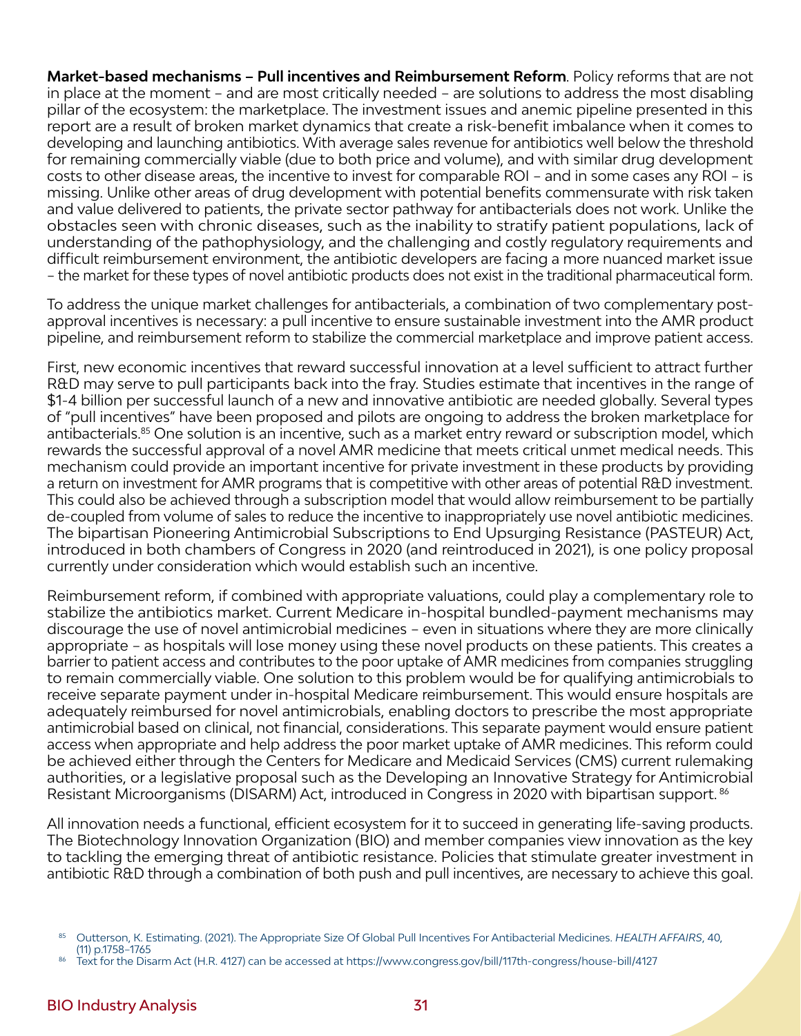**Market-based mechanisms – Pull incentives and Reimbursement Reform**. Policy reforms that are not in place at the moment – and are most critically needed – are solutions to address the most disabling pillar of the ecosystem: the marketplace. The investment issues and anemic pipeline presented in this report are a result of broken market dynamics that create a risk-benefit imbalance when it comes to developing and launching antibiotics. With average sales revenue for antibiotics well below the threshold for remaining commercially viable (due to both price and volume), and with similar drug development costs to other disease areas, the incentive to invest for comparable ROI – and in some cases any ROI – is missing. Unlike other areas of drug development with potential benefits commensurate with risk taken and value delivered to patients, the private sector pathway for antibacterials does not work. Unlike the obstacles seen with chronic diseases, such as the inability to stratify patient populations, lack of understanding of the pathophysiology, and the challenging and costly regulatory requirements and difficult reimbursement environment, the antibiotic developers are facing a more nuanced market issue – the market for these types of novel antibiotic products does not exist in the traditional pharmaceutical form.

To address the unique market challenges for antibacterials, a combination of two complementary post-approval incentives is necessary: a pull incentive to ensure sustainable investment into the AMR product pipeline, and reimbursement reform to stabilize the commercial marketplace and improve patient access.

First, new economic incentives that reward successful innovation at a level sufficient to attract further R&D may serve to pull participants back into the fray. Studies estimate that incentives in the range of $1-4 billion per successful launch of a new and innovative antibiotic are needed globally. Several types of "pull incentives" have been proposed and pilots are ongoing to address the broken marketplace for antibacterials.[85] One solution is an incentive, such as a market entry reward or subscription model, which rewards the successful approval of a novel AMR medicine that meets critical unmet medical needs. This mechanism could provide an important incentive for private investment in these products by providing a return on investment for AMR programs that is competitive with other areas of potential R&D investment. This could also be achieved through a subscription model that would allow reimbursement to be partially de-coupled from volume of sales to reduce the incentive to inappropriately use novel antibiotic medicines. The bipartisan Pioneering Antimicrobial Subscriptions to End Upsurging Resistance (PASTEUR) Act, introduced in both chambers of Congress in 2020 (and reintroduced in 2021), is one policy proposal currently under consideration which would establish such an incentive.

Reimbursement reform, if combined with appropriate valuations, could play a complementary role to stabilize the antibiotics market. Current Medicare in-hospital bundled-payment mechanisms may discourage the use of novel antimicrobial medicines – even in situations where they are more clinically appropriate – as hospitals will lose money using these novel products on these patients. This creates a barrier to patient access and contributes to the poor uptake of AMR medicines from companies struggling to remain commercially viable. One solution to this problem would be for qualifying antimicrobials to receive separate payment under in-hospital Medicare reimbursement. This would ensure hospitals are adequately reimbursed for novel antimicrobials, enabling doctors to prescribe the most appropriate antimicrobial based on clinical, not financial, considerations. This separate payment would ensure patient access when appropriate and help address the poor market uptake of AMR medicines. This reform could be achieved either through the Centers for Medicare and Medicaid Services (CMS) current rulemaking authorities, or a legislative proposal such as the Developing an Innovative Strategy for Antimicrobial Resistant Microorganisms (DISARM) Act, introduced in Congress in 2020 with bipartisan support.[86]

All innovation needs a functional, efficient ecosystem for it to succeed in generating life-saving products. The Biotechnology Innovation Organization (BIO) and member companies view innovation as the key to tackling the emerging threat of antibiotic resistance. Policies that stimulate greater investment in antibiotic R&D through a combination of both push and pull incentives, are necessary to achieve this goal.

[85] Outterson, K. Estimating. (2021). The Appropriate Size Of Global Pull Incentives For Antibacterial Medicines. *HEALTH AFFAIRS*, 40, (11) p.1758–1765

[86] Text for the Disarm Act (H.R. 4127) can be accessed at https://www.congress.gov/bill/117th-congress/house-bill/4127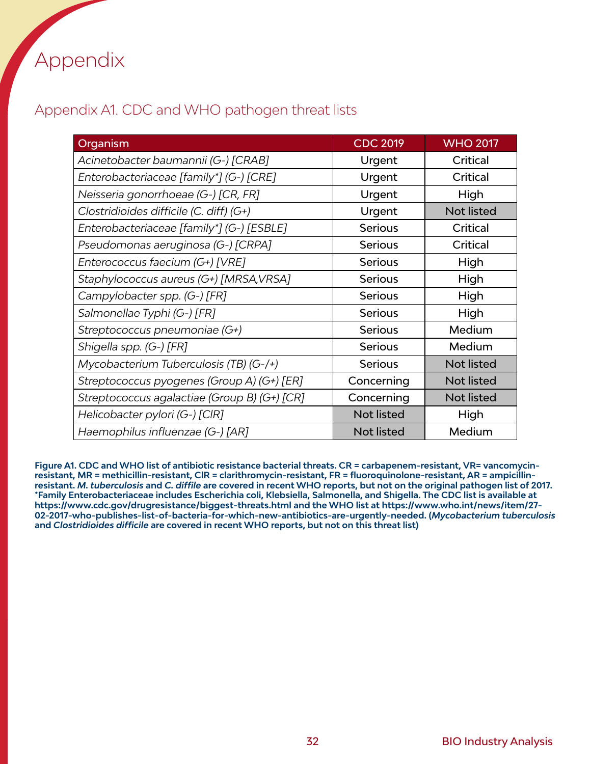# Appendix

## Appendix A1. CDC and WHO pathogen threat lists

| Organism | CDC 2019 | WHO 2017 |
|---|---|---|
| *Acinetobacter baumannii (G-) [CRAB]* | Urgent | Critical |
| *Enterobacteriaceae [family*] (G-) [CRE]* | Urgent | Critical |
| *Neisseria gonorrhoeae (G-) [CR, FR]* | Urgent | High |
| *Clostridioides difficile (C. diff) (G+)* | Urgent | Not listed |
| *Enterobacteriaceae [family*] (G-) [ESBLE]* | Serious | Critical |
| *Pseudomonas aeruginosa (G-) [CRPA]* | Serious | Critical |
| *Enterococcus faecium (G+) [VRE]* | Serious | High |
| *Staphylococcus aureus (G+) [MRSA,VRSA]* | Serious | High |
| *Campylobacter spp. (G-) [FR]* | Serious | High |
| *Salmonellae Typhi (G-) [FR]* | Serious | High |
| *Streptococcus pneumoniae (G+)* | Serious | Medium |
| *Shigella spp. (G-) [FR]* | Serious | Medium |
| *Mycobacterium Tuberculosis (TB) (G-/+)* | Serious | Not listed |
| *Streptococcus pyogenes (Group A) (G+) [ER]* | Concerning | Not listed |
| *Streptococcus agalactiae (Group B) (G+) [CR]* | Concerning | Not listed |
| *Helicobacter pylori (G-) [ClR]* | Not listed | High |
| *Haemophilus influenzae (G-) [AR]* | Not listed | Medium |

**Figure A1. CDC and WHO list of antibiotic resistance bacterial threats. CR = carbapenem-resistant, VR= vancomycin-resistant, MR = methicillin-resistant, ClR = clarithromycin-resistant, FR = fluoroquinolone-resistant, AR = ampicillin-resistant. *M. tuberculosis* and *C. diffile* are covered in recent WHO reports, but not on the original pathogen list of 2017. *Family Enterobacteriaceae includes Escherichia coli, Klebsiella, Salmonella, and Shigella. The CDC list is available at https://www.cdc.gov/drugresistance/biggest-threats.html and the WHO list at https://www.who.int/news/item/27-02-2017-who-publishes-list-of-bacteria-for-which-new-antibiotics-are-urgently-needed. (*Mycobacterium tuberculosis* and *Clostridioides difficile* are covered in recent WHO reports, but not on this threat list)**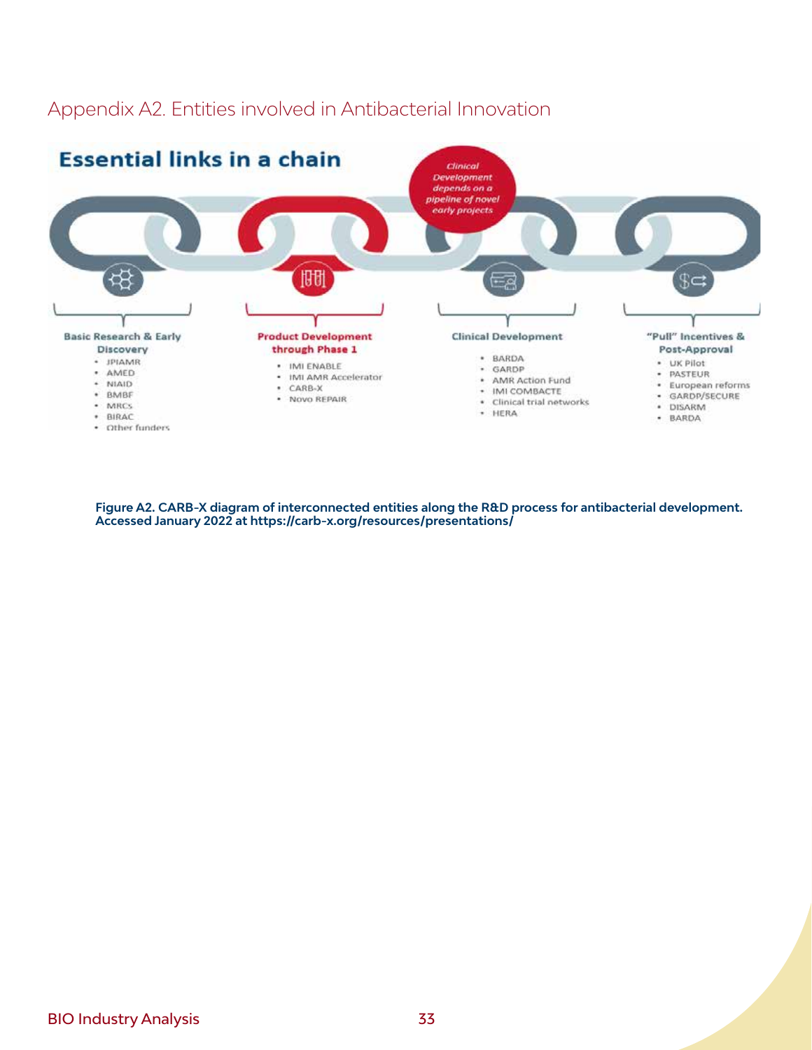## Appendix A2. Entities involved in Antibacterial Innovation

**Essential links in a chain**

*Clinical Development depends on a pipeline of novel early projects*

**Basic Research & Early Discovery**
- JPIAMR
- AMED
- NIAID
- BMBF
- MRCs
- BIRAC
- Other funders

**Product Development through Phase 1**
- IMI ENABLE
- IMI AMR Accelerator
- CARB-X
- Novo REPAIR

**Clinical Development**
- BARDA
- GARDP
- AMR Action Fund
- IMI COMBACTE
- Clinical trial networks
- HERA

**"Pull" Incentives & Post-Approval**
- UK Pilot
- PASTEUR
- European reforms
- GARDP/SECURE
- DISARM
- BARDA

**Figure A2. CARB-X diagram of interconnected entities along the R&D process for antibacterial development. Accessed January 2022 at https://carb-x.org/resources/presentations/**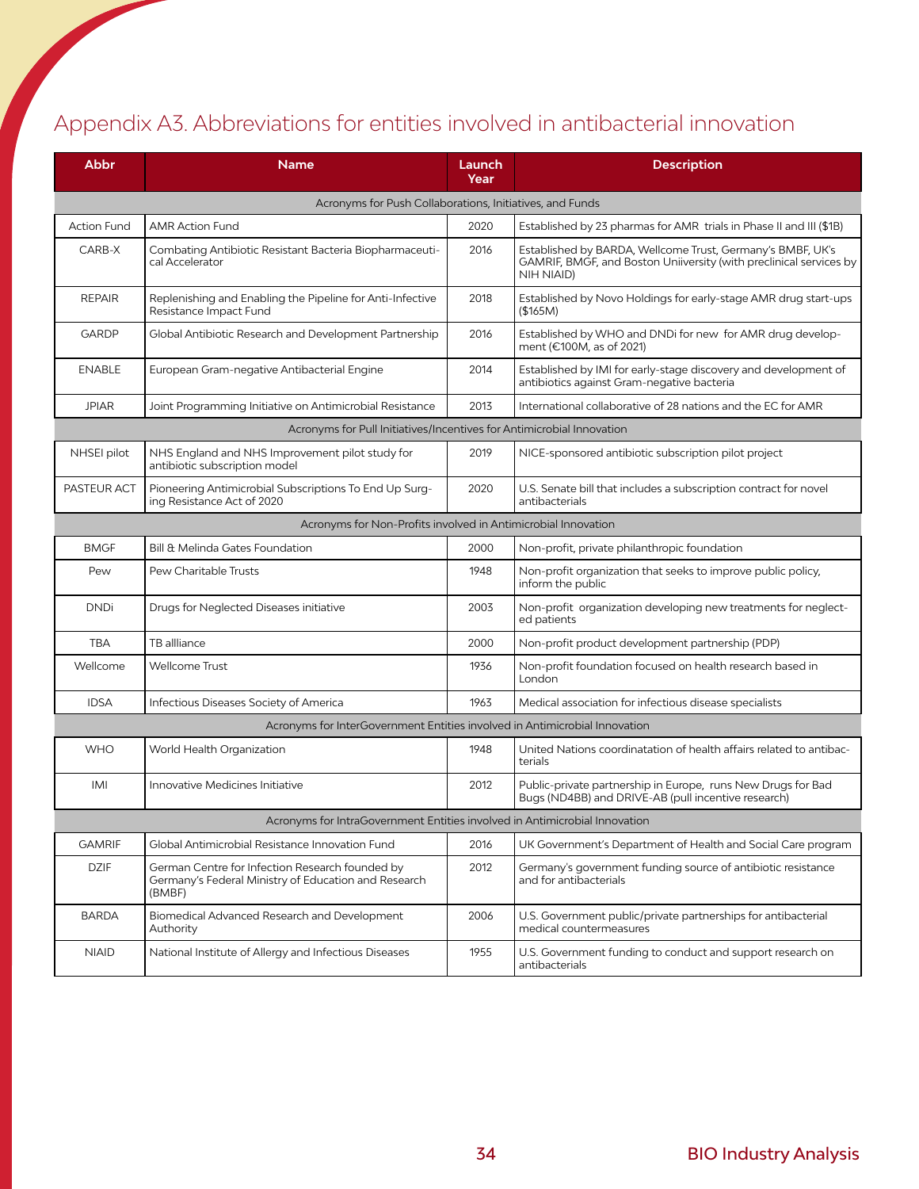# Appendix A3. Abbreviations for entities involved in antibacterial innovation

| Abbr | Name | Launch Year | Description |
|---|---|---|---|
| Acronyms for Push Collaborations, Initiatives, and Funds | | | |
| Action Fund | AMR Action Fund | 2020 | Established by 23 pharmas for AMR trials in Phase II and III ($1B) |
| CARB-X | Combating Antibiotic Resistant Bacteria Biopharmaceutical Accelerator | 2016 | Established by BARDA, Wellcome Trust, Germany's BMBF, UK's GAMRIF, BMGF, and Boston Uniiversity (with preclinical services by NIH NIAID) |
| REPAIR | Replenishing and Enabling the Pipeline for Anti-Infective Resistance Impact Fund | 2018 | Established by Novo Holdings for early-stage AMR drug start-ups ($165M) |
| GARDP | Global Antibiotic Research and Development Partnership | 2016 | Established by WHO and DNDi for new for AMR drug development (€100M, as of 2021) |
| ENABLE | European Gram-negative Antibacterial Engine | 2014 | Established by IMI for early-stage discovery and development of antibiotics against Gram-negative bacteria |
| JPIAR | Joint Programming Initiative on Antimicrobial Resistance | 2013 | International collaborative of 28 nations and the EC for AMR |
| Acronyms for Pull Initiatives/Incentives for Antimicrobial Innovation | | | |
| NHSEI pilot | NHS England and NHS Improvement pilot study for antibiotic subscription model | 2019 | NICE-sponsored antibiotic subscription pilot project |
| PASTEUR ACT | Pioneering Antimicrobial Subscriptions To End Up Surging Resistance Act of 2020 | 2020 | U.S. Senate bill that includes a subscription contract for novel antibacterials |
| Acronyms for Non-Profits involved in Antimicrobial Innovation | | | |
| BMGF | Bill & Melinda Gates Foundation | 2000 | Non-profit, private philanthropic foundation |
| Pew | Pew Charitable Trusts | 1948 | Non-profit organization that seeks to improve public policy, inform the public |
| DNDi | Drugs for Neglected Diseases initiative | 2003 | Non-profit organization developing new treatments for neglected patients |
| TBA | TB allliance | 2000 | Non-profit product development partnership (PDP) |
| Wellcome | Wellcome Trust | 1936 | Non-profit foundation focused on health research based in London |
| IDSA | Infectious Diseases Society of America | 1963 | Medical association for infectious disease specialists |
| Acronyms for InterGovernment Entities involved in Antimicrobial Innovation | | | |
| WHO | World Health Organization | 1948 | United Nations coordinatation of health affairs related to antibacterials |
| IMI | Innovative Medicines Initiative | 2012 | Public-private partnership in Europe, runs New Drugs for Bad Bugs (ND4BB) and DRIVE-AB (pull incentive research) |
| Acronyms for IntraGovernment Entities involved in Antimicrobial Innovation | | | |
| GAMRIF | Global Antimicrobial Resistance Innovation Fund | 2016 | UK Government's Department of Health and Social Care program |
| DZIF | German Centre for Infection Research founded by Germany's Federal Ministry of Education and Research (BMBF) | 2012 | Germany's government funding source of antibiotic resistance and for antibacterials |
| BARDA | Biomedical Advanced Research and Development Authority | 2006 | U.S. Government public/private partnerships for antibacterial medical countermeasures |
| NIAID | National Institute of Allergy and Infectious Diseases | 1955 | U.S. Government funding to conduct and support research on antibacterials |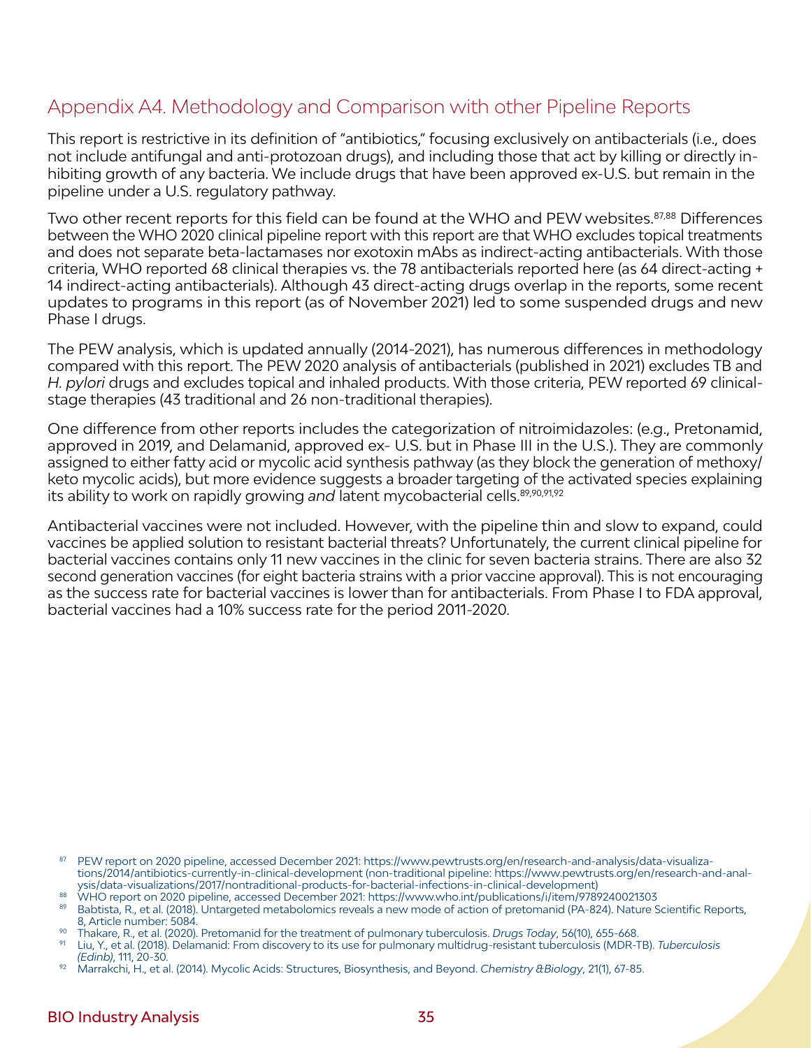## Appendix A4. Methodology and Comparison with other Pipeline Reports

This report is restrictive in its definition of "antibiotics," focusing exclusively on antibacterials (i.e., does not include antifungal and anti-protozoan drugs), and including those that act by killing or directly inhibiting growth of any bacteria. We include drugs that have been approved ex-U.S. but remain in the pipeline under a U.S. regulatory pathway.

Two other recent reports for this field can be found at the WHO and PEW websites.[87,88] Differences between the WHO 2020 clinical pipeline report with this report are that WHO excludes topical treatments and does not separate beta-lactamases nor exotoxin mAbs as indirect-acting antibacterials. With those criteria, WHO reported 68 clinical therapies vs. the 78 antibacterials reported here (as 64 direct-acting + 14 indirect-acting antibacterials). Although 43 direct-acting drugs overlap in the reports, some recent updates to programs in this report (as of November 2021) led to some suspended drugs and new Phase I drugs.

The PEW analysis, which is updated annually (2014-2021), has numerous differences in methodology compared with this report. The PEW 2020 analysis of antibacterials (published in 2021) excludes TB and *H. pylori* drugs and excludes topical and inhaled products. With those criteria, PEW reported 69 clinical-stage therapies (43 traditional and 26 non-traditional therapies).

One difference from other reports includes the categorization of nitroimidazoles: (e.g., Pretonamid, approved in 2019, and Delamanid, approved ex- U.S. but in Phase III in the U.S.). They are commonly assigned to either fatty acid or mycolic acid synthesis pathway (as they block the generation of methoxy/keto mycolic acids), but more evidence suggests a broader targeting of the activated species explaining its ability to work on rapidly growing *and* latent mycobacterial cells.[89,90,91,92]

Antibacterial vaccines were not included. However, with the pipeline thin and slow to expand, could vaccines be applied solution to resistant bacterial threats? Unfortunately, the current clinical pipeline for bacterial vaccines contains only 11 new vaccines in the clinic for seven bacteria strains. There are also 32 second generation vaccines (for eight bacteria strains with a prior vaccine approval). This is not encouraging as the success rate for bacterial vaccines is lower than for antibacterials. From Phase I to FDA approval, bacterial vaccines had a 10% success rate for the period 2011-2020.

[87] PEW report on 2020 pipeline, accessed December 2021: https://www.pewtrusts.org/en/research-and-analysis/data-visualizations/2014/antibiotics-currently-in-clinical-development (non-traditional pipeline: https://www.pewtrusts.org/en/research-and-analysis/data-visualizations/2017/nontraditional-products-for-bacterial-infections-in-clinical-development)

[88] WHO report on 2020 pipeline, accessed December 2021: https://www.who.int/publications/i/item/9789240021303

[89] Babtista, R., et al. (2018). Untargeted metabolomics reveals a new mode of action of pretomanid (PA-824). Nature Scientific Reports, 8, Article number: 5084.

[90] Thakare, R., et al. (2020). Pretomanid for the treatment of pulmonary tuberculosis. *Drugs Today*, 56(10), 655-668.

[91] Liu, Y., et al. (2018). Delamanid: From discovery to its use for pulmonary multidrug-resistant tuberculosis (MDR-TB). *Tuberculosis (Edinb)*, 111, 20-30.

[92] Marrakchi, H., et al. (2014). Mycolic Acids: Structures, Biosynthesis, and Beyond. *Chemistry &Biology*, 21(1), 67-85.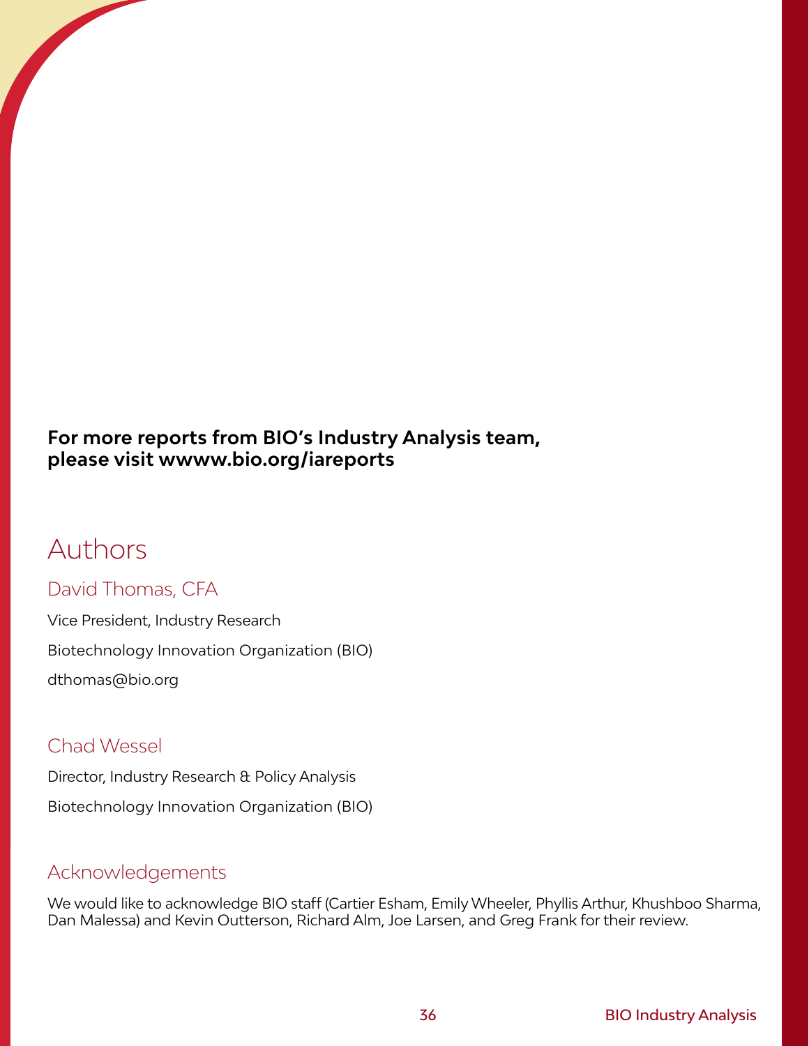**For more reports from BIO's Industry Analysis team, please visit wwww.bio.org/iareports**

# Authors

## David Thomas, CFA

Vice President, Industry Research

Biotechnology Innovation Organization (BIO)

dthomas@bio.org

## Chad Wessel

Director, Industry Research & Policy Analysis

Biotechnology Innovation Organization (BIO)

## Acknowledgements

We would like to acknowledge BIO staff (Cartier Esham, Emily Wheeler, Phyllis Arthur, Khushboo Sharma, Dan Malessa) and Kevin Outterson, Richard Alm, Joe Larsen, and Greg Frank for their review.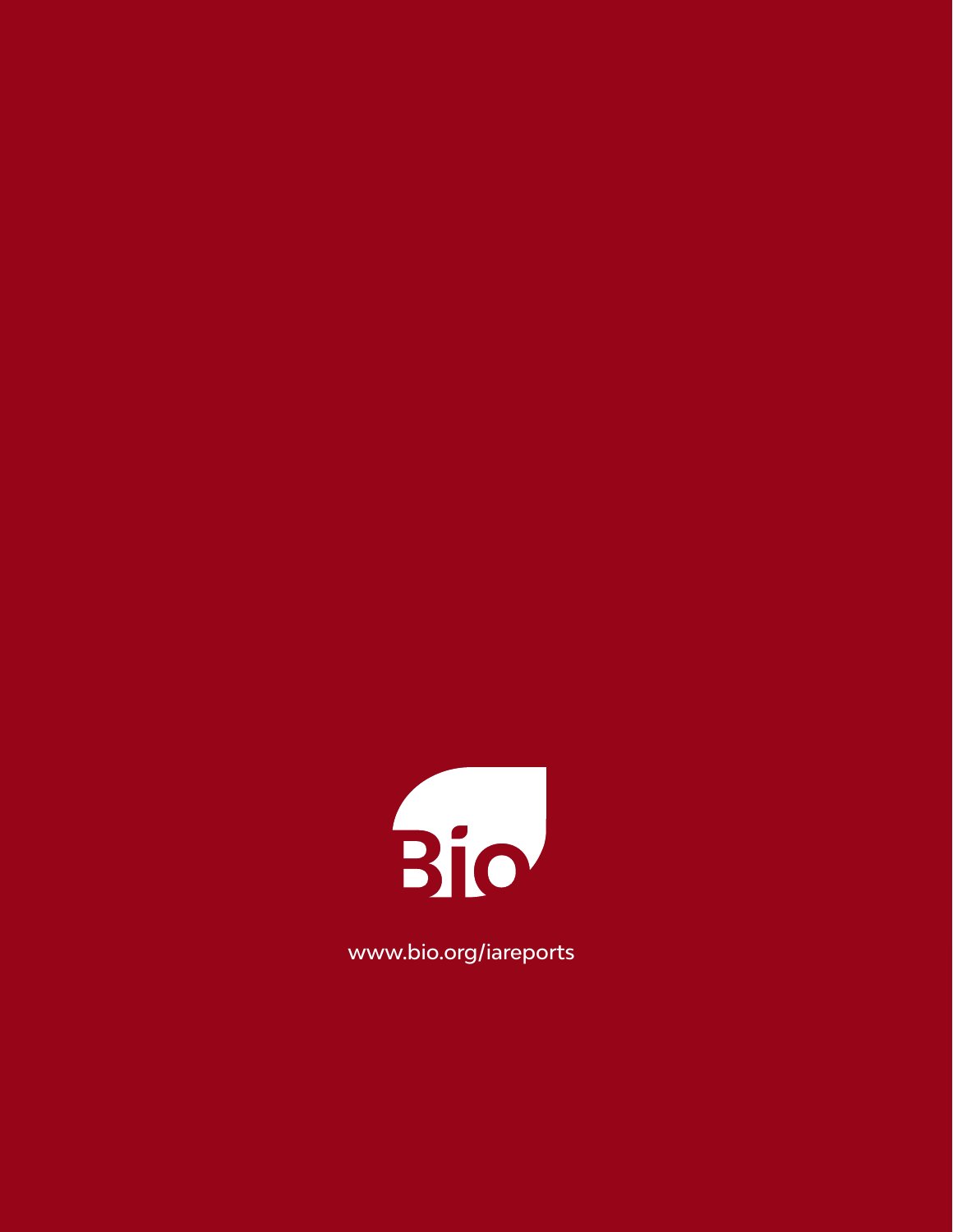Bio

www.bio.org/iareports